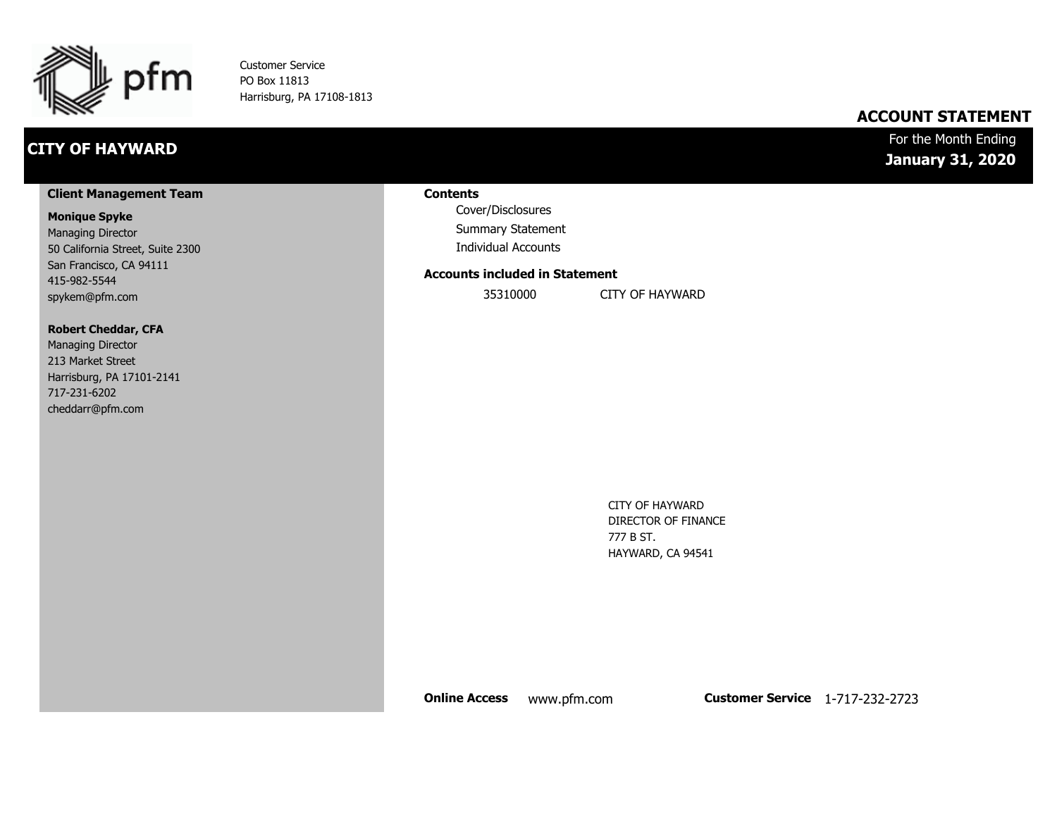pfm

Customer Service
PO Box 11813
Harrisburg, PA 17108-1813

# ACCOUNT STATEMENT

## CITY OF HAYWARD

For the Month Ending
**January 31, 2020**

### Client Management Team

**Monique Spyke**
Managing Director
50 California Street, Suite 2300
San Francisco, CA 94111
415-982-5544
spykem@pfm.com

**Robert Cheddar, CFA**
Managing Director
213 Market Street
Harrisburg, PA 17101-2141
717-231-6202
cheddarr@pfm.com

### Contents

- Cover/Disclosures
- Summary Statement
- Individual Accounts

### Accounts included in Statement

| | |
|---|---|
| 35310000 | CITY OF HAYWARD |

CITY OF HAYWARD
DIRECTOR OF FINANCE
777 B ST.
HAYWARD, CA 94541

**Online Access** www.pfm.com **Customer Service** 1-717-232-2723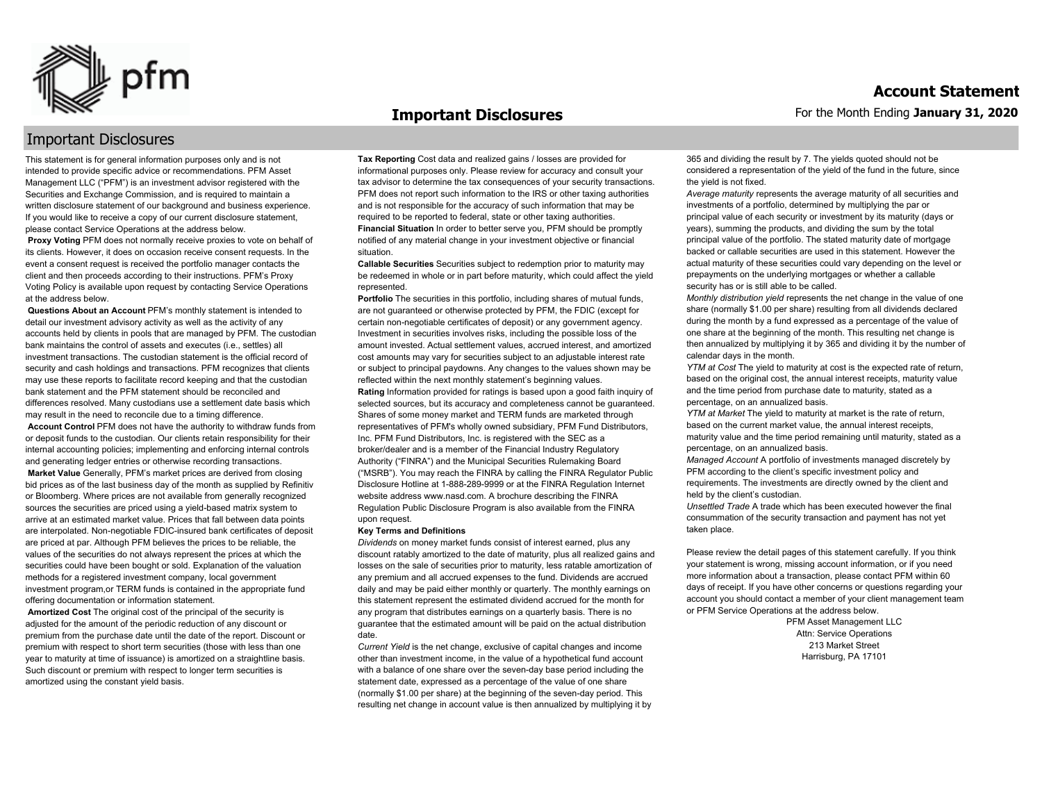# Important Disclosures

This statement is for general information purposes only and is not intended to provide specific advice or recommendations. PFM Asset Management LLC ("PFM") is an investment advisor registered with the Securities and Exchange Commission, and is required to maintain a written disclosure statement of our background and business experience. If you would like to receive a copy of our current disclosure statement, please contact Service Operations at the address below.

**Proxy Voting** PFM does not normally receive proxies to vote on behalf of its clients. However, it does on occasion receive consent requests. In the event a consent request is received the portfolio manager contacts the client and then proceeds according to their instructions. PFM's Proxy Voting Policy is available upon request by contacting Service Operations at the address below.

**Questions About an Account** PFM's monthly statement is intended to detail our investment advisory activity as well as the activity of any accounts held by clients in pools that are managed by PFM. The custodian bank maintains the control of assets and executes (i.e., settles) all investment transactions. The custodian statement is the official record of security and cash holdings and transactions. PFM recognizes that clients may use these reports to facilitate record keeping and that the custodian bank statement and the PFM statement should be reconciled and differences resolved. Many custodians use a settlement date basis which may result in the need to reconcile due to a timing difference.

**Account Control** PFM does not have the authority to withdraw funds from or deposit funds to the custodian. Our clients retain responsibility for their internal accounting policies; implementing and enforcing internal controls and generating ledger entries or otherwise recording transactions.

**Market Value** Generally, PFM's market prices are derived from closing bid prices as of the last business day of the month as supplied by Refinitiv or Bloomberg. Where prices are not available from generally recognized sources the securities are priced using a yield-based matrix system to arrive at an estimated market value. Prices that fall between data points are interpolated. Non-negotiable FDIC-insured bank certificates of deposit are priced at par. Although PFM believes the prices to be reliable, the values of the securities do not always represent the prices at which the securities could have been bought or sold. Explanation of the valuation methods for a registered investment company, local government investment program,or TERM funds is contained in the appropriate fund offering documentation or information statement.

**Amortized Cost** The original cost of the principal of the security is adjusted for the amount of the periodic reduction of any discount or premium from the purchase date until the date of the report. Discount or premium with respect to short term securities (those with less than one year to maturity at time of issuance) is amortized on a straightline basis. Such discount or premium with respect to longer term securities is amortized using the constant yield basis.

**Tax Reporting** Cost data and realized gains / losses are provided for informational purposes only. Please review for accuracy and consult your tax advisor to determine the tax consequences of your security transactions. PFM does not report such information to the IRS or other taxing authorities and is not responsible for the accuracy of such information that may be required to be reported to federal, state or other taxing authorities.

**Financial Situation** In order to better serve you, PFM should be promptly notified of any material change in your investment objective or financial situation.

**Callable Securities** Securities subject to redemption prior to maturity may be redeemed in whole or in part before maturity, which could affect the yield represented.

**Portfolio** The securities in this portfolio, including shares of mutual funds, are not guaranteed or otherwise protected by PFM, the FDIC (except for certain non-negotiable certificates of deposit) or any government agency. Investment in securities involves risks, including the possible loss of the amount invested. Actual settlement values, accrued interest, and amortized cost amounts may vary for securities subject to an adjustable interest rate or subject to principal paydowns. Any changes to the values shown may be reflected within the next monthly statement's beginning values.

**Rating** Information provided for ratings is based upon a good faith inquiry of selected sources, but its accuracy and completeness cannot be guaranteed. Shares of some money market and TERM funds are marketed through representatives of PFM's wholly owned subsidiary, PFM Fund Distributors, Inc. PFM Fund Distributors, Inc. is registered with the SEC as a broker/dealer and is a member of the Financial Industry Regulatory Authority ("FINRA") and the Municipal Securities Rulemaking Board ("MSRB"). You may reach the FINRA by calling the FINRA Regulator Public Disclosure Hotline at 1-888-289-9999 or at the FINRA Regulation Internet website address www.nasd.com. A brochure describing the FINRA Regulation Public Disclosure Program is also available from the FINRA upon request.

**Key Terms and Definitions**

*Dividends* on money market funds consist of interest earned, plus any discount ratably amortized to the date of maturity, plus all realized gains and losses on the sale of securities prior to maturity, less ratable amortization of any premium and all accrued expenses to the fund. Dividends are accrued daily and may be paid either monthly or quarterly. The monthly earnings on this statement represent the estimated dividend accrued for the month for any program that distributes earnings on a quarterly basis. There is no guarantee that the estimated amount will be paid on the actual distribution date.

*Current Yield* is the net change, exclusive of capital changes and income other than investment income, in the value of a hypothetical fund account with a balance of one share over the seven-day base period including the statement date, expressed as a percentage of the value of one share (normally $1.00 per share) at the beginning of the seven-day period. This resulting net change in account value is then annualized by multiplying it by 365 and dividing the result by 7. The yields quoted should not be considered a representation of the yield of the fund in the future, since the yield is not fixed.

*Average maturity* represents the average maturity of all securities and investments of a portfolio, determined by multiplying the par or principal value of each security or investment by its maturity (days or years), summing the products, and dividing the sum by the total principal value of the portfolio. The stated maturity date of mortgage backed or callable securities are used in this statement. However the actual maturity of these securities could vary depending on the level or prepayments on the underlying mortgages or whether a callable security has or is still able to be called.

*Monthly distribution yield* represents the net change in the value of one share (normally $1.00 per share) resulting from all dividends declared during the month by a fund expressed as a percentage of the value of one share at the beginning of the month. This resulting net change is then annualized by multiplying it by 365 and dividing it by the number of calendar days in the month.

*YTM at Cost* The yield to maturity at cost is the expected rate of return, based on the original cost, the annual interest receipts, maturity value and the time period from purchase date to maturity, stated as a percentage, on an annualized basis.

*YTM at Market* The yield to maturity at market is the rate of return, based on the current market value, the annual interest receipts, maturity value and the time period remaining until maturity, stated as a percentage, on an annualized basis.

*Managed Account* A portfolio of investments managed discretely by PFM according to the client's specific investment policy and requirements. The investments are directly owned by the client and held by the client's custodian.

*Unsettled Trade* A trade which has been executed however the final consummation of the security transaction and payment has not yet taken place.

Please review the detail pages of this statement carefully. If you think your statement is wrong, missing account information, or if you need more information about a transaction, please contact PFM within 60 days of receipt. If you have other concerns or questions regarding your account you should contact a member of your client management team or PFM Service Operations at the address below.

PFM Asset Management LLC
Attn: Service Operations
213 Market Street
Harrisburg, PA 17101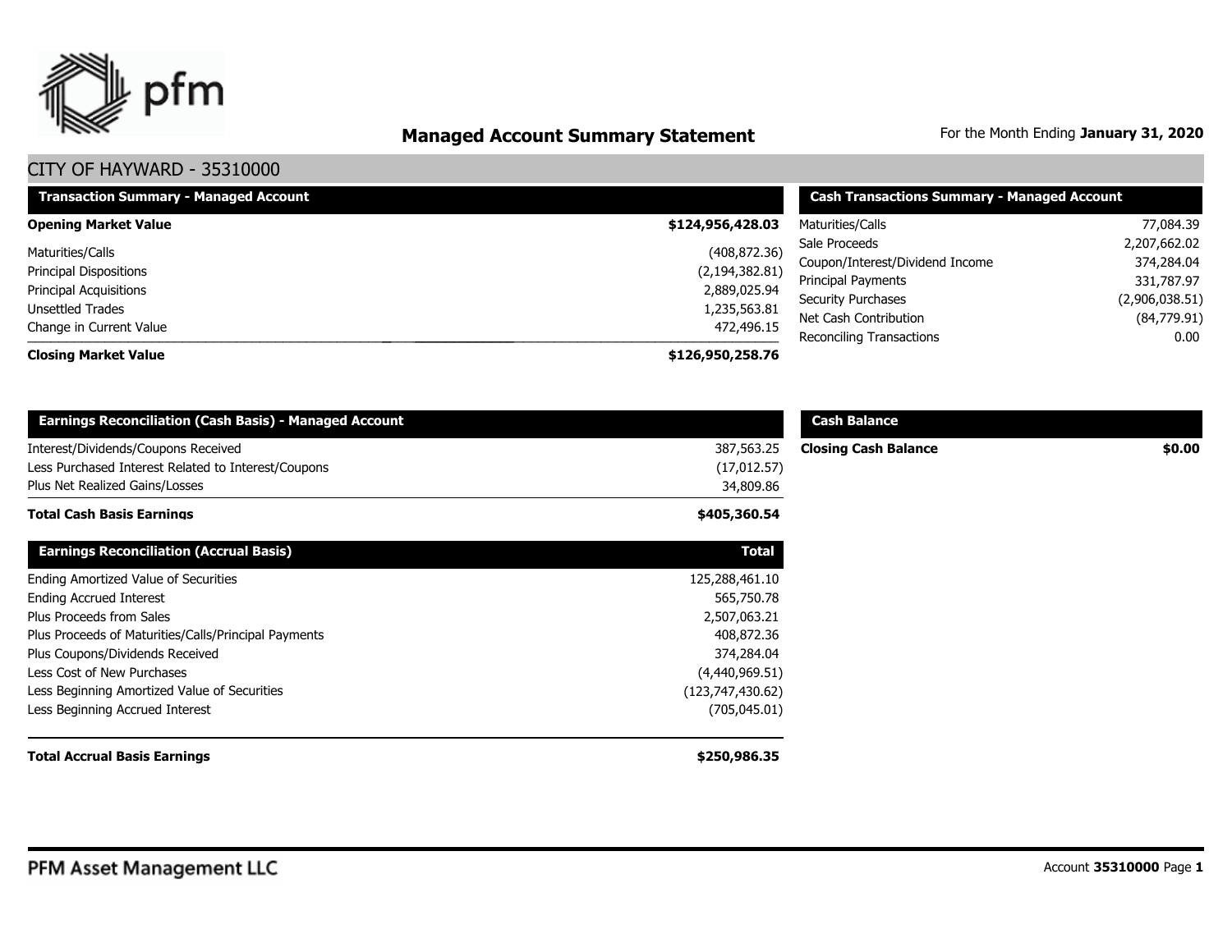# Managed Account Summary Statement

For the Month Ending **January 31, 2020**

## CITY OF HAYWARD - 35310000

| Transaction Summary - Managed Account | |
|---|---|
| **Opening Market Value** | **$124,956,428.03** |
| Maturities/Calls | (408,872.36) |
| Principal Dispositions | (2,194,382.81) |
| Principal Acquisitions | 2,889,025.94 |
| Unsettled Trades | 1,235,563.81 |
| Change in Current Value | 472,496.15 |
| **Closing Market Value** | **$126,950,258.76** |

| Cash Transactions Summary - Managed Account | |
|---|---|
| Maturities/Calls | 77,084.39 |
| Sale Proceeds | 2,207,662.02 |
| Coupon/Interest/Dividend Income | 374,284.04 |
| Principal Payments | 331,787.97 |
| Security Purchases | (2,906,038.51) |
| Net Cash Contribution | (84,779.91) |
| Reconciling Transactions | 0.00 |

| Earnings Reconciliation (Cash Basis) - Managed Account | |
|---|---|
| Interest/Dividends/Coupons Received | 387,563.25 |
| Less Purchased Interest Related to Interest/Coupons | (17,012.57) |
| Plus Net Realized Gains/Losses | 34,809.86 |
| **Total Cash Basis Earnings** | **$405,360.54** |

| Cash Balance | |
|---|---|
| **Closing Cash Balance** | **$0.00** |

| Earnings Reconciliation (Accrual Basis) | Total |
|---|---|
| Ending Amortized Value of Securities | 125,288,461.10 |
| Ending Accrued Interest | 565,750.78 |
| Plus Proceeds from Sales | 2,507,063.21 |
| Plus Proceeds of Maturities/Calls/Principal Payments | 408,872.36 |
| Plus Coupons/Dividends Received | 374,284.04 |
| Less Cost of New Purchases | (4,440,969.51) |
| Less Beginning Amortized Value of Securities | (123,747,430.62) |
| Less Beginning Accrued Interest | (705,045.01) |
| **Total Accrual Basis Earnings** | **$250,986.35** |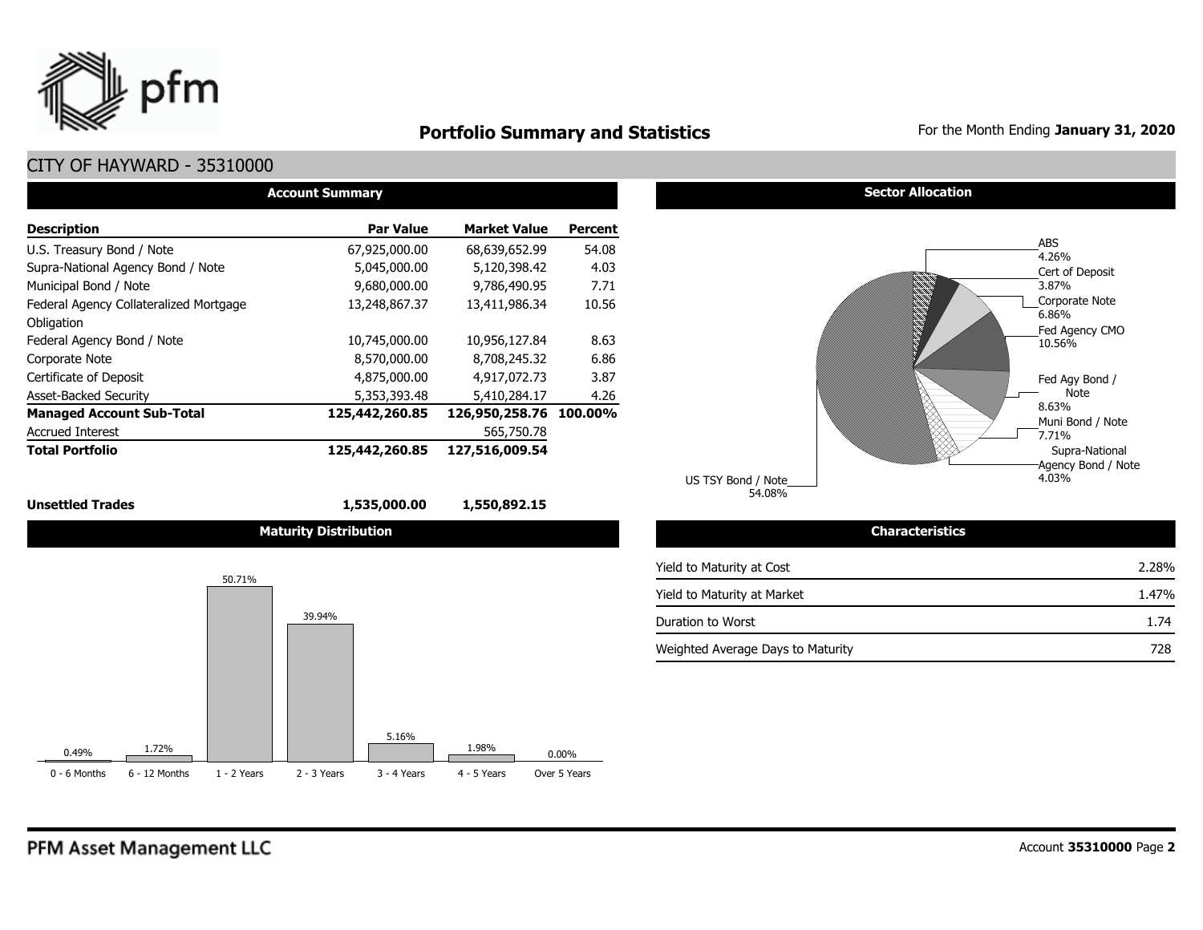# Portfolio Summary and Statistics

For the Month Ending **January 31, 2020**

## CITY OF HAYWARD - 35310000

### Account Summary

| Description | Par Value | Market Value | Percent |
|---|---|---|---|
| U.S. Treasury Bond / Note | 67,925,000.00 | 68,639,652.99 | 54.08 |
| Supra-National Agency Bond / Note | 5,045,000.00 | 5,120,398.42 | 4.03 |
| Municipal Bond / Note | 9,680,000.00 | 9,786,490.95 | 7.71 |
| Federal Agency Collateralized Mortgage Obligation | 13,248,867.37 | 13,411,986.34 | 10.56 |
| Federal Agency Bond / Note | 10,745,000.00 | 10,956,127.84 | 8.63 |
| Corporate Note | 8,570,000.00 | 8,708,245.32 | 6.86 |
| Certificate of Deposit | 4,875,000.00 | 4,917,072.73 | 3.87 |
| Asset-Backed Security | 5,353,393.48 | 5,410,284.17 | 4.26 |
| **Managed Account Sub-Total** | **125,442,260.85** | **126,950,258.76** | **100.00%** |
| Accrued Interest | | 565,750.78 | |
| **Total Portfolio** | **125,442,260.85** | **127,516,009.54** | |
| | | | |
| **Unsettled Trades** | **1,535,000.00** | **1,550,892.15** | |

### Sector Allocation

| Sector | Percent |
|---|---|
| ABS | 4.26% |
| Cert of Deposit | 3.87% |
| Corporate Note | 6.86% |
| Fed Agency CMO | 10.56% |
| Fed Agy Bond / Note | 8.63% |
| Muni Bond / Note | 7.71% |
| Supra-National Agency Bond / Note | 4.03% |
| US TSY Bond / Note | 54.08% |

### Maturity Distribution

| 0 - 6 Months | 6 - 12 Months | 1 - 2 Years | 2 - 3 Years | 3 - 4 Years | 4 - 5 Years | Over 5 Years |
|---|---|---|---|---|---|---|
| 0.49% | 1.72% | 50.71% | 39.94% | 5.16% | 1.98% | 0.00% |

### Characteristics

| | |
|---|---|
| Yield to Maturity at Cost | 2.28% |
| Yield to Maturity at Market | 1.47% |
| Duration to Worst | 1.74 |
| Weighted Average Days to Maturity | 728 |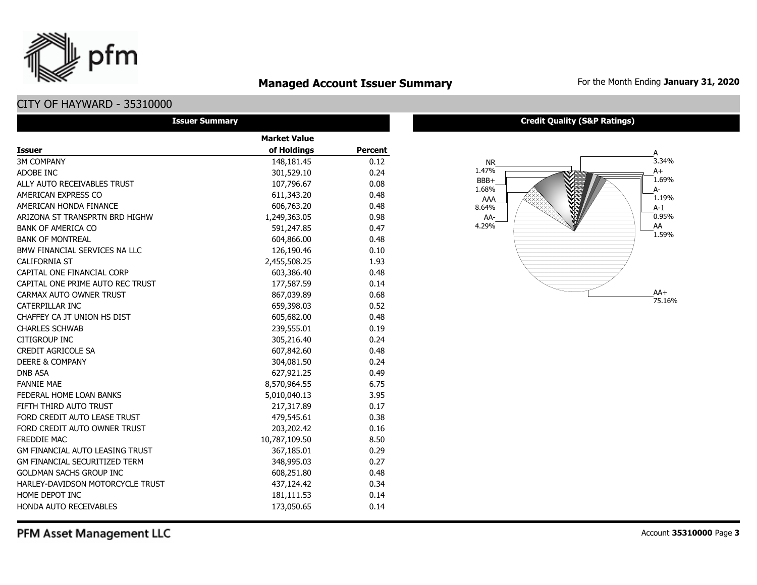# Managed Account Issuer Summary

For the Month Ending **January 31, 2020**

## CITY OF HAYWARD - 35310000

### Issuer Summary

| Issuer | Market Value of Holdings | Percent |
|---|---|---|
| 3M COMPANY | 148,181.45 | 0.12 |
| ADOBE INC | 301,529.10 | 0.24 |
| ALLY AUTO RECEIVABLES TRUST | 107,796.67 | 0.08 |
| AMERICAN EXPRESS CO | 611,343.20 | 0.48 |
| AMERICAN HONDA FINANCE | 606,763.20 | 0.48 |
| ARIZONA ST TRANSPRTN BRD HIGHW | 1,249,363.05 | 0.98 |
| BANK OF AMERICA CO | 591,247.85 | 0.47 |
| BANK OF MONTREAL | 604,866.00 | 0.48 |
| BMW FINANCIAL SERVICES NA LLC | 126,190.46 | 0.10 |
| CALIFORNIA ST | 2,455,508.25 | 1.93 |
| CAPITAL ONE FINANCIAL CORP | 603,386.40 | 0.48 |
| CAPITAL ONE PRIME AUTO REC TRUST | 177,587.59 | 0.14 |
| CARMAX AUTO OWNER TRUST | 867,039.89 | 0.68 |
| CATERPILLAR INC | 659,398.03 | 0.52 |
| CHAFFEY CA JT UNION HS DIST | 605,682.00 | 0.48 |
| CHARLES SCHWAB | 239,555.01 | 0.19 |
| CITIGROUP INC | 305,216.40 | 0.24 |
| CREDIT AGRICOLE SA | 607,842.60 | 0.48 |
| DEERE & COMPANY | 304,081.50 | 0.24 |
| DNB ASA | 627,921.25 | 0.49 |
| FANNIE MAE | 8,570,964.55 | 6.75 |
| FEDERAL HOME LOAN BANKS | 5,010,040.13 | 3.95 |
| FIFTH THIRD AUTO TRUST | 217,317.89 | 0.17 |
| FORD CREDIT AUTO LEASE TRUST | 479,545.61 | 0.38 |
| FORD CREDIT AUTO OWNER TRUST | 203,202.42 | 0.16 |
| FREDDIE MAC | 10,787,109.50 | 8.50 |
| GM FINANCIAL AUTO LEASING TRUST | 367,185.01 | 0.29 |
| GM FINANCIAL SECURITIZED TERM | 348,995.03 | 0.27 |
| GOLDMAN SACHS GROUP INC | 608,251.80 | 0.48 |
| HARLEY-DAVIDSON MOTORCYCLE TRUST | 437,124.42 | 0.34 |
| HOME DEPOT INC | 181,111.53 | 0.14 |
| HONDA AUTO RECEIVABLES | 173,050.65 | 0.14 |

### Credit Quality (S&P Ratings)

| Rating | Percent |
|---|---|
| NR | 1.47% |
| BBB+ | 1.68% |
| AAA | 8.64% |
| AA- | 4.29% |
| A | 3.34% |
| A+ | 1.69% |
| A- | 1.19% |
| A-1 | 0.95% |
| AA | 1.59% |
| AA+ | 75.16% |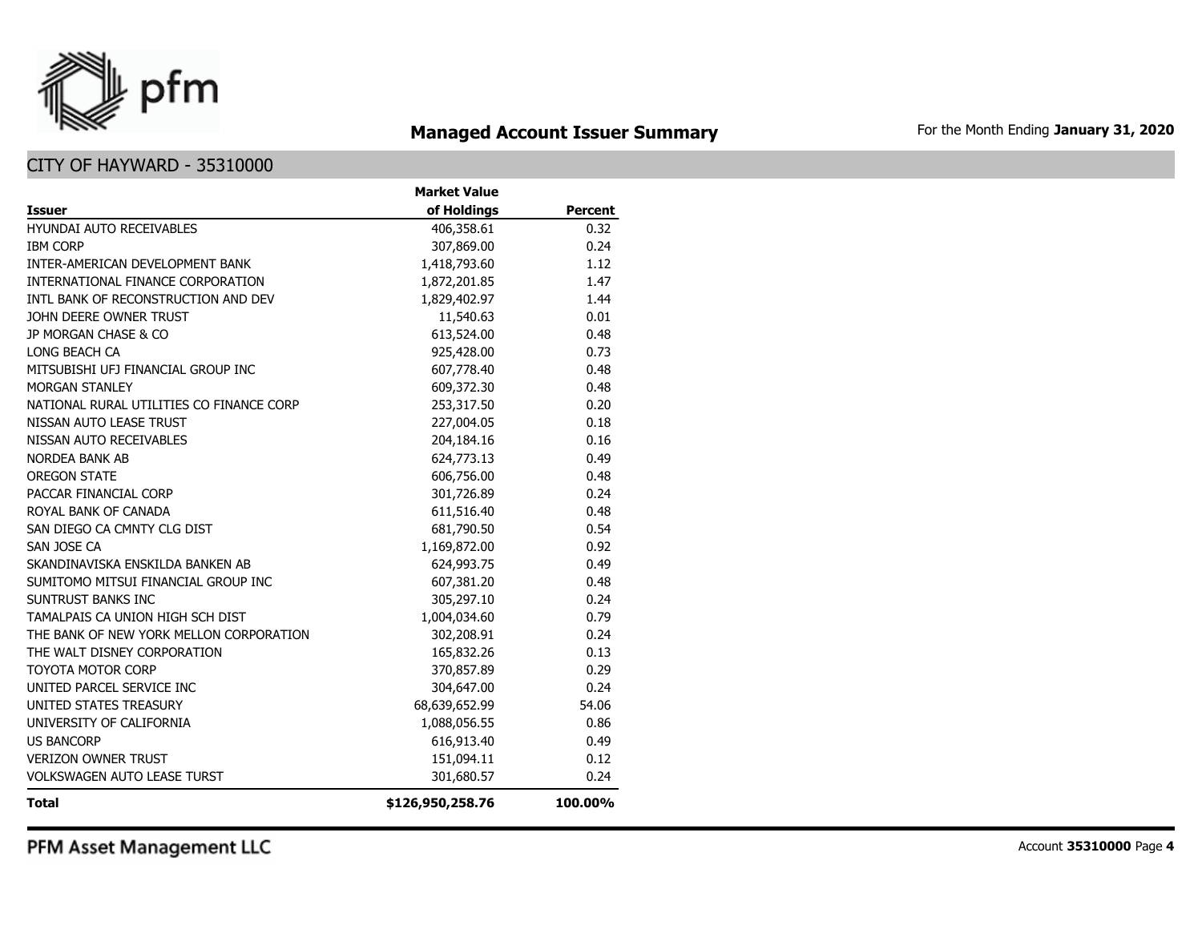# Managed Account Issuer Summary

For the Month Ending **January 31, 2020**

## CITY OF HAYWARD - 35310000

| Issuer | Market Value of Holdings | Percent |
|---|---|---|
| HYUNDAI AUTO RECEIVABLES | 406,358.61 | 0.32 |
| IBM CORP | 307,869.00 | 0.24 |
| INTER-AMERICAN DEVELOPMENT BANK | 1,418,793.60 | 1.12 |
| INTERNATIONAL FINANCE CORPORATION | 1,872,201.85 | 1.47 |
| INTL BANK OF RECONSTRUCTION AND DEV | 1,829,402.97 | 1.44 |
| JOHN DEERE OWNER TRUST | 11,540.63 | 0.01 |
| JP MORGAN CHASE & CO | 613,524.00 | 0.48 |
| LONG BEACH CA | 925,428.00 | 0.73 |
| MITSUBISHI UFJ FINANCIAL GROUP INC | 607,778.40 | 0.48 |
| MORGAN STANLEY | 609,372.30 | 0.48 |
| NATIONAL RURAL UTILITIES CO FINANCE CORP | 253,317.50 | 0.20 |
| NISSAN AUTO LEASE TRUST | 227,004.05 | 0.18 |
| NISSAN AUTO RECEIVABLES | 204,184.16 | 0.16 |
| NORDEA BANK AB | 624,773.13 | 0.49 |
| OREGON STATE | 606,756.00 | 0.48 |
| PACCAR FINANCIAL CORP | 301,726.89 | 0.24 |
| ROYAL BANK OF CANADA | 611,516.40 | 0.48 |
| SAN DIEGO CA CMNTY CLG DIST | 681,790.50 | 0.54 |
| SAN JOSE CA | 1,169,872.00 | 0.92 |
| SKANDINAVISKA ENSKILDA BANKEN AB | 624,993.75 | 0.49 |
| SUMITOMO MITSUI FINANCIAL GROUP INC | 607,381.20 | 0.48 |
| SUNTRUST BANKS INC | 305,297.10 | 0.24 |
| TAMALPAIS CA UNION HIGH SCH DIST | 1,004,034.60 | 0.79 |
| THE BANK OF NEW YORK MELLON CORPORATION | 302,208.91 | 0.24 |
| THE WALT DISNEY CORPORATION | 165,832.26 | 0.13 |
| TOYOTA MOTOR CORP | 370,857.89 | 0.29 |
| UNITED PARCEL SERVICE INC | 304,647.00 | 0.24 |
| UNITED STATES TREASURY | 68,639,652.99 | 54.06 |
| UNIVERSITY OF CALIFORNIA | 1,088,056.55 | 0.86 |
| US BANCORP | 616,913.40 | 0.49 |
| VERIZON OWNER TRUST | 151,094.11 | 0.12 |
| VOLKSWAGEN AUTO LEASE TURST | 301,680.57 | 0.24 |
| **Total** | **$126,950,258.76** | **100.00%** |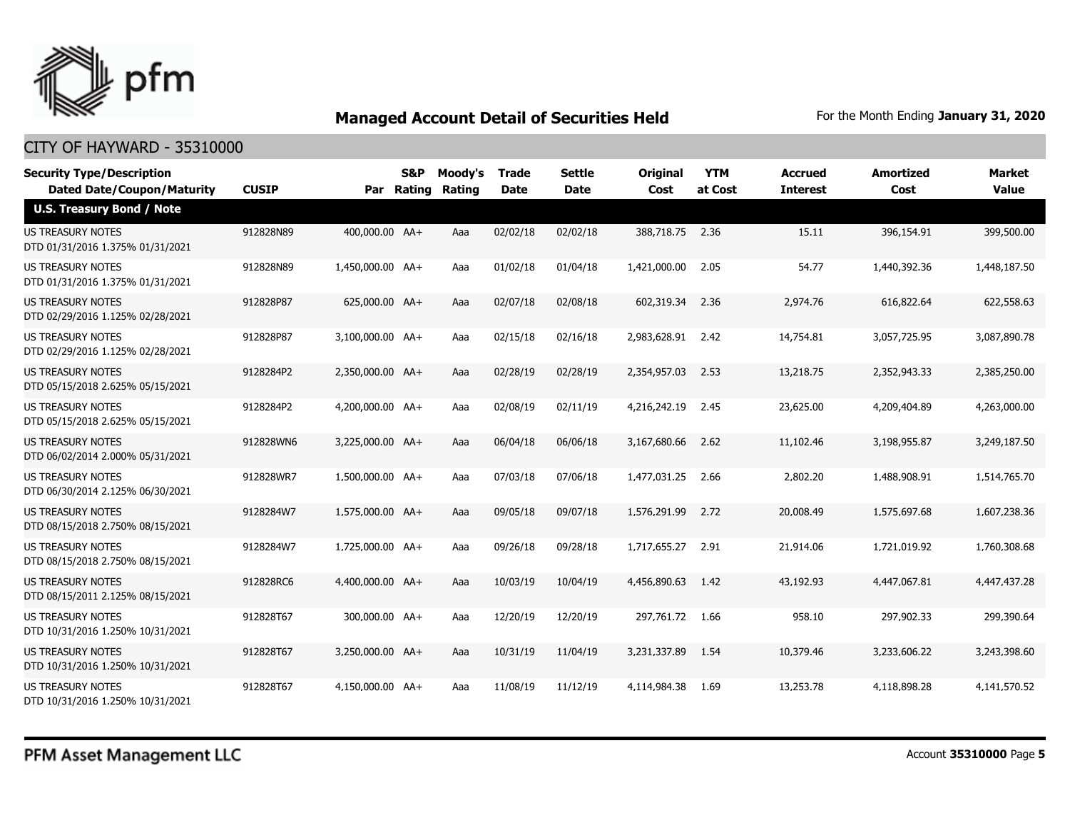## Managed Account Detail of Securities Held

For the Month Ending **January 31, 2020**

CITY OF HAYWARD - 35310000

| Security Type/Description Dated Date/Coupon/Maturity | CUSIP | Par | S&P Rating | Moody's Rating | Trade Date | Settle Date | Original Cost | YTM at Cost | Accrued Interest | Amortized Cost | Market Value |
|---|---|---|---|---|---|---|---|---|---|---|---|
| **U.S. Treasury Bond / Note** | | | | | | | | | | | |
| US TREASURY NOTES DTD 01/31/2016 1.375% 01/31/2021 | 912828N89 | 400,000.00 | AA+ | Aaa | 02/02/18 | 02/02/18 | 388,718.75 | 2.36 | 15.11 | 396,154.91 | 399,500.00 |
| US TREASURY NOTES DTD 01/31/2016 1.375% 01/31/2021 | 912828N89 | 1,450,000.00 | AA+ | Aaa | 01/02/18 | 01/04/18 | 1,421,000.00 | 2.05 | 54.77 | 1,440,392.36 | 1,448,187.50 |
| US TREASURY NOTES DTD 02/29/2016 1.125% 02/28/2021 | 912828P87 | 625,000.00 | AA+ | Aaa | 02/07/18 | 02/08/18 | 602,319.34 | 2.36 | 2,974.76 | 616,822.64 | 622,558.63 |
| US TREASURY NOTES DTD 02/29/2016 1.125% 02/28/2021 | 912828P87 | 3,100,000.00 | AA+ | Aaa | 02/15/18 | 02/16/18 | 2,983,628.91 | 2.42 | 14,754.81 | 3,057,725.95 | 3,087,890.78 |
| US TREASURY NOTES DTD 05/15/2018 2.625% 05/15/2021 | 9128284P2 | 2,350,000.00 | AA+ | Aaa | 02/28/19 | 02/28/19 | 2,354,957.03 | 2.53 | 13,218.75 | 2,352,943.33 | 2,385,250.00 |
| US TREASURY NOTES DTD 05/15/2018 2.625% 05/15/2021 | 9128284P2 | 4,200,000.00 | AA+ | Aaa | 02/08/19 | 02/11/19 | 4,216,242.19 | 2.45 | 23,625.00 | 4,209,404.89 | 4,263,000.00 |
| US TREASURY NOTES DTD 06/02/2014 2.000% 05/31/2021 | 912828WN6 | 3,225,000.00 | AA+ | Aaa | 06/04/18 | 06/06/18 | 3,167,680.66 | 2.62 | 11,102.46 | 3,198,955.87 | 3,249,187.50 |
| US TREASURY NOTES DTD 06/30/2014 2.125% 06/30/2021 | 912828WR7 | 1,500,000.00 | AA+ | Aaa | 07/03/18 | 07/06/18 | 1,477,031.25 | 2.66 | 2,802.20 | 1,488,908.91 | 1,514,765.70 |
| US TREASURY NOTES DTD 08/15/2018 2.750% 08/15/2021 | 9128284W7 | 1,575,000.00 | AA+ | Aaa | 09/05/18 | 09/07/18 | 1,576,291.99 | 2.72 | 20,008.49 | 1,575,697.68 | 1,607,238.36 |
| US TREASURY NOTES DTD 08/15/2018 2.750% 08/15/2021 | 9128284W7 | 1,725,000.00 | AA+ | Aaa | 09/26/18 | 09/28/18 | 1,717,655.27 | 2.91 | 21,914.06 | 1,721,019.92 | 1,760,308.68 |
| US TREASURY NOTES DTD 08/15/2011 2.125% 08/15/2021 | 912828RC6 | 4,400,000.00 | AA+ | Aaa | 10/03/19 | 10/04/19 | 4,456,890.63 | 1.42 | 43,192.93 | 4,447,067.81 | 4,447,437.28 |
| US TREASURY NOTES DTD 10/31/2016 1.250% 10/31/2021 | 912828T67 | 300,000.00 | AA+ | Aaa | 12/20/19 | 12/20/19 | 297,761.72 | 1.66 | 958.10 | 297,902.33 | 299,390.64 |
| US TREASURY NOTES DTD 10/31/2016 1.250% 10/31/2021 | 912828T67 | 3,250,000.00 | AA+ | Aaa | 10/31/19 | 11/04/19 | 3,231,337.89 | 1.54 | 10,379.46 | 3,233,606.22 | 3,243,398.60 |
| US TREASURY NOTES DTD 10/31/2016 1.250% 10/31/2021 | 912828T67 | 4,150,000.00 | AA+ | Aaa | 11/08/19 | 11/12/19 | 4,114,984.38 | 1.69 | 13,253.78 | 4,118,898.28 | 4,141,570.52 |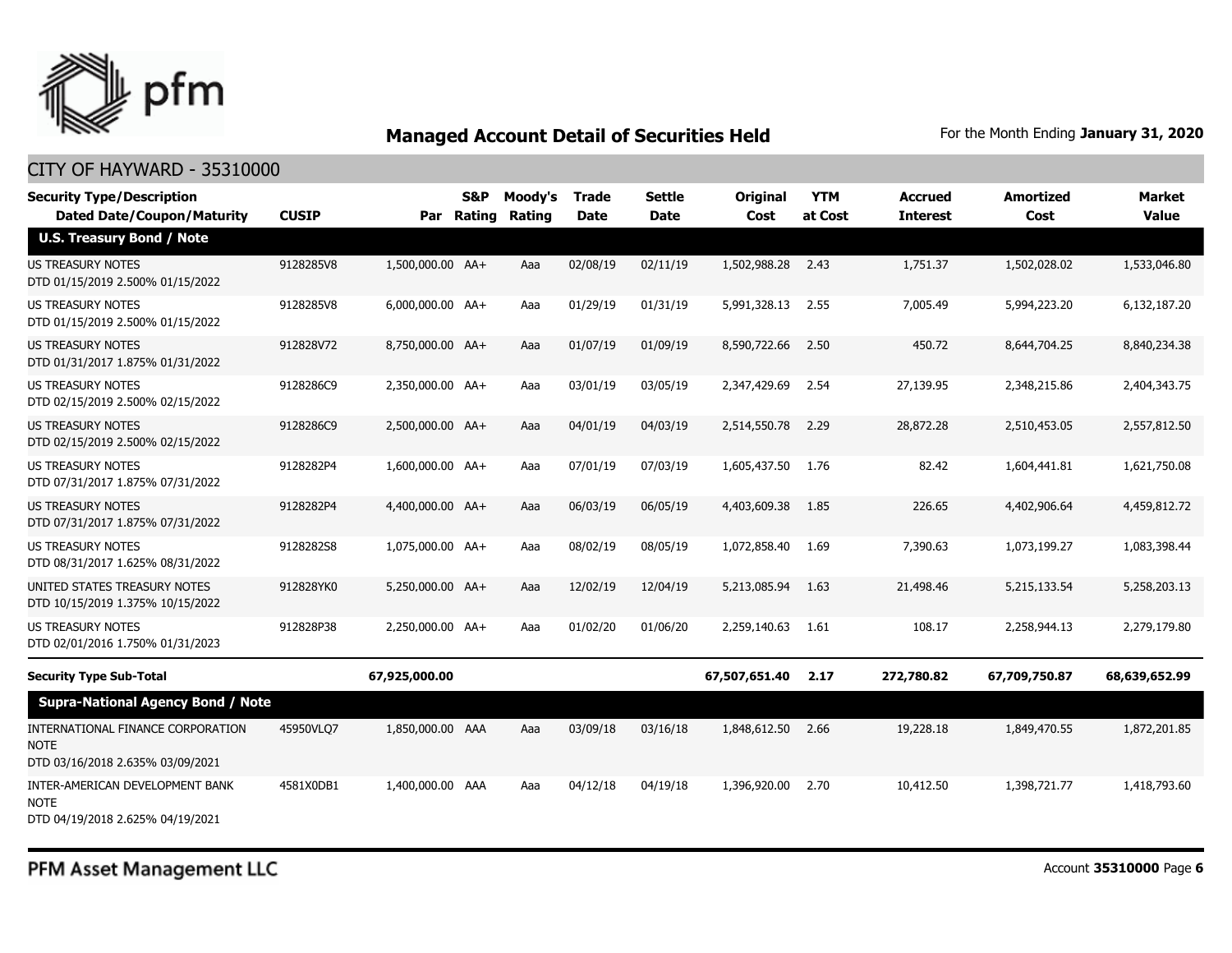## Managed Account Detail of Securities Held

For the Month Ending **January 31, 2020**

CITY OF HAYWARD - 35310000

| Security Type/Description Dated Date/Coupon/Maturity | CUSIP | Par | S&P Rating | Moody's Rating | Trade Date | Settle Date | Original Cost | YTM at Cost | Accrued Interest | Amortized Cost | Market Value |
|---|---|---|---|---|---|---|---|---|---|---|---|
| **U.S. Treasury Bond / Note** | | | | | | | | | | | |
| US TREASURY NOTES DTD 01/15/2019 2.500% 01/15/2022 | 9128285V8 | 1,500,000.00 | AA+ | Aaa | 02/08/19 | 02/11/19 | 1,502,988.28 | 2.43 | 1,751.37 | 1,502,028.02 | 1,533,046.80 |
| US TREASURY NOTES DTD 01/15/2019 2.500% 01/15/2022 | 9128285V8 | 6,000,000.00 | AA+ | Aaa | 01/29/19 | 01/31/19 | 5,991,328.13 | 2.55 | 7,005.49 | 5,994,223.20 | 6,132,187.20 |
| US TREASURY NOTES DTD 01/31/2017 1.875% 01/31/2022 | 912828V72 | 8,750,000.00 | AA+ | Aaa | 01/07/19 | 01/09/19 | 8,590,722.66 | 2.50 | 450.72 | 8,644,704.25 | 8,840,234.38 |
| US TREASURY NOTES DTD 02/15/2019 2.500% 02/15/2022 | 9128286C9 | 2,350,000.00 | AA+ | Aaa | 03/01/19 | 03/05/19 | 2,347,429.69 | 2.54 | 27,139.95 | 2,348,215.86 | 2,404,343.75 |
| US TREASURY NOTES DTD 02/15/2019 2.500% 02/15/2022 | 9128286C9 | 2,500,000.00 | AA+ | Aaa | 04/01/19 | 04/03/19 | 2,514,550.78 | 2.29 | 28,872.28 | 2,510,453.05 | 2,557,812.50 |
| US TREASURY NOTES DTD 07/31/2017 1.875% 07/31/2022 | 9128282P4 | 1,600,000.00 | AA+ | Aaa | 07/01/19 | 07/03/19 | 1,605,437.50 | 1.76 | 82.42 | 1,604,441.81 | 1,621,750.08 |
| US TREASURY NOTES DTD 07/31/2017 1.875% 07/31/2022 | 9128282P4 | 4,400,000.00 | AA+ | Aaa | 06/03/19 | 06/05/19 | 4,403,609.38 | 1.85 | 226.65 | 4,402,906.64 | 4,459,812.72 |
| US TREASURY NOTES DTD 08/31/2017 1.625% 08/31/2022 | 9128282S8 | 1,075,000.00 | AA+ | Aaa | 08/02/19 | 08/05/19 | 1,072,858.40 | 1.69 | 7,390.63 | 1,073,199.27 | 1,083,398.44 |
| UNITED STATES TREASURY NOTES DTD 10/15/2019 1.375% 10/15/2022 | 912828YK0 | 5,250,000.00 | AA+ | Aaa | 12/02/19 | 12/04/19 | 5,213,085.94 | 1.63 | 21,498.46 | 5,215,133.54 | 5,258,203.13 |
| US TREASURY NOTES DTD 02/01/2016 1.750% 01/31/2023 | 912828P38 | 2,250,000.00 | AA+ | Aaa | 01/02/20 | 01/06/20 | 2,259,140.63 | 1.61 | 108.17 | 2,258,944.13 | 2,279,179.80 |
| **Security Type Sub-Total** | | **67,925,000.00** | | | | | **67,507,651.40** | **2.17** | **272,780.82** | **67,709,750.87** | **68,639,652.99** |
| **Supra-National Agency Bond / Note** | | | | | | | | | | | |
| INTERNATIONAL FINANCE CORPORATION NOTE DTD 03/16/2018 2.635% 03/09/2021 | 45950VLQ7 | 1,850,000.00 | AAA | Aaa | 03/09/18 | 03/16/18 | 1,848,612.50 | 2.66 | 19,228.18 | 1,849,470.55 | 1,872,201.85 |
| INTER-AMERICAN DEVELOPMENT BANK NOTE DTD 04/19/2018 2.625% 04/19/2021 | 4581X0DB1 | 1,400,000.00 | AAA | Aaa | 04/12/18 | 04/19/18 | 1,396,920.00 | 2.70 | 10,412.50 | 1,398,721.77 | 1,418,793.60 |

PFM Asset Management LLC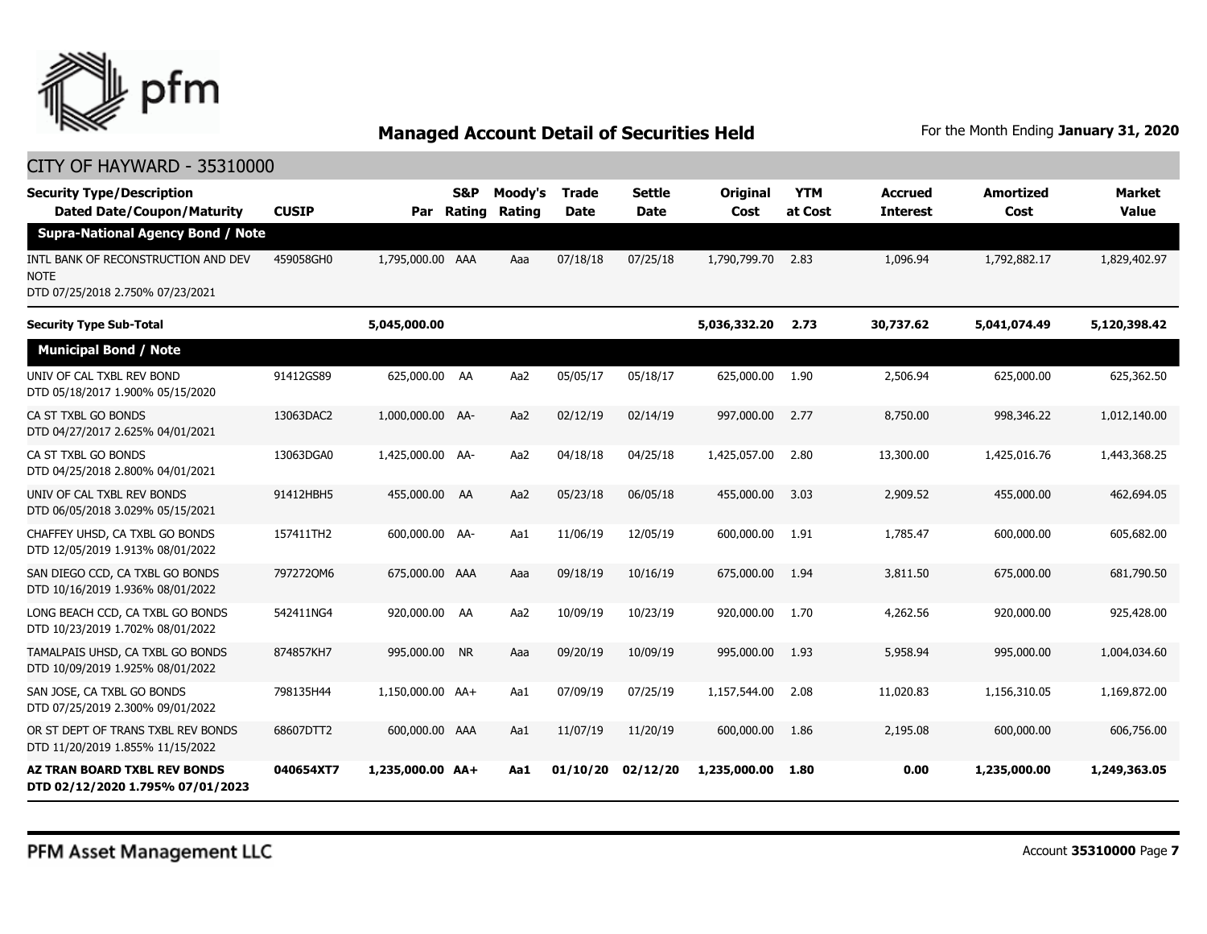## Managed Account Detail of Securities Held

For the Month Ending **January 31, 2020**

CITY OF HAYWARD - 35310000

| Security Type/Description Dated Date/Coupon/Maturity | CUSIP | Par | S&P Rating | Moody's Rating | Trade Date | Settle Date | Original Cost | YTM at Cost | Accrued Interest | Amortized Cost | Market Value |
|---|---|---|---|---|---|---|---|---|---|---|---|
| **Supra-National Agency Bond / Note** | | | | | | | | | | | |
| INTL BANK OF RECONSTRUCTION AND DEV NOTE DTD 07/25/2018 2.750% 07/23/2021 | 459058GH0 | 1,795,000.00 | AAA | Aaa | 07/18/18 | 07/25/18 | 1,790,799.70 | 2.83 | 1,096.94 | 1,792,882.17 | 1,829,402.97 |
| **Security Type Sub-Total** | | **5,045,000.00** | | | | | **5,036,332.20** | **2.73** | **30,737.62** | **5,041,074.49** | **5,120,398.42** |
| **Municipal Bond / Note** | | | | | | | | | | | |
| UNIV OF CAL TXBL REV BOND DTD 05/18/2017 1.900% 05/15/2020 | 91412GS89 | 625,000.00 | AA | Aa2 | 05/05/17 | 05/18/17 | 625,000.00 | 1.90 | 2,506.94 | 625,000.00 | 625,362.50 |
| CA ST TXBL GO BONDS DTD 04/27/2017 2.625% 04/01/2021 | 13063DAC2 | 1,000,000.00 | AA- | Aa2 | 02/12/19 | 02/14/19 | 997,000.00 | 2.77 | 8,750.00 | 998,346.22 | 1,012,140.00 |
| CA ST TXBL GO BONDS DTD 04/25/2018 2.800% 04/01/2021 | 13063DGA0 | 1,425,000.00 | AA- | Aa2 | 04/18/18 | 04/25/18 | 1,425,057.00 | 2.80 | 13,300.00 | 1,425,016.76 | 1,443,368.25 |
| UNIV OF CAL TXBL REV BONDS DTD 06/05/2018 3.029% 05/15/2021 | 91412HBH5 | 455,000.00 | AA | Aa2 | 05/23/18 | 06/05/18 | 455,000.00 | 3.03 | 2,909.52 | 455,000.00 | 462,694.05 |
| CHAFFEY UHSD, CA TXBL GO BONDS DTD 12/05/2019 1.913% 08/01/2022 | 157411TH2 | 600,000.00 | AA- | Aa1 | 11/06/19 | 12/05/19 | 600,000.00 | 1.91 | 1,785.47 | 600,000.00 | 605,682.00 |
| SAN DIEGO CCD, CA TXBL GO BONDS DTD 10/16/2019 1.936% 08/01/2022 | 797272QM6 | 675,000.00 | AAA | Aaa | 09/18/19 | 10/16/19 | 675,000.00 | 1.94 | 3,811.50 | 675,000.00 | 681,790.50 |
| LONG BEACH CCD, CA TXBL GO BONDS DTD 10/23/2019 1.702% 08/01/2022 | 542411NG4 | 920,000.00 | AA | Aa2 | 10/09/19 | 10/23/19 | 920,000.00 | 1.70 | 4,262.56 | 920,000.00 | 925,428.00 |
| TAMALPAIS UHSD, CA TXBL GO BONDS DTD 10/09/2019 1.925% 08/01/2022 | 874857KH7 | 995,000.00 | NR | Aaa | 09/20/19 | 10/09/19 | 995,000.00 | 1.93 | 5,958.94 | 995,000.00 | 1,004,034.60 |
| SAN JOSE, CA TXBL GO BONDS DTD 07/25/2019 2.300% 09/01/2022 | 798135H44 | 1,150,000.00 | AA+ | Aa1 | 07/09/19 | 07/25/19 | 1,157,544.00 | 2.08 | 11,020.83 | 1,156,310.05 | 1,169,872.00 |
| OR ST DEPT OF TRANS TXBL REV BONDS DTD 11/20/2019 1.855% 11/15/2022 | 68607DTT2 | 600,000.00 | AAA | Aa1 | 11/07/19 | 11/20/19 | 600,000.00 | 1.86 | 2,195.08 | 600,000.00 | 606,756.00 |
| **AZ TRAN BOARD TXBL REV BONDS DTD 02/12/2020 1.795% 07/01/2023** | **040654XT7** | **1,235,000.00** | **AA+** | **Aa1** | **01/10/20** | **02/12/20** | **1,235,000.00** | **1.80** | **0.00** | **1,235,000.00** | **1,249,363.05** |

PFM Asset Management LLC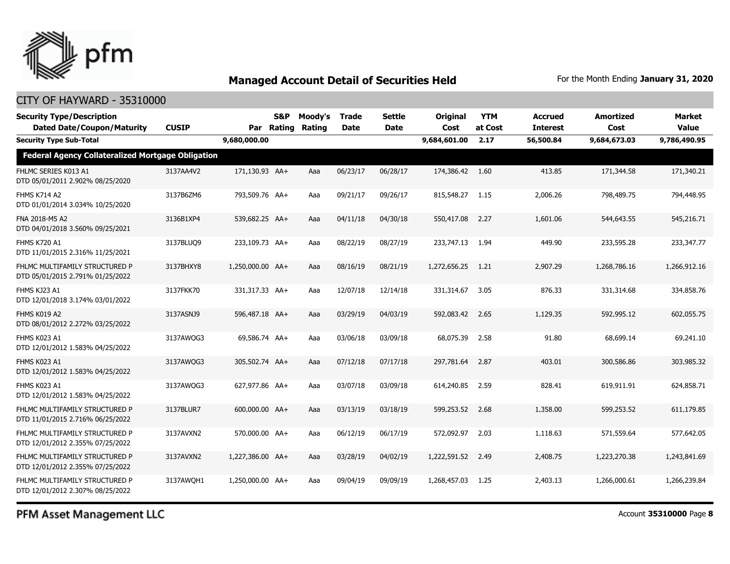## Managed Account Detail of Securities Held

For the Month Ending **January 31, 2020**

CITY OF HAYWARD - 35310000

| Security Type/Description Dated Date/Coupon/Maturity | CUSIP | Par | S&P Rating | Moody's Rating | Trade Date | Settle Date | Original Cost | YTM at Cost | Accrued Interest | Amortized Cost | Market Value |
|---|---|---|---|---|---|---|---|---|---|---|---|
| **Security Type Sub-Total** | | **9,680,000.00** | | | | | **9,684,601.00** | **2.17** | **56,500.84** | **9,684,673.03** | **9,786,490.95** |
| **Federal Agency Collateralized Mortgage Obligation** | | | | | | | | | | | |
| FHLMC SERIES K013 A1 DTD 05/01/2011 2.902% 08/25/2020 | 3137AA4V2 | 171,130.93 | AA+ | Aaa | 06/23/17 | 06/28/17 | 174,386.42 | 1.60 | 413.85 | 171,344.58 | 171,340.21 |
| FHMS K714 A2 DTD 01/01/2014 3.034% 10/25/2020 | 3137B6ZM6 | 793,509.76 | AA+ | Aaa | 09/21/17 | 09/26/17 | 815,548.27 | 1.15 | 2,006.26 | 798,489.75 | 794,448.95 |
| FNA 2018-M5 A2 DTD 04/01/2018 3.560% 09/25/2021 | 3136B1XP4 | 539,682.25 | AA+ | Aaa | 04/11/18 | 04/30/18 | 550,417.08 | 2.27 | 1,601.06 | 544,643.55 | 545,216.71 |
| FHMS K720 A1 DTD 11/01/2015 2.316% 11/25/2021 | 3137BLUQ9 | 233,109.73 | AA+ | Aaa | 08/22/19 | 08/27/19 | 233,747.13 | 1.94 | 449.90 | 233,595.28 | 233,347.77 |
| FHLMC MULTIFAMILY STRUCTURED P DTD 05/01/2015 2.791% 01/25/2022 | 3137BHXY8 | 1,250,000.00 | AA+ | Aaa | 08/16/19 | 08/21/19 | 1,272,656.25 | 1.21 | 2,907.29 | 1,268,786.16 | 1,266,912.16 |
| FHMS KJ23 A1 DTD 12/01/2018 3.174% 03/01/2022 | 3137FKK70 | 331,317.33 | AA+ | Aaa | 12/07/18 | 12/14/18 | 331,314.67 | 3.05 | 876.33 | 331,314.68 | 334,858.76 |
| FHMS K019 A2 DTD 08/01/2012 2.272% 03/25/2022 | 3137ASNJ9 | 596,487.18 | AA+ | Aaa | 03/29/19 | 04/03/19 | 592,083.42 | 2.65 | 1,129.35 | 592,995.12 | 602,055.75 |
| FHMS K023 A1 DTD 12/01/2012 1.583% 04/25/2022 | 3137AWQG3 | 69,586.74 | AA+ | Aaa | 03/06/18 | 03/09/18 | 68,075.39 | 2.58 | 91.80 | 68,699.14 | 69,241.10 |
| FHMS K023 A1 DTD 12/01/2012 1.583% 04/25/2022 | 3137AWQG3 | 305,502.74 | AA+ | Aaa | 07/12/18 | 07/17/18 | 297,781.64 | 2.87 | 403.01 | 300,586.86 | 303,985.32 |
| FHMS K023 A1 DTD 12/01/2012 1.583% 04/25/2022 | 3137AWQG3 | 627,977.86 | AA+ | Aaa | 03/07/18 | 03/09/18 | 614,240.85 | 2.59 | 828.41 | 619,911.91 | 624,858.71 |
| FHLMC MULTIFAMILY STRUCTURED P DTD 11/01/2015 2.716% 06/25/2022 | 3137BLUR7 | 600,000.00 | AA+ | Aaa | 03/13/19 | 03/18/19 | 599,253.52 | 2.68 | 1,358.00 | 599,253.52 | 611,179.85 |
| FHLMC MULTIFAMILY STRUCTURED P DTD 12/01/2012 2.355% 07/25/2022 | 3137AVXN2 | 570,000.00 | AA+ | Aaa | 06/12/19 | 06/17/19 | 572,092.97 | 2.03 | 1,118.63 | 571,559.64 | 577,642.05 |
| FHLMC MULTIFAMILY STRUCTURED P DTD 12/01/2012 2.355% 07/25/2022 | 3137AVXN2 | 1,227,386.00 | AA+ | Aaa | 03/28/19 | 04/02/19 | 1,222,591.52 | 2.49 | 2,408.75 | 1,223,270.38 | 1,243,841.69 |
| FHLMC MULTIFAMILY STRUCTURED P DTD 12/01/2012 2.307% 08/25/2022 | 3137AWQH1 | 1,250,000.00 | AA+ | Aaa | 09/04/19 | 09/09/19 | 1,268,457.03 | 1.25 | 2,403.13 | 1,266,000.61 | 1,266,239.84 |

PFM Asset Management LLC

Account **35310000**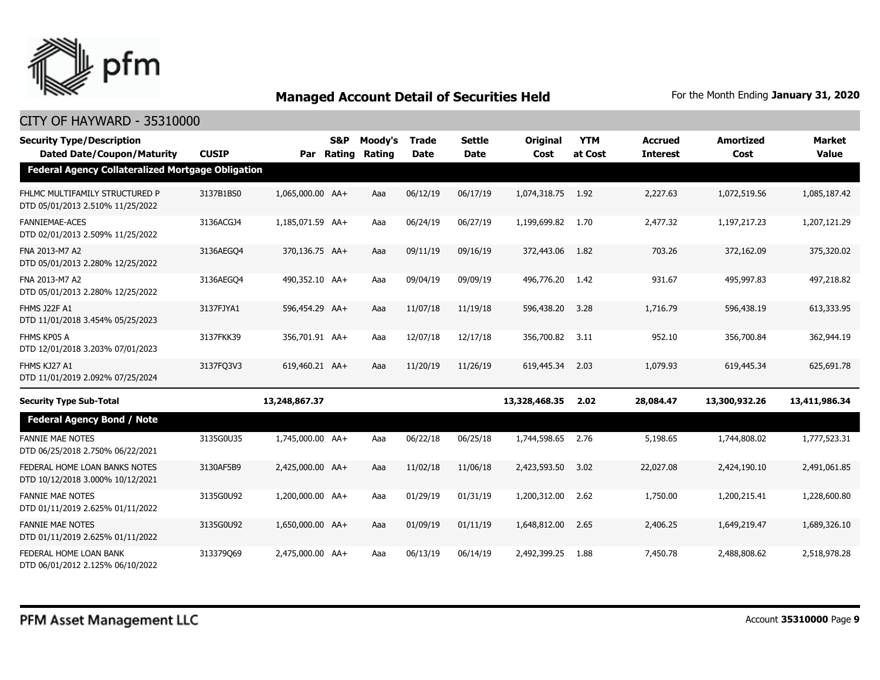# Managed Account Detail of Securities Held

For the Month Ending **January 31, 2020**

## CITY OF HAYWARD - 35310000

| Security Type/Description Dated Date/Coupon/Maturity | CUSIP | Par | S&P Rating | Moody's Rating | Trade Date | Settle Date | Original Cost | YTM at Cost | Accrued Interest | Amortized Cost | Market Value |
|---|---|---|---|---|---|---|---|---|---|---|---|
| **Federal Agency Collateralized Mortgage Obligation** | | | | | | | | | | | |
| FHLMC MULTIFAMILY STRUCTURED P DTD 05/01/2013 2.510% 11/25/2022 | 3137B1BS0 | 1,065,000.00 | AA+ | Aaa | 06/12/19 | 06/17/19 | 1,074,318.75 | 1.92 | 2,227.63 | 1,072,519.56 | 1,085,187.42 |
| FANNIEMAE-ACES DTD 02/01/2013 2.509% 11/25/2022 | 3136ACGJ4 | 1,185,071.59 | AA+ | Aaa | 06/24/19 | 06/27/19 | 1,199,699.82 | 1.70 | 2,477.32 | 1,197,217.23 | 1,207,121.29 |
| FNA 2013-M7 A2 DTD 05/01/2013 2.280% 12/25/2022 | 3136AEGQ4 | 370,136.75 | AA+ | Aaa | 09/11/19 | 09/16/19 | 372,443.06 | 1.82 | 703.26 | 372,162.09 | 375,320.02 |
| FNA 2013-M7 A2 DTD 05/01/2013 2.280% 12/25/2022 | 3136AEGQ4 | 490,352.10 | AA+ | Aaa | 09/04/19 | 09/09/19 | 496,776.20 | 1.42 | 931.67 | 495,997.83 | 497,218.82 |
| FHMS J22F A1 DTD 11/01/2018 3.454% 05/25/2023 | 3137FJYA1 | 596,454.29 | AA+ | Aaa | 11/07/18 | 11/19/18 | 596,438.20 | 3.28 | 1,716.79 | 596,438.19 | 613,333.95 |
| FHMS KP05 A DTD 12/01/2018 3.203% 07/01/2023 | 3137FKK39 | 356,701.91 | AA+ | Aaa | 12/07/18 | 12/17/18 | 356,700.82 | 3.11 | 952.10 | 356,700.84 | 362,944.19 |
| FHMS KJ27 A1 DTD 11/01/2019 2.092% 07/25/2024 | 3137FQ3V3 | 619,460.21 | AA+ | Aaa | 11/20/19 | 11/26/19 | 619,445.34 | 2.03 | 1,079.93 | 619,445.34 | 625,691.78 |
| **Security Type Sub-Total** | | **13,248,867.37** | | | | | **13,328,468.35** | **2.02** | **28,084.47** | **13,300,932.26** | **13,411,986.34** |
| **Federal Agency Bond / Note** | | | | | | | | | | | |
| FANNIE MAE NOTES DTD 06/25/2018 2.750% 06/22/2021 | 3135G0U35 | 1,745,000.00 | AA+ | Aaa | 06/22/18 | 06/25/18 | 1,744,598.65 | 2.76 | 5,198.65 | 1,744,808.02 | 1,777,523.31 |
| FEDERAL HOME LOAN BANKS NOTES DTD 10/12/2018 3.000% 10/12/2021 | 3130AF5B9 | 2,425,000.00 | AA+ | Aaa | 11/02/18 | 11/06/18 | 2,423,593.50 | 3.02 | 22,027.08 | 2,424,190.10 | 2,491,061.85 |
| FANNIE MAE NOTES DTD 01/11/2019 2.625% 01/11/2022 | 3135G0U92 | 1,200,000.00 | AA+ | Aaa | 01/29/19 | 01/31/19 | 1,200,312.00 | 2.62 | 1,750.00 | 1,200,215.41 | 1,228,600.80 |
| FANNIE MAE NOTES DTD 01/11/2019 2.625% 01/11/2022 | 3135G0U92 | 1,650,000.00 | AA+ | Aaa | 01/09/19 | 01/11/19 | 1,648,812.00 | 2.65 | 2,406.25 | 1,649,219.47 | 1,689,326.10 |
| FEDERAL HOME LOAN BANK DTD 06/01/2012 2.125% 06/10/2022 | 313379Q69 | 2,475,000.00 | AA+ | Aaa | 06/13/19 | 06/14/19 | 2,492,399.25 | 1.88 | 7,450.78 | 2,488,808.62 | 2,518,978.28 |

PFM Asset Management LLC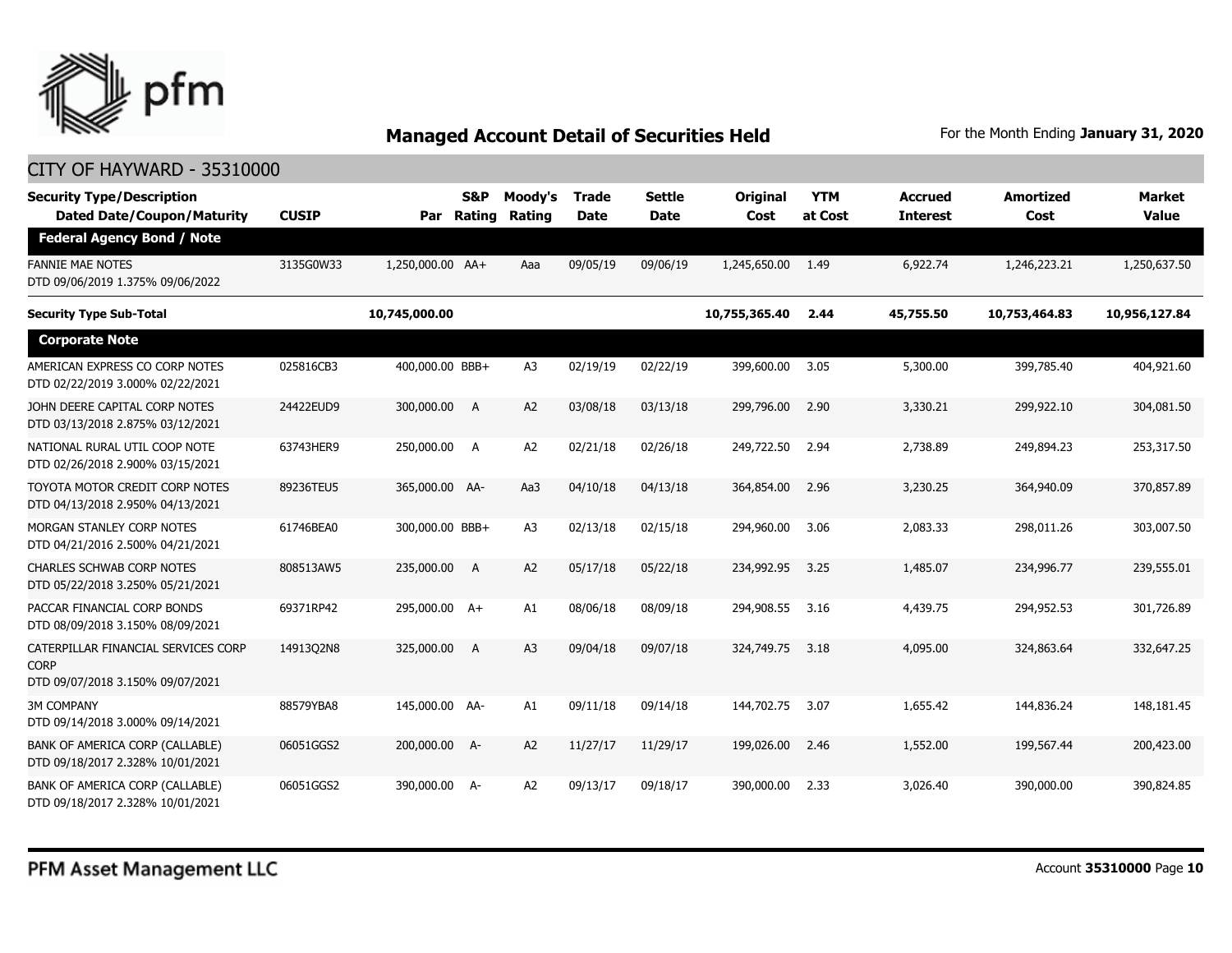## Managed Account Detail of Securities Held

For the Month Ending **January 31, 2020**

CITY OF HAYWARD - 35310000

| Security Type/Description Dated Date/Coupon/Maturity | CUSIP | Par | S&P Rating | Moody's Rating | Trade Date | Settle Date | Original Cost | YTM at Cost | Accrued Interest | Amortized Cost | Market Value |
|---|---|---|---|---|---|---|---|---|---|---|---|
| **Federal Agency Bond / Note** | | | | | | | | | | | |
| FANNIE MAE NOTES DTD 09/06/2019 1.375% 09/06/2022 | 3135G0W33 | 1,250,000.00 | AA+ | Aaa | 09/05/19 | 09/06/19 | 1,245,650.00 | 1.49 | 6,922.74 | 1,246,223.21 | 1,250,637.50 |
| **Security Type Sub-Total** | | **10,745,000.00** | | | | | **10,755,365.40** | **2.44** | **45,755.50** | **10,753,464.83** | **10,956,127.84** |
| **Corporate Note** | | | | | | | | | | | |
| AMERICAN EXPRESS CO CORP NOTES DTD 02/22/2019 3.000% 02/22/2021 | 025816CB3 | 400,000.00 | BBB+ | A3 | 02/19/19 | 02/22/19 | 399,600.00 | 3.05 | 5,300.00 | 399,785.40 | 404,921.60 |
| JOHN DEERE CAPITAL CORP NOTES DTD 03/13/2018 2.875% 03/12/2021 | 24422EUD9 | 300,000.00 | A | A2 | 03/08/18 | 03/13/18 | 299,796.00 | 2.90 | 3,330.21 | 299,922.10 | 304,081.50 |
| NATIONAL RURAL UTIL COOP NOTE DTD 02/26/2018 2.900% 03/15/2021 | 63743HER9 | 250,000.00 | A | A2 | 02/21/18 | 02/26/18 | 249,722.50 | 2.94 | 2,738.89 | 249,894.23 | 253,317.50 |
| TOYOTA MOTOR CREDIT CORP NOTES DTD 04/13/2018 2.950% 04/13/2021 | 89236TEU5 | 365,000.00 | AA- | Aa3 | 04/10/18 | 04/13/18 | 364,854.00 | 2.96 | 3,230.25 | 364,940.09 | 370,857.89 |
| MORGAN STANLEY CORP NOTES DTD 04/21/2016 2.500% 04/21/2021 | 61746BEA0 | 300,000.00 | BBB+ | A3 | 02/13/18 | 02/15/18 | 294,960.00 | 3.06 | 2,083.33 | 298,011.26 | 303,007.50 |
| CHARLES SCHWAB CORP NOTES DTD 05/22/2018 3.250% 05/21/2021 | 808513AW5 | 235,000.00 | A | A2 | 05/17/18 | 05/22/18 | 234,992.95 | 3.25 | 1,485.07 | 234,996.77 | 239,555.01 |
| PACCAR FINANCIAL CORP BONDS DTD 08/09/2018 3.150% 08/09/2021 | 69371RP42 | 295,000.00 | A+ | A1 | 08/06/18 | 08/09/18 | 294,908.55 | 3.16 | 4,439.75 | 294,952.53 | 301,726.89 |
| CATERPILLAR FINANCIAL SERVICES CORP CORP DTD 09/07/2018 3.150% 09/07/2021 | 14913Q2N8 | 325,000.00 | A | A3 | 09/04/18 | 09/07/18 | 324,749.75 | 3.18 | 4,095.00 | 324,863.64 | 332,647.25 |
| 3M COMPANY DTD 09/14/2018 3.000% 09/14/2021 | 88579YBA8 | 145,000.00 | AA- | A1 | 09/11/18 | 09/14/18 | 144,702.75 | 3.07 | 1,655.42 | 144,836.24 | 148,181.45 |
| BANK OF AMERICA CORP (CALLABLE) DTD 09/18/2017 2.328% 10/01/2021 | 06051GGS2 | 200,000.00 | A- | A2 | 11/27/17 | 11/29/17 | 199,026.00 | 2.46 | 1,552.00 | 199,567.44 | 200,423.00 |
| BANK OF AMERICA CORP (CALLABLE) DTD 09/18/2017 2.328% 10/01/2021 | 06051GGS2 | 390,000.00 | A- | A2 | 09/13/17 | 09/18/17 | 390,000.00 | 2.33 | 3,026.40 | 390,000.00 | 390,824.85 |

PFM Asset Management LLC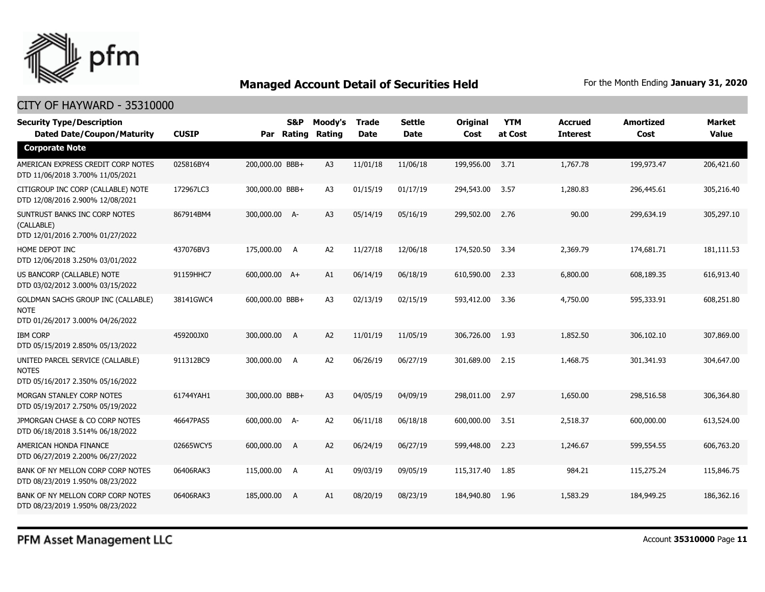# Managed Account Detail of Securities Held

For the Month Ending **January 31, 2020**

## CITY OF HAYWARD - 35310000

| Security Type/Description Dated Date/Coupon/Maturity | CUSIP | Par | S&P Rating | Moody's Rating | Trade Date | Settle Date | Original Cost | YTM at Cost | Accrued Interest | Amortized Cost | Market Value |
|---|---|---|---|---|---|---|---|---|---|---|---|
| **Corporate Note** | | | | | | | | | | | |
| AMERICAN EXPRESS CREDIT CORP NOTES DTD 11/06/2018 3.700% 11/05/2021 | 025816BY4 | 200,000.00 | BBB+ | A3 | 11/01/18 | 11/06/18 | 199,956.00 | 3.71 | 1,767.78 | 199,973.47 | 206,421.60 |
| CITIGROUP INC CORP (CALLABLE) NOTE DTD 12/08/2016 2.900% 12/08/2021 | 172967LC3 | 300,000.00 | BBB+ | A3 | 01/15/19 | 01/17/19 | 294,543.00 | 3.57 | 1,280.83 | 296,445.61 | 305,216.40 |
| SUNTRUST BANKS INC CORP NOTES (CALLABLE) DTD 12/01/2016 2.700% 01/27/2022 | 867914BM4 | 300,000.00 | A- | A3 | 05/14/19 | 05/16/19 | 299,502.00 | 2.76 | 90.00 | 299,634.19 | 305,297.10 |
| HOME DEPOT INC DTD 12/06/2018 3.250% 03/01/2022 | 437076BV3 | 175,000.00 | A | A2 | 11/27/18 | 12/06/18 | 174,520.50 | 3.34 | 2,369.79 | 174,681.71 | 181,111.53 |
| US BANCORP (CALLABLE) NOTE DTD 03/02/2012 3.000% 03/15/2022 | 91159HHC7 | 600,000.00 | A+ | A1 | 06/14/19 | 06/18/19 | 610,590.00 | 2.33 | 6,800.00 | 608,189.35 | 616,913.40 |
| GOLDMAN SACHS GROUP INC (CALLABLE) NOTE DTD 01/26/2017 3.000% 04/26/2022 | 38141GWC4 | 600,000.00 | BBB+ | A3 | 02/13/19 | 02/15/19 | 593,412.00 | 3.36 | 4,750.00 | 595,333.91 | 608,251.80 |
| IBM CORP DTD 05/15/2019 2.850% 05/13/2022 | 459200JX0 | 300,000.00 | A | A2 | 11/01/19 | 11/05/19 | 306,726.00 | 1.93 | 1,852.50 | 306,102.10 | 307,869.00 |
| UNITED PARCEL SERVICE (CALLABLE) NOTES DTD 05/16/2017 2.350% 05/16/2022 | 911312BC9 | 300,000.00 | A | A2 | 06/26/19 | 06/27/19 | 301,689.00 | 2.15 | 1,468.75 | 301,341.93 | 304,647.00 |
| MORGAN STANLEY CORP NOTES DTD 05/19/2017 2.750% 05/19/2022 | 61744YAH1 | 300,000.00 | BBB+ | A3 | 04/05/19 | 04/09/19 | 298,011.00 | 2.97 | 1,650.00 | 298,516.58 | 306,364.80 |
| JPMORGAN CHASE & CO CORP NOTES DTD 06/18/2018 3.514% 06/18/2022 | 46647PAS5 | 600,000.00 | A- | A2 | 06/11/18 | 06/18/18 | 600,000.00 | 3.51 | 2,518.37 | 600,000.00 | 613,524.00 |
| AMERICAN HONDA FINANCE DTD 06/27/2019 2.200% 06/27/2022 | 02665WCY5 | 600,000.00 | A | A2 | 06/24/19 | 06/27/19 | 599,448.00 | 2.23 | 1,246.67 | 599,554.55 | 606,763.20 |
| BANK OF NY MELLON CORP CORP NOTES DTD 08/23/2019 1.950% 08/23/2022 | 06406RAK3 | 115,000.00 | A | A1 | 09/03/19 | 09/05/19 | 115,317.40 | 1.85 | 984.21 | 115,275.24 | 115,846.75 |
| BANK OF NY MELLON CORP CORP NOTES DTD 08/23/2019 1.950% 08/23/2022 | 06406RAK3 | 185,000.00 | A | A1 | 08/20/19 | 08/23/19 | 184,940.80 | 1.96 | 1,583.29 | 184,949.25 | 186,362.16 |

PFM Asset Management LLC

Account **35310000**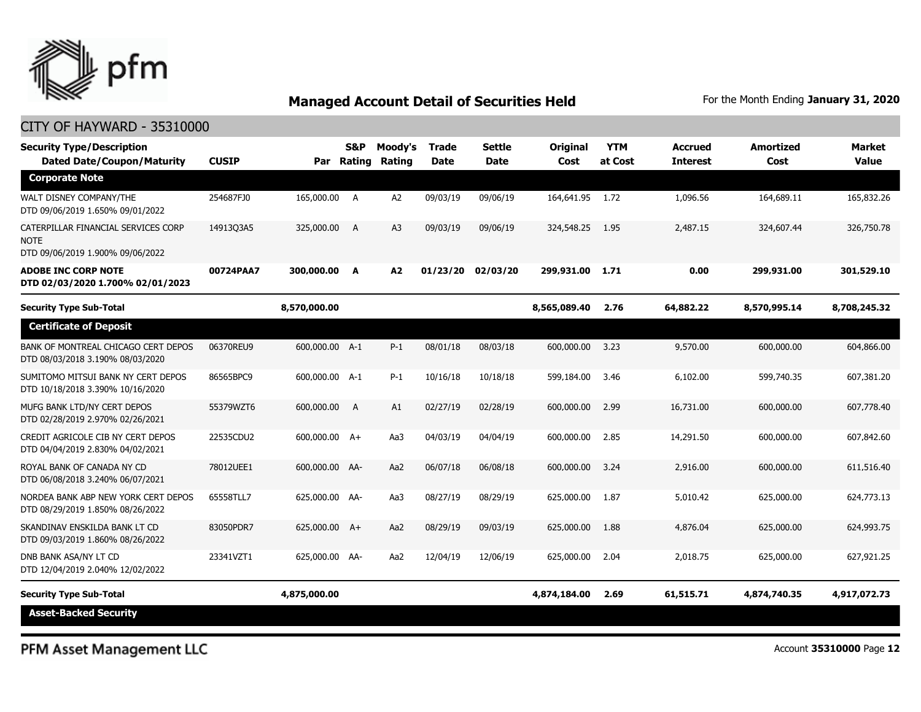## Managed Account Detail of Securities Held

For the Month Ending **January 31, 2020**

CITY OF HAYWARD - 35310000

| Security Type/Description Dated Date/Coupon/Maturity | CUSIP | Par | S&P Rating | Moody's Rating | Trade Date | Settle Date | Original Cost | YTM at Cost | Accrued Interest | Amortized Cost | Market Value |
|---|---|---|---|---|---|---|---|---|---|---|---|
| **Corporate Note** | | | | | | | | | | | |
| WALT DISNEY COMPANY/THE DTD 09/06/2019 1.650% 09/01/2022 | 254687FJ0 | 165,000.00 | A | A2 | 09/03/19 | 09/06/19 | 164,641.95 | 1.72 | 1,096.56 | 164,689.11 | 165,832.26 |
| CATERPILLAR FINANCIAL SERVICES CORP NOTE DTD 09/06/2019 1.900% 09/06/2022 | 14913Q3A5 | 325,000.00 | A | A3 | 09/03/19 | 09/06/19 | 324,548.25 | 1.95 | 2,487.15 | 324,607.44 | 326,750.78 |
| **ADOBE INC CORP NOTE DTD 02/03/2020 1.700% 02/01/2023** | **00724PAA7** | **300,000.00** | **A** | **A2** | **01/23/20** | **02/03/20** | **299,931.00** | **1.71** | **0.00** | **299,931.00** | **301,529.10** |
| **Security Type Sub-Total** | | **8,570,000.00** | | | | | **8,565,089.40** | **2.76** | **64,882.22** | **8,570,995.14** | **8,708,245.32** |
| **Certificate of Deposit** | | | | | | | | | | | |
| BANK OF MONTREAL CHICAGO CERT DEPOS DTD 08/03/2018 3.190% 08/03/2020 | 06370REU9 | 600,000.00 | A-1 | P-1 | 08/01/18 | 08/03/18 | 600,000.00 | 3.23 | 9,570.00 | 600,000.00 | 604,866.00 |
| SUMITOMO MITSUI BANK NY CERT DEPOS DTD 10/18/2018 3.390% 10/16/2020 | 86565BPC9 | 600,000.00 | A-1 | P-1 | 10/16/18 | 10/18/18 | 599,184.00 | 3.46 | 6,102.00 | 599,740.35 | 607,381.20 |
| MUFG BANK LTD/NY CERT DEPOS DTD 02/28/2019 2.970% 02/26/2021 | 55379WZT6 | 600,000.00 | A | A1 | 02/27/19 | 02/28/19 | 600,000.00 | 2.99 | 16,731.00 | 600,000.00 | 607,778.40 |
| CREDIT AGRICOLE CIB NY CERT DEPOS DTD 04/04/2019 2.830% 04/02/2021 | 22535CDU2 | 600,000.00 | A+ | Aa3 | 04/03/19 | 04/04/19 | 600,000.00 | 2.85 | 14,291.50 | 600,000.00 | 607,842.60 |
| ROYAL BANK OF CANADA NY CD DTD 06/08/2018 3.240% 06/07/2021 | 78012UEE1 | 600,000.00 | AA- | Aa2 | 06/07/18 | 06/08/18 | 600,000.00 | 3.24 | 2,916.00 | 600,000.00 | 611,516.40 |
| NORDEA BANK ABP NEW YORK CERT DEPOS DTD 08/29/2019 1.850% 08/26/2022 | 65558TLL7 | 625,000.00 | AA- | Aa3 | 08/27/19 | 08/29/19 | 625,000.00 | 1.87 | 5,010.42 | 625,000.00 | 624,773.13 |
| SKANDINAV ENSKILDA BANK LT CD DTD 09/03/2019 1.860% 08/26/2022 | 83050PDR7 | 625,000.00 | A+ | Aa2 | 08/29/19 | 09/03/19 | 625,000.00 | 1.88 | 4,876.04 | 625,000.00 | 624,993.75 |
| DNB BANK ASA/NY LT CD DTD 12/04/2019 2.040% 12/02/2022 | 23341VZT1 | 625,000.00 | AA- | Aa2 | 12/04/19 | 12/06/19 | 625,000.00 | 2.04 | 2,018.75 | 625,000.00 | 627,921.25 |
| **Security Type Sub-Total** | | **4,875,000.00** | | | | | **4,874,184.00** | **2.69** | **61,515.71** | **4,874,740.35** | **4,917,072.73** |
| **Asset-Backed Security** | | | | | | | | | | | |

PFM Asset Management LLC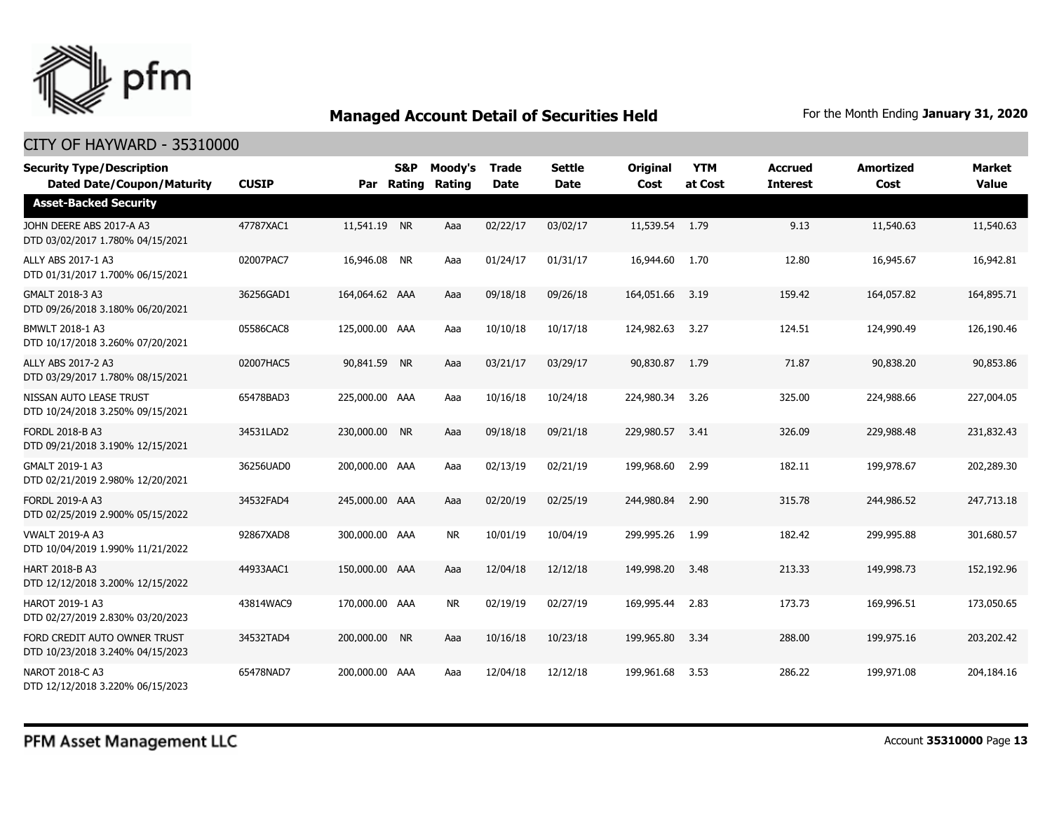# Managed Account Detail of Securities Held

For the Month Ending **January 31, 2020**

## CITY OF HAYWARD - 35310000

| Security Type/Description Dated Date/Coupon/Maturity | CUSIP | Par | S&P Rating | Moody's Rating | Trade Date | Settle Date | Original Cost | YTM at Cost | Accrued Interest | Amortized Cost | Market Value |
|---|---|---|---|---|---|---|---|---|---|---|---|
| **Asset-Backed Security** | | | | | | | | | | | |
| JOHN DEERE ABS 2017-A A3 DTD 03/02/2017 1.780% 04/15/2021 | 47787XAC1 | 11,541.19 | NR | Aaa | 02/22/17 | 03/02/17 | 11,539.54 | 1.79 | 9.13 | 11,540.63 | 11,540.63 |
| ALLY ABS 2017-1 A3 DTD 01/31/2017 1.700% 06/15/2021 | 02007PAC7 | 16,946.08 | NR | Aaa | 01/24/17 | 01/31/17 | 16,944.60 | 1.70 | 12.80 | 16,945.67 | 16,942.81 |
| GMALT 2018-3 A3 DTD 09/26/2018 3.180% 06/20/2021 | 36256GAD1 | 164,064.62 | AAA | Aaa | 09/18/18 | 09/26/18 | 164,051.66 | 3.19 | 159.42 | 164,057.82 | 164,895.71 |
| BMWLT 2018-1 A3 DTD 10/17/2018 3.260% 07/20/2021 | 05586CAC8 | 125,000.00 | AAA | Aaa | 10/10/18 | 10/17/18 | 124,982.63 | 3.27 | 124.51 | 124,990.49 | 126,190.46 |
| ALLY ABS 2017-2 A3 DTD 03/29/2017 1.780% 08/15/2021 | 02007HAC5 | 90,841.59 | NR | Aaa | 03/21/17 | 03/29/17 | 90,830.87 | 1.79 | 71.87 | 90,838.20 | 90,853.86 |
| NISSAN AUTO LEASE TRUST DTD 10/24/2018 3.250% 09/15/2021 | 65478BAD3 | 225,000.00 | AAA | Aaa | 10/16/18 | 10/24/18 | 224,980.34 | 3.26 | 325.00 | 224,988.66 | 227,004.05 |
| FORDL 2018-B A3 DTD 09/21/2018 3.190% 12/15/2021 | 34531LAD2 | 230,000.00 | NR | Aaa | 09/18/18 | 09/21/18 | 229,980.57 | 3.41 | 326.09 | 229,988.48 | 231,832.43 |
| GMALT 2019-1 A3 DTD 02/21/2019 2.980% 12/20/2021 | 36256UAD0 | 200,000.00 | AAA | Aaa | 02/13/19 | 02/21/19 | 199,968.60 | 2.99 | 182.11 | 199,978.67 | 202,289.30 |
| FORDL 2019-A A3 DTD 02/25/2019 2.900% 05/15/2022 | 34532FAD4 | 245,000.00 | AAA | Aaa | 02/20/19 | 02/25/19 | 244,980.84 | 2.90 | 315.78 | 244,986.52 | 247,713.18 |
| VWALT 2019-A A3 DTD 10/04/2019 1.990% 11/21/2022 | 92867XAD8 | 300,000.00 | AAA | NR | 10/01/19 | 10/04/19 | 299,995.26 | 1.99 | 182.42 | 299,995.88 | 301,680.57 |
| HART 2018-B A3 DTD 12/12/2018 3.200% 12/15/2022 | 44933AAC1 | 150,000.00 | AAA | Aaa | 12/04/18 | 12/12/18 | 149,998.20 | 3.48 | 213.33 | 149,998.73 | 152,192.96 |
| HAROT 2019-1 A3 DTD 02/27/2019 2.830% 03/20/2023 | 43814WAC9 | 170,000.00 | AAA | NR | 02/19/19 | 02/27/19 | 169,995.44 | 2.83 | 173.73 | 169,996.51 | 173,050.65 |
| FORD CREDIT AUTO OWNER TRUST DTD 10/23/2018 3.240% 04/15/2023 | 34532TAD4 | 200,000.00 | NR | Aaa | 10/16/18 | 10/23/18 | 199,965.80 | 3.34 | 288.00 | 199,975.16 | 203,202.42 |
| NAROT 2018-C A3 DTD 12/12/2018 3.220% 06/15/2023 | 65478NAD7 | 200,000.00 | AAA | Aaa | 12/04/18 | 12/12/18 | 199,961.68 | 3.53 | 286.22 | 199,971.08 | 204,184.16 |

PFM Asset Management LLC

Account **35310000**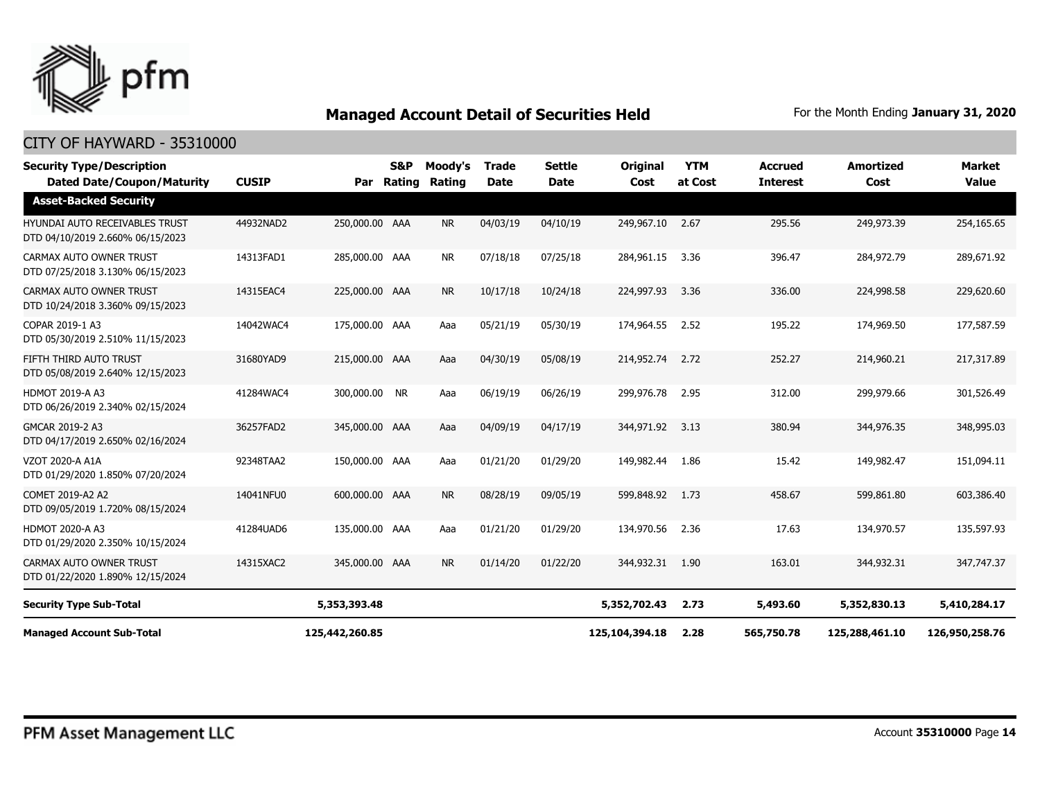# Managed Account Detail of Securities Held

For the Month Ending **January 31, 2020**

## CITY OF HAYWARD - 35310000

| Security Type/Description Dated Date/Coupon/Maturity | CUSIP | Par | S&P Rating | Moody's Rating | Trade Date | Settle Date | Original Cost | YTM at Cost | Accrued Interest | Amortized Cost | Market Value |
|---|---|---|---|---|---|---|---|---|---|---|---|
| **Asset-Backed Security** | | | | | | | | | | | |
| HYUNDAI AUTO RECEIVABLES TRUST DTD 04/10/2019 2.660% 06/15/2023 | 44932NAD2 | 250,000.00 | AAA | NR | 04/03/19 | 04/10/19 | 249,967.10 | 2.67 | 295.56 | 249,973.39 | 254,165.65 |
| CARMAX AUTO OWNER TRUST DTD 07/25/2018 3.130% 06/15/2023 | 14313FAD1 | 285,000.00 | AAA | NR | 07/18/18 | 07/25/18 | 284,961.15 | 3.36 | 396.47 | 284,972.79 | 289,671.92 |
| CARMAX AUTO OWNER TRUST DTD 10/24/2018 3.360% 09/15/2023 | 14315EAC4 | 225,000.00 | AAA | NR | 10/17/18 | 10/24/18 | 224,997.93 | 3.36 | 336.00 | 224,998.58 | 229,620.60 |
| COPAR 2019-1 A3 DTD 05/30/2019 2.510% 11/15/2023 | 14042WAC4 | 175,000.00 | AAA | Aaa | 05/21/19 | 05/30/19 | 174,964.55 | 2.52 | 195.22 | 174,969.50 | 177,587.59 |
| FIFTH THIRD AUTO TRUST DTD 05/08/2019 2.640% 12/15/2023 | 31680YAD9 | 215,000.00 | AAA | Aaa | 04/30/19 | 05/08/19 | 214,952.74 | 2.72 | 252.27 | 214,960.21 | 217,317.89 |
| HDMOT 2019-A A3 DTD 06/26/2019 2.340% 02/15/2024 | 41284WAC4 | 300,000.00 | NR | Aaa | 06/19/19 | 06/26/19 | 299,976.78 | 2.95 | 312.00 | 299,979.66 | 301,526.49 |
| GMCAR 2019-2 A3 DTD 04/17/2019 2.650% 02/16/2024 | 36257FAD2 | 345,000.00 | AAA | Aaa | 04/09/19 | 04/17/19 | 344,971.92 | 3.13 | 380.94 | 344,976.35 | 348,995.03 |
| VZOT 2020-A A1A DTD 01/29/2020 1.850% 07/20/2024 | 92348TAA2 | 150,000.00 | AAA | Aaa | 01/21/20 | 01/29/20 | 149,982.44 | 1.86 | 15.42 | 149,982.47 | 151,094.11 |
| COMET 2019-A2 A2 DTD 09/05/2019 1.720% 08/15/2024 | 14041NFU0 | 600,000.00 | AAA | NR | 08/28/19 | 09/05/19 | 599,848.92 | 1.73 | 458.67 | 599,861.80 | 603,386.40 |
| HDMOT 2020-A A3 DTD 01/29/2020 2.350% 10/15/2024 | 41284UAD6 | 135,000.00 | AAA | Aaa | 01/21/20 | 01/29/20 | 134,970.56 | 2.36 | 17.63 | 134,970.57 | 135,597.93 |
| CARMAX AUTO OWNER TRUST DTD 01/22/2020 1.890% 12/15/2024 | 14315XAC2 | 345,000.00 | AAA | NR | 01/14/20 | 01/22/20 | 344,932.31 | 1.90 | 163.01 | 344,932.31 | 347,747.37 |
| **Security Type Sub-Total** | | **5,353,393.48** | | | | | **5,352,702.43** | **2.73** | **5,493.60** | **5,352,830.13** | **5,410,284.17** |
| **Managed Account Sub-Total** | | **125,442,260.85** | | | | | **125,104,394.18** | **2.28** | **565,750.78** | **125,288,461.10** | **126,950,258.76** |

PFM Asset Management LLC

Account **35310000**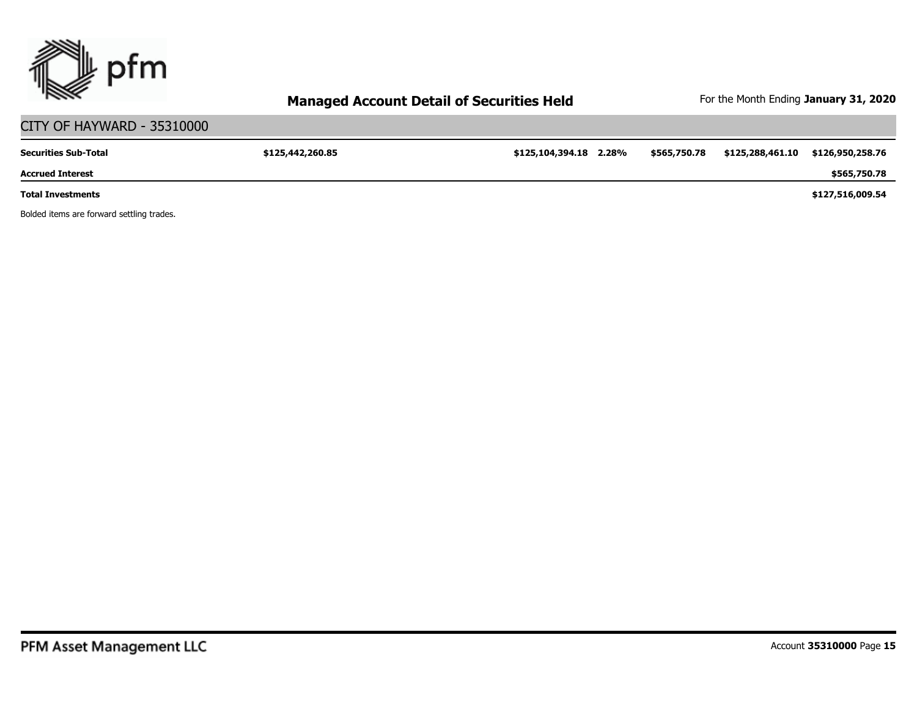## Managed Account Detail of Securities Held

For the Month Ending **January 31, 2020**

CITY OF HAYWARD - 35310000

| | | | | | | |
|---|---|---|---|---|---|---|
| **Securities Sub-Total** | **$125,442,260.85** | **$125,104,394.18** | **2.28%** | **$565,750.78** | **$125,288,461.10** | **$126,950,258.76** |
| **Accrued Interest** | | | | | | **$565,750.78** |
| **Total Investments** | | | | | | **$127,516,009.54** |

Bolded items are forward settling trades.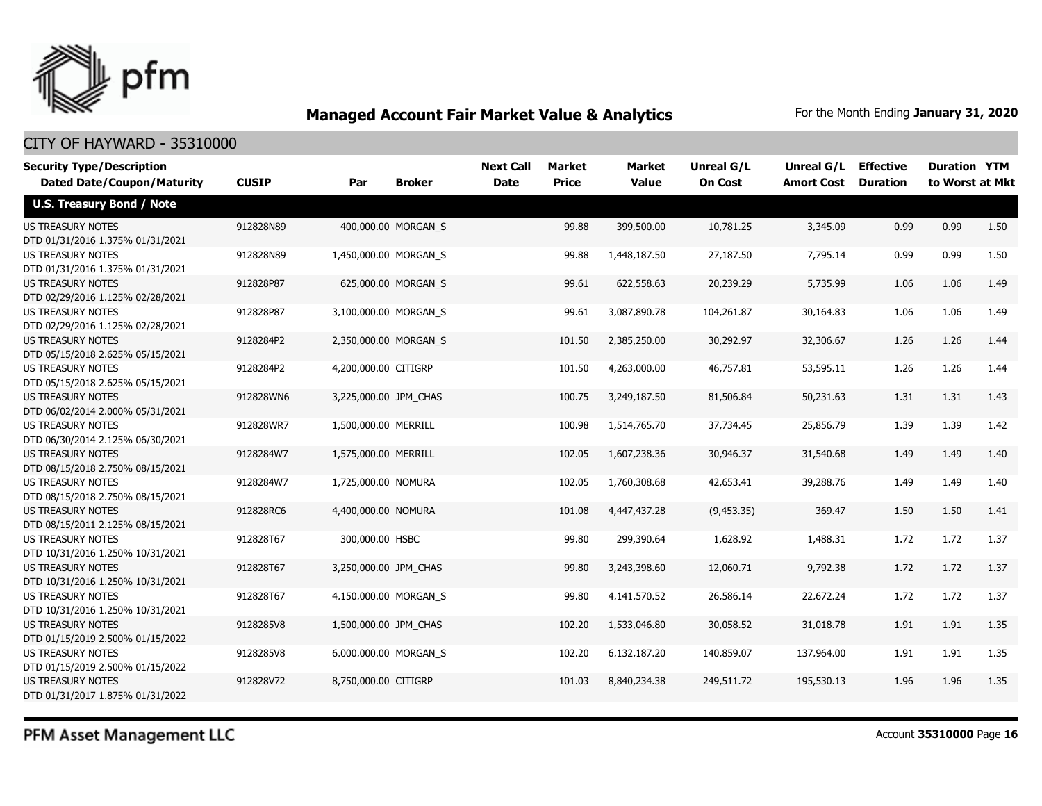## Managed Account Fair Market Value & Analytics

For the Month Ending **January 31, 2020**

CITY OF HAYWARD - 35310000

| Security Type/Description Dated Date/Coupon/Maturity | CUSIP | Par | Broker | Next Call Date | Market Price | Market Value | Unreal G/L On Cost | Unreal G/L Amort Cost | Effective Duration | Duration to Worst | YTM at Mkt |
|---|---|---|---|---|---|---|---|---|---|---|---|
| **U.S. Treasury Bond / Note** | | | | | | | | | | | |
| US TREASURY NOTES DTD 01/31/2016 1.375% 01/31/2021 | 912828N89 | 400,000.00 | MORGAN_S | | 99.88 | 399,500.00 | 10,781.25 | 3,345.09 | 0.99 | 0.99 | 1.50 |
| US TREASURY NOTES DTD 01/31/2016 1.375% 01/31/2021 | 912828N89 | 1,450,000.00 | MORGAN_S | | 99.88 | 1,448,187.50 | 27,187.50 | 7,795.14 | 0.99 | 0.99 | 1.50 |
| US TREASURY NOTES DTD 02/29/2016 1.125% 02/28/2021 | 912828P87 | 625,000.00 | MORGAN_S | | 99.61 | 622,558.63 | 20,239.29 | 5,735.99 | 1.06 | 1.06 | 1.49 |
| US TREASURY NOTES DTD 02/29/2016 1.125% 02/28/2021 | 912828P87 | 3,100,000.00 | MORGAN_S | | 99.61 | 3,087,890.78 | 104,261.87 | 30,164.83 | 1.06 | 1.06 | 1.49 |
| US TREASURY NOTES DTD 05/15/2018 2.625% 05/15/2021 | 9128284P2 | 2,350,000.00 | MORGAN_S | | 101.50 | 2,385,250.00 | 30,292.97 | 32,306.67 | 1.26 | 1.26 | 1.44 |
| US TREASURY NOTES DTD 05/15/2018 2.625% 05/15/2021 | 9128284P2 | 4,200,000.00 | CITIGRP | | 101.50 | 4,263,000.00 | 46,757.81 | 53,595.11 | 1.26 | 1.26 | 1.44 |
| US TREASURY NOTES DTD 06/02/2014 2.000% 05/31/2021 | 912828WN6 | 3,225,000.00 | JPM_CHAS | | 100.75 | 3,249,187.50 | 81,506.84 | 50,231.63 | 1.31 | 1.31 | 1.43 |
| US TREASURY NOTES DTD 06/30/2014 2.125% 06/30/2021 | 912828WR7 | 1,500,000.00 | MERRILL | | 100.98 | 1,514,765.70 | 37,734.45 | 25,856.79 | 1.39 | 1.39 | 1.42 |
| US TREASURY NOTES DTD 08/15/2018 2.750% 08/15/2021 | 9128284W7 | 1,575,000.00 | MERRILL | | 102.05 | 1,607,238.36 | 30,946.37 | 31,540.68 | 1.49 | 1.49 | 1.40 |
| US TREASURY NOTES DTD 08/15/2018 2.750% 08/15/2021 | 9128284W7 | 1,725,000.00 | NOMURA | | 102.05 | 1,760,308.68 | 42,653.41 | 39,288.76 | 1.49 | 1.49 | 1.40 |
| US TREASURY NOTES DTD 08/15/2011 2.125% 08/15/2021 | 912828RC6 | 4,400,000.00 | NOMURA | | 101.08 | 4,447,437.28 | (9,453.35) | 369.47 | 1.50 | 1.50 | 1.41 |
| US TREASURY NOTES DTD 10/31/2016 1.250% 10/31/2021 | 912828T67 | 300,000.00 | HSBC | | 99.80 | 299,390.64 | 1,628.92 | 1,488.31 | 1.72 | 1.72 | 1.37 |
| US TREASURY NOTES DTD 10/31/2016 1.250% 10/31/2021 | 912828T67 | 3,250,000.00 | JPM_CHAS | | 99.80 | 3,243,398.60 | 12,060.71 | 9,792.38 | 1.72 | 1.72 | 1.37 |
| US TREASURY NOTES DTD 10/31/2016 1.250% 10/31/2021 | 912828T67 | 4,150,000.00 | MORGAN_S | | 99.80 | 4,141,570.52 | 26,586.14 | 22,672.24 | 1.72 | 1.72 | 1.37 |
| US TREASURY NOTES DTD 01/15/2019 2.500% 01/15/2022 | 9128285V8 | 1,500,000.00 | JPM_CHAS | | 102.20 | 1,533,046.80 | 30,058.52 | 31,018.78 | 1.91 | 1.91 | 1.35 |
| US TREASURY NOTES DTD 01/15/2019 2.500% 01/15/2022 | 9128285V8 | 6,000,000.00 | MORGAN_S | | 102.20 | 6,132,187.20 | 140,859.07 | 137,964.00 | 1.91 | 1.91 | 1.35 |
| US TREASURY NOTES DTD 01/31/2017 1.875% 01/31/2022 | 912828V72 | 8,750,000.00 | CITIGRP | | 101.03 | 8,840,234.38 | 249,511.72 | 195,530.13 | 1.96 | 1.96 | 1.35 |

PFM Asset Management LLC

Account **35310000** Page **16**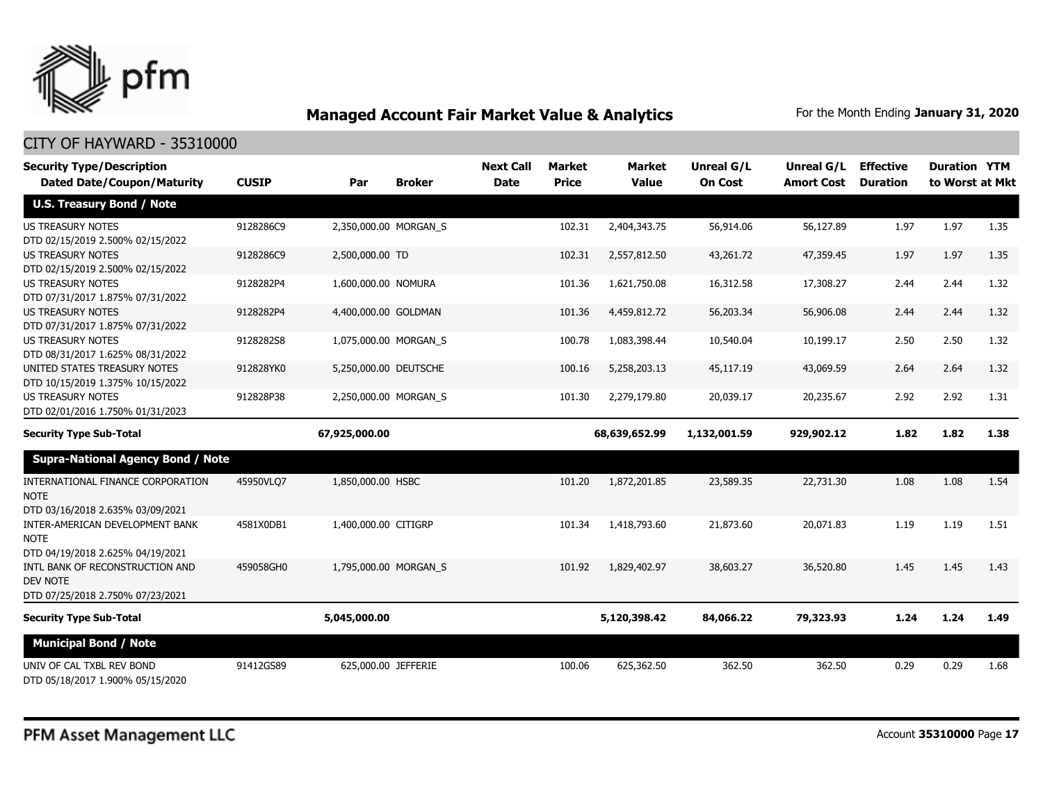## Managed Account Fair Market Value & Analytics

For the Month Ending **January 31, 2020**

CITY OF HAYWARD - 35310000

| Security Type/Description Dated Date/Coupon/Maturity | CUSIP | Par | Broker | Next Call Date | Market Price | Market Value | Unreal G/L On Cost | Unreal G/L Amort Cost | Effective Duration | Duration to Worst | YTM at Mkt |
|---|---|---|---|---|---|---|---|---|---|---|---|
| **U.S. Treasury Bond / Note** | | | | | | | | | | | |
| US TREASURY NOTES DTD 02/15/2019 2.500% 02/15/2022 | 9128286C9 | 2,350,000.00 | MORGAN_S | | 102.31 | 2,404,343.75 | 56,914.06 | 56,127.89 | 1.97 | 1.97 | 1.35 |
| US TREASURY NOTES DTD 02/15/2019 2.500% 02/15/2022 | 9128286C9 | 2,500,000.00 | TD | | 102.31 | 2,557,812.50 | 43,261.72 | 47,359.45 | 1.97 | 1.97 | 1.35 |
| US TREASURY NOTES DTD 07/31/2017 1.875% 07/31/2022 | 9128282P4 | 1,600,000.00 | NOMURA | | 101.36 | 1,621,750.08 | 16,312.58 | 17,308.27 | 2.44 | 2.44 | 1.32 |
| US TREASURY NOTES DTD 07/31/2017 1.875% 07/31/2022 | 9128282P4 | 4,400,000.00 | GOLDMAN | | 101.36 | 4,459,812.72 | 56,203.34 | 56,906.08 | 2.44 | 2.44 | 1.32 |
| US TREASURY NOTES DTD 08/31/2017 1.625% 08/31/2022 | 9128282S8 | 1,075,000.00 | MORGAN_S | | 100.78 | 1,083,398.44 | 10,540.04 | 10,199.17 | 2.50 | 2.50 | 1.32 |
| UNITED STATES TREASURY NOTES DTD 10/15/2019 1.375% 10/15/2022 | 912828YK0 | 5,250,000.00 | DEUTSCHE | | 100.16 | 5,258,203.13 | 45,117.19 | 43,069.59 | 2.64 | 2.64 | 1.32 |
| US TREASURY NOTES DTD 02/01/2016 1.750% 01/31/2023 | 912828P38 | 2,250,000.00 | MORGAN_S | | 101.30 | 2,279,179.80 | 20,039.17 | 20,235.67 | 2.92 | 2.92 | 1.31 |
| **Security Type Sub-Total** | | **67,925,000.00** | | | | **68,639,652.99** | **1,132,001.59** | **929,902.12** | **1.82** | **1.82** | **1.38** |
| **Supra-National Agency Bond / Note** | | | | | | | | | | | |
| INTERNATIONAL FINANCE CORPORATION NOTE DTD 03/16/2018 2.635% 03/09/2021 | 45950VLQ7 | 1,850,000.00 | HSBC | | 101.20 | 1,872,201.85 | 23,589.35 | 22,731.30 | 1.08 | 1.08 | 1.54 |
| INTER-AMERICAN DEVELOPMENT BANK NOTE DTD 04/19/2018 2.625% 04/19/2021 | 4581X0DB1 | 1,400,000.00 | CITIGRP | | 101.34 | 1,418,793.60 | 21,873.60 | 20,071.83 | 1.19 | 1.19 | 1.51 |
| INTL BANK OF RECONSTRUCTION AND DEV NOTE DTD 07/25/2018 2.750% 07/23/2021 | 459058GH0 | 1,795,000.00 | MORGAN_S | | 101.92 | 1,829,402.97 | 38,603.27 | 36,520.80 | 1.45 | 1.45 | 1.43 |
| **Security Type Sub-Total** | | **5,045,000.00** | | | | **5,120,398.42** | **84,066.22** | **79,323.93** | **1.24** | **1.24** | **1.49** |
| **Municipal Bond / Note** | | | | | | | | | | | |
| UNIV OF CAL TXBL REV BOND DTD 05/18/2017 1.900% 05/15/2020 | 91412GS89 | 625,000.00 | JEFFERIE | | 100.06 | 625,362.50 | 362.50 | 362.50 | 0.29 | 0.29 | 1.68 |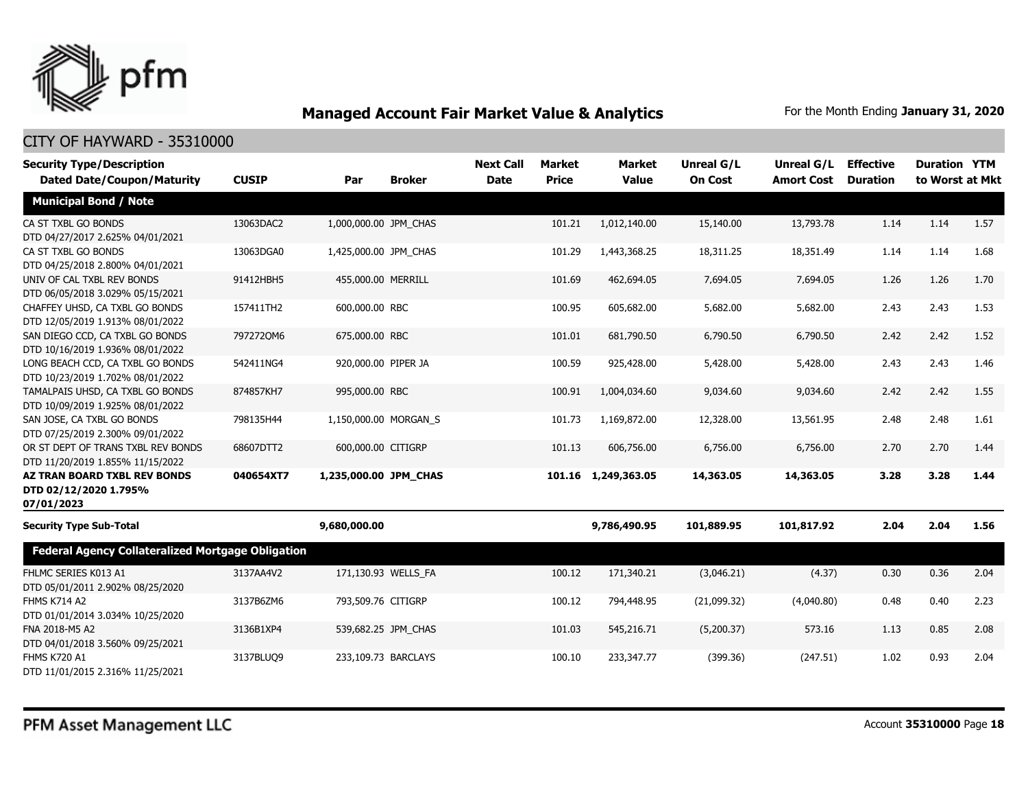## Managed Account Fair Market Value & Analytics

For the Month Ending **January 31, 2020**

CITY OF HAYWARD - 35310000

| Security Type/Description Dated Date/Coupon/Maturity | CUSIP | Par | Broker | Next Call Date | Market Price | Market Value | Unreal G/L On Cost | Unreal G/L Amort Cost | Effective Duration | Duration to Worst | YTM at Mkt |
|---|---|---|---|---|---|---|---|---|---|---|---|
| **Municipal Bond / Note** | | | | | | | | | | | |
| CA ST TXBL GO BONDS DTD 04/27/2017 2.625% 04/01/2021 | 13063DAC2 | 1,000,000.00 | JPM_CHAS | | 101.21 | 1,012,140.00 | 15,140.00 | 13,793.78 | 1.14 | 1.14 | 1.57 |
| CA ST TXBL GO BONDS DTD 04/25/2018 2.800% 04/01/2021 | 13063DGA0 | 1,425,000.00 | JPM_CHAS | | 101.29 | 1,443,368.25 | 18,311.25 | 18,351.49 | 1.14 | 1.14 | 1.68 |
| UNIV OF CAL TXBL REV BONDS DTD 06/05/2018 3.029% 05/15/2021 | 91412HBH5 | 455,000.00 | MERRILL | | 101.69 | 462,694.05 | 7,694.05 | 7,694.05 | 1.26 | 1.26 | 1.70 |
| CHAFFEY UHSD, CA TXBL GO BONDS DTD 12/05/2019 1.913% 08/01/2022 | 157411TH2 | 600,000.00 | RBC | | 100.95 | 605,682.00 | 5,682.00 | 5,682.00 | 2.43 | 2.43 | 1.53 |
| SAN DIEGO CCD, CA TXBL GO BONDS DTD 10/16/2019 1.936% 08/01/2022 | 797272QM6 | 675,000.00 | RBC | | 101.01 | 681,790.50 | 6,790.50 | 6,790.50 | 2.42 | 2.42 | 1.52 |
| LONG BEACH CCD, CA TXBL GO BONDS DTD 10/23/2019 1.702% 08/01/2022 | 542411NG4 | 920,000.00 | PIPER JA | | 100.59 | 925,428.00 | 5,428.00 | 5,428.00 | 2.43 | 2.43 | 1.46 |
| TAMALPAIS UHSD, CA TXBL GO BONDS DTD 10/09/2019 1.925% 08/01/2022 | 874857KH7 | 995,000.00 | RBC | | 100.91 | 1,004,034.60 | 9,034.60 | 9,034.60 | 2.42 | 2.42 | 1.55 |
| SAN JOSE, CA TXBL GO BONDS DTD 07/25/2019 2.300% 09/01/2022 | 798135H44 | 1,150,000.00 | MORGAN_S | | 101.73 | 1,169,872.00 | 12,328.00 | 13,561.95 | 2.48 | 2.48 | 1.61 |
| OR ST DEPT OF TRANS TXBL REV BONDS DTD 11/20/2019 1.855% 11/15/2022 | 68607DTT2 | 600,000.00 | CITIGRP | | 101.13 | 606,756.00 | 6,756.00 | 6,756.00 | 2.70 | 2.70 | 1.44 |
| **AZ TRAN BOARD TXBL REV BONDS DTD 02/12/2020 1.795% 07/01/2023** | **040654XT7** | **1,235,000.00** | **JPM_CHAS** | | **101.16** | **1,249,363.05** | **14,363.05** | **14,363.05** | **3.28** | **3.28** | **1.44** |
| **Security Type Sub-Total** | | **9,680,000.00** | | | | **9,786,490.95** | **101,889.95** | **101,817.92** | **2.04** | **2.04** | **1.56** |
| **Federal Agency Collateralized Mortgage Obligation** | | | | | | | | | | | |
| FHLMC SERIES K013 A1 DTD 05/01/2011 2.902% 08/25/2020 | 3137AA4V2 | 171,130.93 | WELLS_FA | | 100.12 | 171,340.21 | (3,046.21) | (4.37) | 0.30 | 0.36 | 2.04 |
| FHMS K714 A2 DTD 01/01/2014 3.034% 10/25/2020 | 3137B6ZM6 | 793,509.76 | CITIGRP | | 100.12 | 794,448.95 | (21,099.32) | (4,040.80) | 0.48 | 0.40 | 2.23 |
| FNA 2018-M5 A2 DTD 04/01/2018 3.560% 09/25/2021 | 3136B1XP4 | 539,682.25 | JPM_CHAS | | 101.03 | 545,216.71 | (5,200.37) | 573.16 | 1.13 | 0.85 | 2.08 |
| FHMS K720 A1 DTD 11/01/2015 2.316% 11/25/2021 | 3137BLUQ9 | 233,109.73 | BARCLAYS | | 100.10 | 233,347.77 | (399.36) | (247.51) | 1.02 | 0.93 | 2.04 |

PFM Asset Management LLC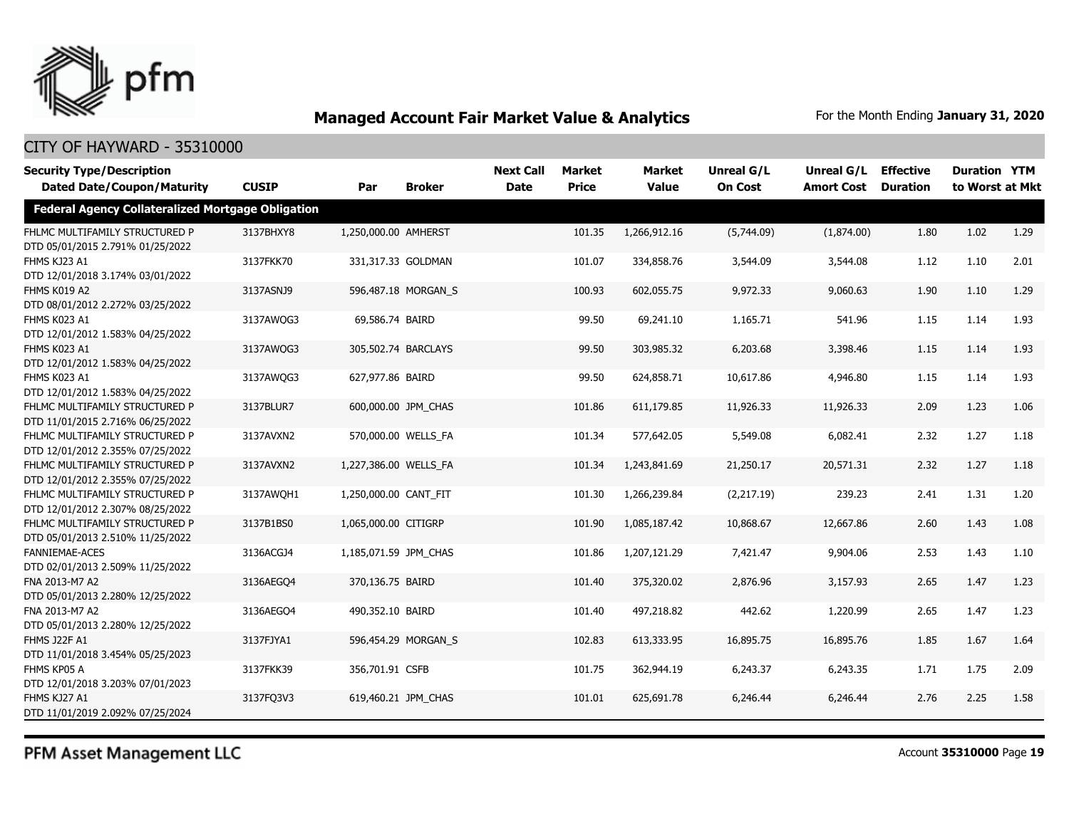## Managed Account Fair Market Value & Analytics

For the Month Ending **January 31, 2020**

CITY OF HAYWARD - 35310000

| Security Type/Description Dated Date/Coupon/Maturity | CUSIP | Par | Broker | Next Call Date | Market Price | Market Value | Unreal G/L On Cost | Unreal G/L Amort Cost | Effective Duration | Duration to Worst | YTM at Mkt |
|---|---|---|---|---|---|---|---|---|---|---|---|
| **Federal Agency Collateralized Mortgage Obligation** | | | | | | | | | | | |
| FHLMC MULTIFAMILY STRUCTURED P DTD 05/01/2015 2.791% 01/25/2022 | 3137BHXY8 | 1,250,000.00 | AMHERST | | 101.35 | 1,266,912.16 | (5,744.09) | (1,874.00) | 1.80 | 1.02 | 1.29 |
| FHMS KJ23 A1 DTD 12/01/2018 3.174% 03/01/2022 | 3137FKK70 | 331,317.33 | GOLDMAN | | 101.07 | 334,858.76 | 3,544.09 | 3,544.08 | 1.12 | 1.10 | 2.01 |
| FHMS K019 A2 DTD 08/01/2012 2.272% 03/25/2022 | 3137ASNJ9 | 596,487.18 | MORGAN_S | | 100.93 | 602,055.75 | 9,972.33 | 9,060.63 | 1.90 | 1.10 | 1.29 |
| FHMS K023 A1 DTD 12/01/2012 1.583% 04/25/2022 | 3137AWQG3 | 69,586.74 | BAIRD | | 99.50 | 69,241.10 | 1,165.71 | 541.96 | 1.15 | 1.14 | 1.93 |
| FHMS K023 A1 DTD 12/01/2012 1.583% 04/25/2022 | 3137AWQG3 | 305,502.74 | BARCLAYS | | 99.50 | 303,985.32 | 6,203.68 | 3,398.46 | 1.15 | 1.14 | 1.93 |
| FHMS K023 A1 DTD 12/01/2012 1.583% 04/25/2022 | 3137AWQG3 | 627,977.86 | BAIRD | | 99.50 | 624,858.71 | 10,617.86 | 4,946.80 | 1.15 | 1.14 | 1.93 |
| FHLMC MULTIFAMILY STRUCTURED P DTD 11/01/2015 2.716% 06/25/2022 | 3137BLUR7 | 600,000.00 | JPM_CHAS | | 101.86 | 611,179.85 | 11,926.33 | 11,926.33 | 2.09 | 1.23 | 1.06 |
| FHLMC MULTIFAMILY STRUCTURED P DTD 12/01/2012 2.355% 07/25/2022 | 3137AVXN2 | 570,000.00 | WELLS_FA | | 101.34 | 577,642.05 | 5,549.08 | 6,082.41 | 2.32 | 1.27 | 1.18 |
| FHLMC MULTIFAMILY STRUCTURED P DTD 12/01/2012 2.355% 07/25/2022 | 3137AVXN2 | 1,227,386.00 | WELLS_FA | | 101.34 | 1,243,841.69 | 21,250.17 | 20,571.31 | 2.32 | 1.27 | 1.18 |
| FHLMC MULTIFAMILY STRUCTURED P DTD 12/01/2012 2.307% 08/25/2022 | 3137AWQH1 | 1,250,000.00 | CANT_FIT | | 101.30 | 1,266,239.84 | (2,217.19) | 239.23 | 2.41 | 1.31 | 1.20 |
| FHLMC MULTIFAMILY STRUCTURED P DTD 05/01/2013 2.510% 11/25/2022 | 3137B1BS0 | 1,065,000.00 | CITIGRP | | 101.90 | 1,085,187.42 | 10,868.67 | 12,667.86 | 2.60 | 1.43 | 1.08 |
| FANNIEMAE-ACES DTD 02/01/2013 2.509% 11/25/2022 | 3136ACGJ4 | 1,185,071.59 | JPM_CHAS | | 101.86 | 1,207,121.29 | 7,421.47 | 9,904.06 | 2.53 | 1.43 | 1.10 |
| FNA 2013-M7 A2 DTD 05/01/2013 2.280% 12/25/2022 | 3136AEGQ4 | 370,136.75 | BAIRD | | 101.40 | 375,320.02 | 2,876.96 | 3,157.93 | 2.65 | 1.47 | 1.23 |
| FNA 2013-M7 A2 DTD 05/01/2013 2.280% 12/25/2022 | 3136AEGQ4 | 490,352.10 | BAIRD | | 101.40 | 497,218.82 | 442.62 | 1,220.99 | 2.65 | 1.47 | 1.23 |
| FHMS J22F A1 DTD 11/01/2018 3.454% 05/25/2023 | 3137FJYA1 | 596,454.29 | MORGAN_S | | 102.83 | 613,333.95 | 16,895.75 | 16,895.76 | 1.85 | 1.67 | 1.64 |
| FHMS KP05 A DTD 12/01/2018 3.203% 07/01/2023 | 3137FKK39 | 356,701.91 | CSFB | | 101.75 | 362,944.19 | 6,243.37 | 6,243.35 | 1.71 | 1.75 | 2.09 |
| FHMS KJ27 A1 DTD 11/01/2019 2.092% 07/25/2024 | 3137FQ3V3 | 619,460.21 | JPM_CHAS | | 101.01 | 625,691.78 | 6,246.44 | 6,246.44 | 2.76 | 2.25 | 1.58 |

PFM Asset Management LLC

Account **35310000**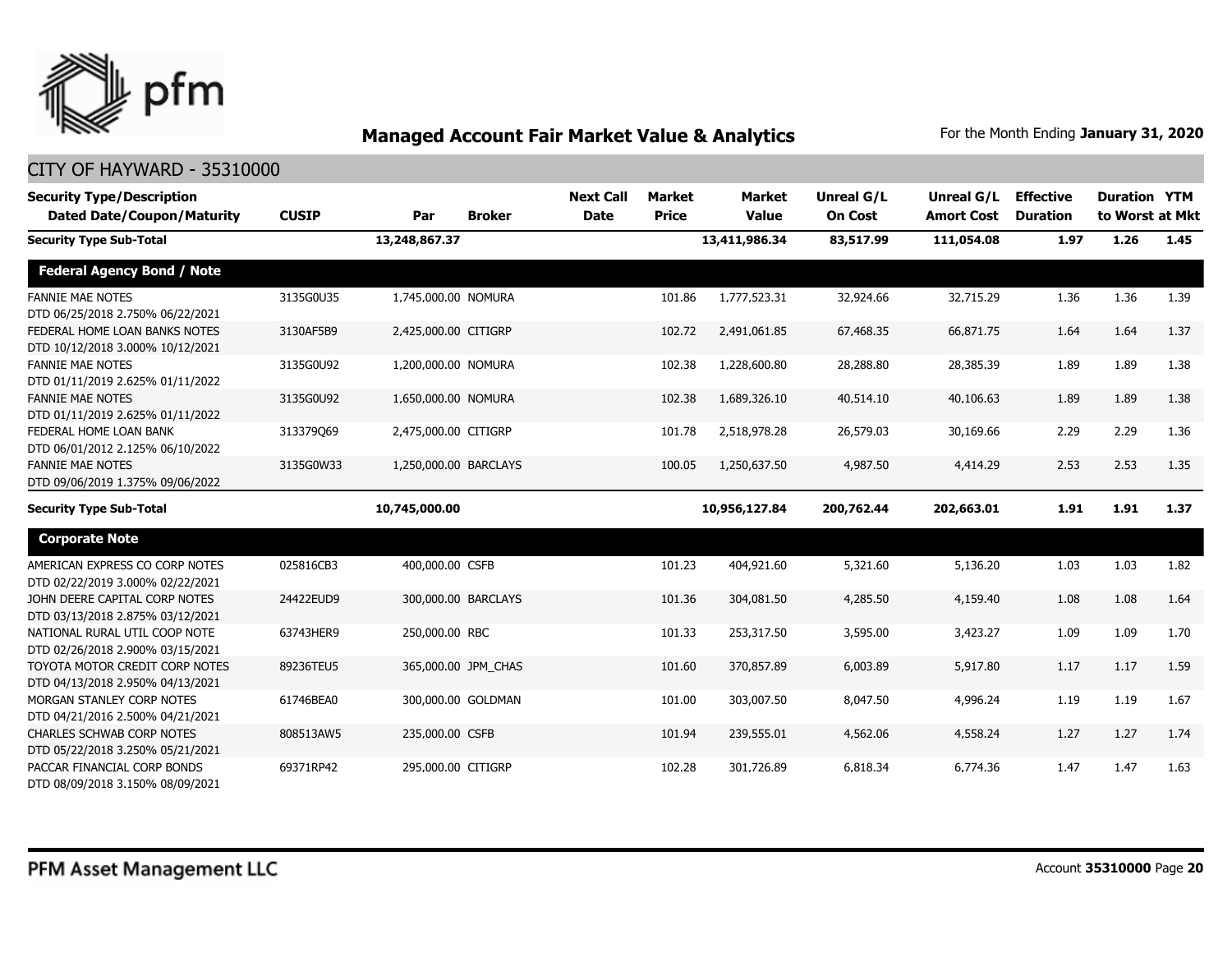## Managed Account Fair Market Value & Analytics

For the Month Ending **January 31, 2020**

CITY OF HAYWARD - 35310000

| Security Type/Description Dated Date/Coupon/Maturity | CUSIP | Par | Broker | Next Call Date | Market Price | Market Value | Unreal G/L On Cost | Unreal G/L Amort Cost | Effective Duration | Duration to Worst | YTM at Mkt |
|---|---|---|---|---|---|---|---|---|---|---|---|
| **Security Type Sub-Total** | | **13,248,867.37** | | | | **13,411,986.34** | **83,517.99** | **111,054.08** | **1.97** | **1.26** | **1.45** |
| **Federal Agency Bond / Note** | | | | | | | | | | | |
| FANNIE MAE NOTES DTD 06/25/2018 2.750% 06/22/2021 | 3135G0U35 | 1,745,000.00 | NOMURA | | 101.86 | 1,777,523.31 | 32,924.66 | 32,715.29 | 1.36 | 1.36 | 1.39 |
| FEDERAL HOME LOAN BANKS NOTES DTD 10/12/2018 3.000% 10/12/2021 | 3130AF5B9 | 2,425,000.00 | CITIGRP | | 102.72 | 2,491,061.85 | 67,468.35 | 66,871.75 | 1.64 | 1.64 | 1.37 |
| FANNIE MAE NOTES DTD 01/11/2019 2.625% 01/11/2022 | 3135G0U92 | 1,200,000.00 | NOMURA | | 102.38 | 1,228,600.80 | 28,288.80 | 28,385.39 | 1.89 | 1.89 | 1.38 |
| FANNIE MAE NOTES DTD 01/11/2019 2.625% 01/11/2022 | 3135G0U92 | 1,650,000.00 | NOMURA | | 102.38 | 1,689,326.10 | 40,514.10 | 40,106.63 | 1.89 | 1.89 | 1.38 |
| FEDERAL HOME LOAN BANK DTD 06/01/2012 2.125% 06/10/2022 | 313379Q69 | 2,475,000.00 | CITIGRP | | 101.78 | 2,518,978.28 | 26,579.03 | 30,169.66 | 2.29 | 2.29 | 1.36 |
| FANNIE MAE NOTES DTD 09/06/2019 1.375% 09/06/2022 | 3135G0W33 | 1,250,000.00 | BARCLAYS | | 100.05 | 1,250,637.50 | 4,987.50 | 4,414.29 | 2.53 | 2.53 | 1.35 |
| **Security Type Sub-Total** | | **10,745,000.00** | | | | **10,956,127.84** | **200,762.44** | **202,663.01** | **1.91** | **1.91** | **1.37** |
| **Corporate Note** | | | | | | | | | | | |
| AMERICAN EXPRESS CO CORP NOTES DTD 02/22/2019 3.000% 02/22/2021 | 025816CB3 | 400,000.00 | CSFB | | 101.23 | 404,921.60 | 5,321.60 | 5,136.20 | 1.03 | 1.03 | 1.82 |
| JOHN DEERE CAPITAL CORP NOTES DTD 03/13/2018 2.875% 03/12/2021 | 24422EUD9 | 300,000.00 | BARCLAYS | | 101.36 | 304,081.50 | 4,285.50 | 4,159.40 | 1.08 | 1.08 | 1.64 |
| NATIONAL RURAL UTIL COOP NOTE DTD 02/26/2018 2.900% 03/15/2021 | 63743HER9 | 250,000.00 | RBC | | 101.33 | 253,317.50 | 3,595.00 | 3,423.27 | 1.09 | 1.09 | 1.70 |
| TOYOTA MOTOR CREDIT CORP NOTES DTD 04/13/2018 2.950% 04/13/2021 | 89236TEU5 | 365,000.00 | JPM_CHAS | | 101.60 | 370,857.89 | 6,003.89 | 5,917.80 | 1.17 | 1.17 | 1.59 |
| MORGAN STANLEY CORP NOTES DTD 04/21/2016 2.500% 04/21/2021 | 61746BEA0 | 300,000.00 | GOLDMAN | | 101.00 | 303,007.50 | 8,047.50 | 4,996.24 | 1.19 | 1.19 | 1.67 |
| CHARLES SCHWAB CORP NOTES DTD 05/22/2018 3.250% 05/21/2021 | 808513AW5 | 235,000.00 | CSFB | | 101.94 | 239,555.01 | 4,562.06 | 4,558.24 | 1.27 | 1.27 | 1.74 |
| PACCAR FINANCIAL CORP BONDS DTD 08/09/2018 3.150% 08/09/2021 | 69371RP42 | 295,000.00 | CITIGRP | | 102.28 | 301,726.89 | 6,818.34 | 6,774.36 | 1.47 | 1.47 | 1.63 |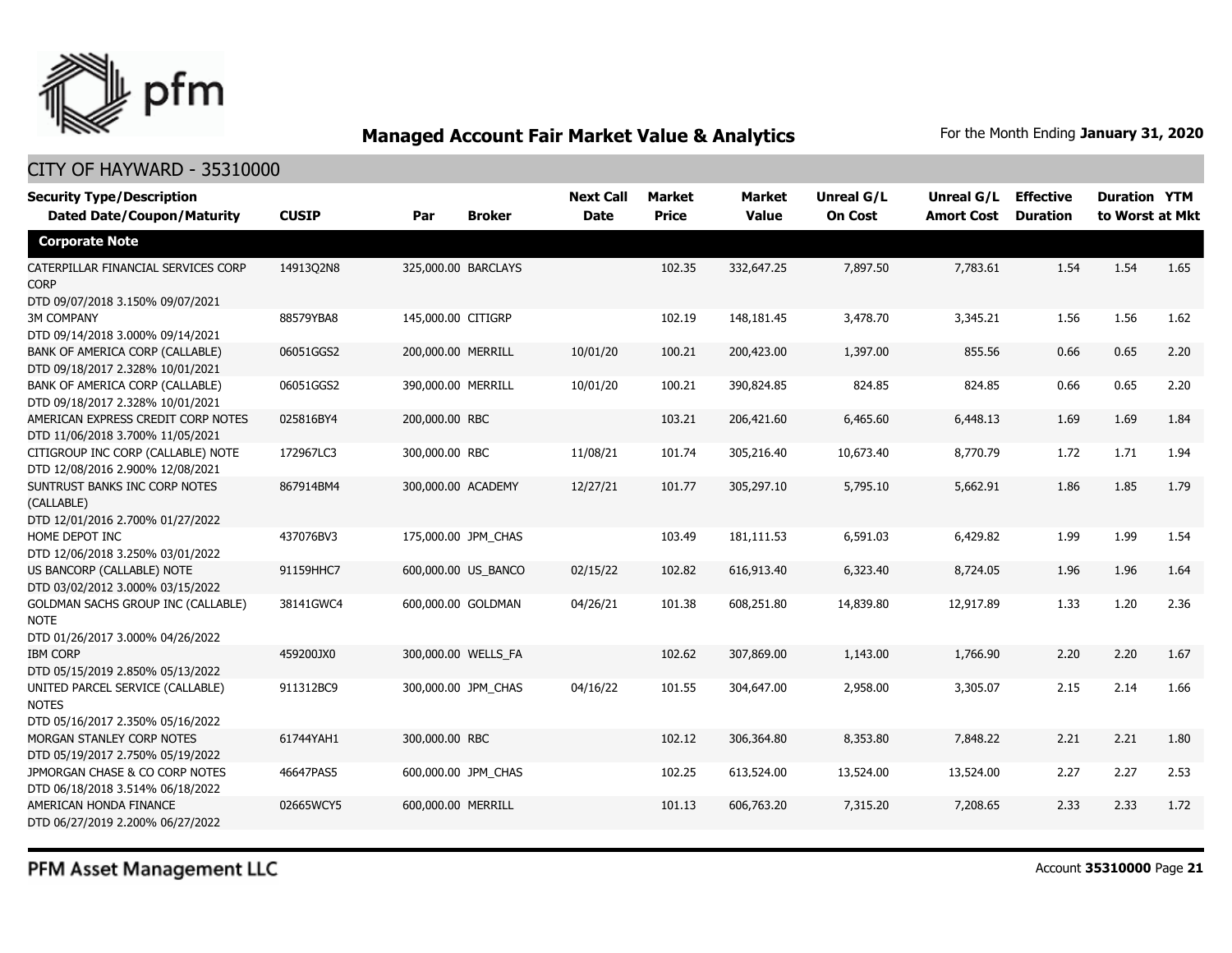# Managed Account Fair Market Value & Analytics

For the Month Ending **January 31, 2020**

## CITY OF HAYWARD - 35310000

| Security Type/Description Dated Date/Coupon/Maturity | CUSIP | Par | Broker | Next Call Date | Market Price | Market Value | Unreal G/L On Cost | Unreal G/L Amort Cost | Effective Duration | Duration to Worst | YTM at Mkt |
|---|---|---|---|---|---|---|---|---|---|---|---|
| **Corporate Note** | | | | | | | | | | | |
| CATERPILLAR FINANCIAL SERVICES CORP CORP DTD 09/07/2018 3.150% 09/07/2021 | 14913Q2N8 | 325,000.00 | BARCLAYS | | 102.35 | 332,647.25 | 7,897.50 | 7,783.61 | 1.54 | 1.54 | 1.65 |
| 3M COMPANY DTD 09/14/2018 3.000% 09/14/2021 | 88579YBA8 | 145,000.00 | CITIGRP | | 102.19 | 148,181.45 | 3,478.70 | 3,345.21 | 1.56 | 1.56 | 1.62 |
| BANK OF AMERICA CORP (CALLABLE) DTD 09/18/2017 2.328% 10/01/2021 | 06051GGS2 | 200,000.00 | MERRILL | 10/01/20 | 100.21 | 200,423.00 | 1,397.00 | 855.56 | 0.66 | 0.65 | 2.20 |
| BANK OF AMERICA CORP (CALLABLE) DTD 09/18/2017 2.328% 10/01/2021 | 06051GGS2 | 390,000.00 | MERRILL | 10/01/20 | 100.21 | 390,824.85 | 824.85 | 824.85 | 0.66 | 0.65 | 2.20 |
| AMERICAN EXPRESS CREDIT CORP NOTES DTD 11/06/2018 3.700% 11/05/2021 | 025816BY4 | 200,000.00 | RBC | | 103.21 | 206,421.60 | 6,465.60 | 6,448.13 | 1.69 | 1.69 | 1.84 |
| CITIGROUP INC CORP (CALLABLE) NOTE DTD 12/08/2016 2.900% 12/08/2021 | 172967LC3 | 300,000.00 | RBC | 11/08/21 | 101.74 | 305,216.40 | 10,673.40 | 8,770.79 | 1.72 | 1.71 | 1.94 |
| SUNTRUST BANKS INC CORP NOTES (CALLABLE) DTD 12/01/2016 2.700% 01/27/2022 | 867914BM4 | 300,000.00 | ACADEMY | 12/27/21 | 101.77 | 305,297.10 | 5,795.10 | 5,662.91 | 1.86 | 1.85 | 1.79 |
| HOME DEPOT INC DTD 12/06/2018 3.250% 03/01/2022 | 437076BV3 | 175,000.00 | JPM_CHAS | | 103.49 | 181,111.53 | 6,591.03 | 6,429.82 | 1.99 | 1.99 | 1.54 |
| US BANCORP (CALLABLE) NOTE DTD 03/02/2012 3.000% 03/15/2022 | 91159HHC7 | 600,000.00 | US_BANCO | 02/15/22 | 102.82 | 616,913.40 | 6,323.40 | 8,724.05 | 1.96 | 1.96 | 1.64 |
| GOLDMAN SACHS GROUP INC (CALLABLE) NOTE DTD 01/26/2017 3.000% 04/26/2022 | 38141GWC4 | 600,000.00 | GOLDMAN | 04/26/21 | 101.38 | 608,251.80 | 14,839.80 | 12,917.89 | 1.33 | 1.20 | 2.36 |
| IBM CORP DTD 05/15/2019 2.850% 05/13/2022 | 459200JX0 | 300,000.00 | WELLS_FA | | 102.62 | 307,869.00 | 1,143.00 | 1,766.90 | 2.20 | 2.20 | 1.67 |
| UNITED PARCEL SERVICE (CALLABLE) NOTES DTD 05/16/2017 2.350% 05/16/2022 | 911312BC9 | 300,000.00 | JPM_CHAS | 04/16/22 | 101.55 | 304,647.00 | 2,958.00 | 3,305.07 | 2.15 | 2.14 | 1.66 |
| MORGAN STANLEY CORP NOTES DTD 05/19/2017 2.750% 05/19/2022 | 61744YAH1 | 300,000.00 | RBC | | 102.12 | 306,364.80 | 8,353.80 | 7,848.22 | 2.21 | 2.21 | 1.80 |
| JPMORGAN CHASE & CO CORP NOTES DTD 06/18/2018 3.514% 06/18/2022 | 46647PAS5 | 600,000.00 | JPM_CHAS | | 102.25 | 613,524.00 | 13,524.00 | 13,524.00 | 2.27 | 2.27 | 2.53 |
| AMERICAN HONDA FINANCE DTD 06/27/2019 2.200% 06/27/2022 | 02665WCY5 | 600,000.00 | MERRILL | | 101.13 | 606,763.20 | 7,315.20 | 7,208.65 | 2.33 | 2.33 | 1.72 |

PFM Asset Management LLC

Account **35310000**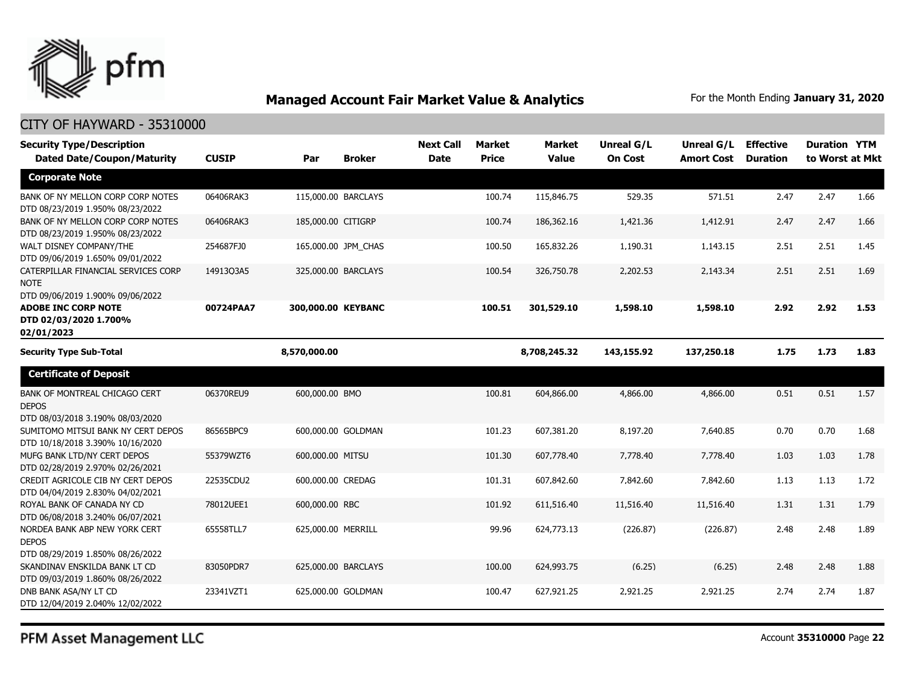# Managed Account Fair Market Value & Analytics

For the Month Ending **January 31, 2020**

## CITY OF HAYWARD - 35310000

| Security Type/Description Dated Date/Coupon/Maturity | CUSIP | Par | Broker | Next Call Date | Market Price | Market Value | Unreal G/L On Cost | Unreal G/L Amort Cost | Effective Duration | Duration to Worst | YTM at Mkt |
|---|---|---|---|---|---|---|---|---|---|---|---|
| **Corporate Note** | | | | | | | | | | | |
| BANK OF NY MELLON CORP CORP NOTES DTD 08/23/2019 1.950% 08/23/2022 | 06406RAK3 | 115,000.00 | BARCLAYS | | 100.74 | 115,846.75 | 529.35 | 571.51 | 2.47 | 2.47 | 1.66 |
| BANK OF NY MELLON CORP CORP NOTES DTD 08/23/2019 1.950% 08/23/2022 | 06406RAK3 | 185,000.00 | CITIGRP | | 100.74 | 186,362.16 | 1,421.36 | 1,412.91 | 2.47 | 2.47 | 1.66 |
| WALT DISNEY COMPANY/THE DTD 09/06/2019 1.650% 09/01/2022 | 254687FJ0 | 165,000.00 | JPM_CHAS | | 100.50 | 165,832.26 | 1,190.31 | 1,143.15 | 2.51 | 2.51 | 1.45 |
| CATERPILLAR FINANCIAL SERVICES CORP NOTE DTD 09/06/2019 1.900% 09/06/2022 | 14913Q3A5 | 325,000.00 | BARCLAYS | | 100.54 | 326,750.78 | 2,202.53 | 2,143.34 | 2.51 | 2.51 | 1.69 |
| **ADOBE INC CORP NOTE DTD 02/03/2020 1.700% 02/01/2023** | **00724PAA7** | **300,000.00** | **KEYBANC** | | **100.51** | **301,529.10** | **1,598.10** | **1,598.10** | **2.92** | **2.92** | **1.53** |
| **Security Type Sub-Total** | | **8,570,000.00** | | | | **8,708,245.32** | **143,155.92** | **137,250.18** | **1.75** | **1.73** | **1.83** |
| **Certificate of Deposit** | | | | | | | | | | | |
| BANK OF MONTREAL CHICAGO CERT DEPOS DTD 08/03/2018 3.190% 08/03/2020 | 06370REU9 | 600,000.00 | BMO | | 100.81 | 604,866.00 | 4,866.00 | 4,866.00 | 0.51 | 0.51 | 1.57 |
| SUMITOMO MITSUI BANK NY CERT DEPOS DTD 10/18/2018 3.390% 10/16/2020 | 86565BPC9 | 600,000.00 | GOLDMAN | | 101.23 | 607,381.20 | 8,197.20 | 7,640.85 | 0.70 | 0.70 | 1.68 |
| MUFG BANK LTD/NY CERT DEPOS DTD 02/28/2019 2.970% 02/26/2021 | 55379WZT6 | 600,000.00 | MITSU | | 101.30 | 607,778.40 | 7,778.40 | 7,778.40 | 1.03 | 1.03 | 1.78 |
| CREDIT AGRICOLE CIB NY CERT DEPOS DTD 04/04/2019 2.830% 04/02/2021 | 22535CDU2 | 600,000.00 | CREDAG | | 101.31 | 607,842.60 | 7,842.60 | 7,842.60 | 1.13 | 1.13 | 1.72 |
| ROYAL BANK OF CANADA NY CD DTD 06/08/2018 3.240% 06/07/2021 | 78012UEE1 | 600,000.00 | RBC | | 101.92 | 611,516.40 | 11,516.40 | 11,516.40 | 1.31 | 1.31 | 1.79 |
| NORDEA BANK ABP NEW YORK CERT DEPOS DTD 08/29/2019 1.850% 08/26/2022 | 65558TLL7 | 625,000.00 | MERRILL | | 99.96 | 624,773.13 | (226.87) | (226.87) | 2.48 | 2.48 | 1.89 |
| SKANDINAV ENSKILDA BANK LT CD DTD 09/03/2019 1.860% 08/26/2022 | 83050PDR7 | 625,000.00 | BARCLAYS | | 100.00 | 624,993.75 | (6.25) | (6.25) | 2.48 | 2.48 | 1.88 |
| DNB BANK ASA/NY LT CD DTD 12/04/2019 2.040% 12/02/2022 | 23341VZT1 | 625,000.00 | GOLDMAN | | 100.47 | 627,921.25 | 2,921.25 | 2,921.25 | 2.74 | 2.74 | 1.87 |

PFM Asset Management LLC

Account **35310000**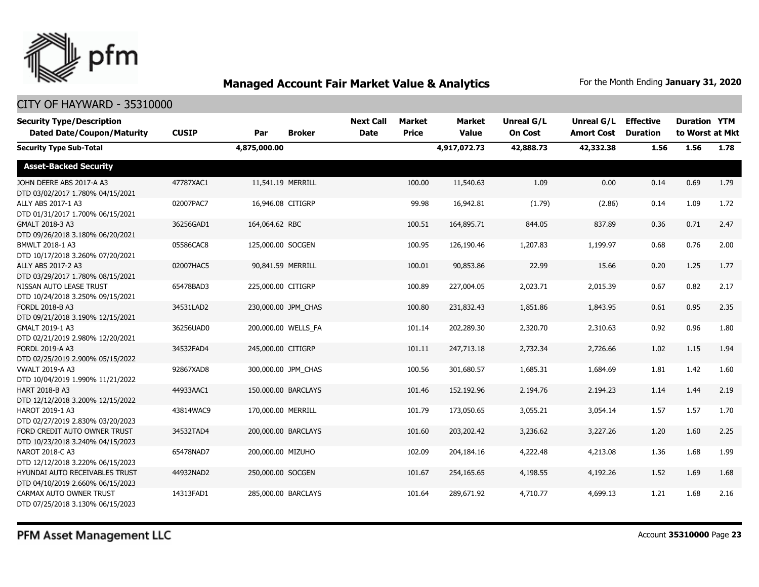## Managed Account Fair Market Value & Analytics

For the Month Ending **January 31, 2020**

CITY OF HAYWARD - 35310000

| Security Type/Description Dated Date/Coupon/Maturity | CUSIP | Par | Broker | Next Call Date | Market Price | Market Value | Unreal G/L On Cost | Unreal G/L Amort Cost | Effective Duration | Duration to Worst | YTM at Mkt |
|---|---|---|---|---|---|---|---|---|---|---|---|
| **Security Type Sub-Total** | | **4,875,000.00** | | | | **4,917,072.73** | **42,888.73** | **42,332.38** | **1.56** | **1.56** | **1.78** |
| **Asset-Backed Security** | | | | | | | | | | | |
| JOHN DEERE ABS 2017-A A3 DTD 03/02/2017 1.780% 04/15/2021 | 47787XAC1 | 11,541.19 | MERRILL | | 100.00 | 11,540.63 | 1.09 | 0.00 | 0.14 | 0.69 | 1.79 |
| ALLY ABS 2017-1 A3 DTD 01/31/2017 1.700% 06/15/2021 | 02007PAC7 | 16,946.08 | CITIGRP | | 99.98 | 16,942.81 | (1.79) | (2.86) | 0.14 | 1.09 | 1.72 |
| GMALT 2018-3 A3 DTD 09/26/2018 3.180% 06/20/2021 | 36256GAD1 | 164,064.62 | RBC | | 100.51 | 164,895.71 | 844.05 | 837.89 | 0.36 | 0.71 | 2.47 |
| BMWLT 2018-1 A3 DTD 10/17/2018 3.260% 07/20/2021 | 05586CAC8 | 125,000.00 | SOCGEN | | 100.95 | 126,190.46 | 1,207.83 | 1,199.97 | 0.68 | 0.76 | 2.00 |
| ALLY ABS 2017-2 A3 DTD 03/29/2017 1.780% 08/15/2021 | 02007HAC5 | 90,841.59 | MERRILL | | 100.01 | 90,853.86 | 22.99 | 15.66 | 0.20 | 1.25 | 1.77 |
| NISSAN AUTO LEASE TRUST DTD 10/24/2018 3.250% 09/15/2021 | 65478BAD3 | 225,000.00 | CITIGRP | | 100.89 | 227,004.05 | 2,023.71 | 2,015.39 | 0.67 | 0.82 | 2.17 |
| FORDL 2018-B A3 DTD 09/21/2018 3.190% 12/15/2021 | 34531LAD2 | 230,000.00 | JPM_CHAS | | 100.80 | 231,832.43 | 1,851.86 | 1,843.95 | 0.61 | 0.95 | 2.35 |
| GMALT 2019-1 A3 DTD 02/21/2019 2.980% 12/20/2021 | 36256UAD0 | 200,000.00 | WELLS_FA | | 101.14 | 202,289.30 | 2,320.70 | 2,310.63 | 0.92 | 0.96 | 1.80 |
| FORDL 2019-A A3 DTD 02/25/2019 2.900% 05/15/2022 | 34532FAD4 | 245,000.00 | CITIGRP | | 101.11 | 247,713.18 | 2,732.34 | 2,726.66 | 1.02 | 1.15 | 1.94 |
| VWALT 2019-A A3 DTD 10/04/2019 1.990% 11/21/2022 | 92867XAD8 | 300,000.00 | JPM_CHAS | | 100.56 | 301,680.57 | 1,685.31 | 1,684.69 | 1.81 | 1.42 | 1.60 |
| HART 2018-B A3 DTD 12/12/2018 3.200% 12/15/2022 | 44933AAC1 | 150,000.00 | BARCLAYS | | 101.46 | 152,192.96 | 2,194.76 | 2,194.23 | 1.14 | 1.44 | 2.19 |
| HAROT 2019-1 A3 DTD 02/27/2019 2.830% 03/20/2023 | 43814WAC9 | 170,000.00 | MERRILL | | 101.79 | 173,050.65 | 3,055.21 | 3,054.14 | 1.57 | 1.57 | 1.70 |
| FORD CREDIT AUTO OWNER TRUST DTD 10/23/2018 3.240% 04/15/2023 | 34532TAD4 | 200,000.00 | BARCLAYS | | 101.60 | 203,202.42 | 3,236.62 | 3,227.26 | 1.20 | 1.60 | 2.25 |
| NAROT 2018-C A3 DTD 12/12/2018 3.220% 06/15/2023 | 65478NAD7 | 200,000.00 | MIZUHO | | 102.09 | 204,184.16 | 4,222.48 | 4,213.08 | 1.36 | 1.68 | 1.99 |
| HYUNDAI AUTO RECEIVABLES TRUST DTD 04/10/2019 2.660% 06/15/2023 | 44932NAD2 | 250,000.00 | SOCGEN | | 101.67 | 254,165.65 | 4,198.55 | 4,192.26 | 1.52 | 1.69 | 1.68 |
| CARMAX AUTO OWNER TRUST DTD 07/25/2018 3.130% 06/15/2023 | 14313FAD1 | 285,000.00 | BARCLAYS | | 101.64 | 289,671.92 | 4,710.77 | 4,699.13 | 1.21 | 1.68 | 2.16 |

PFM Asset Management LLC

Account **35310000**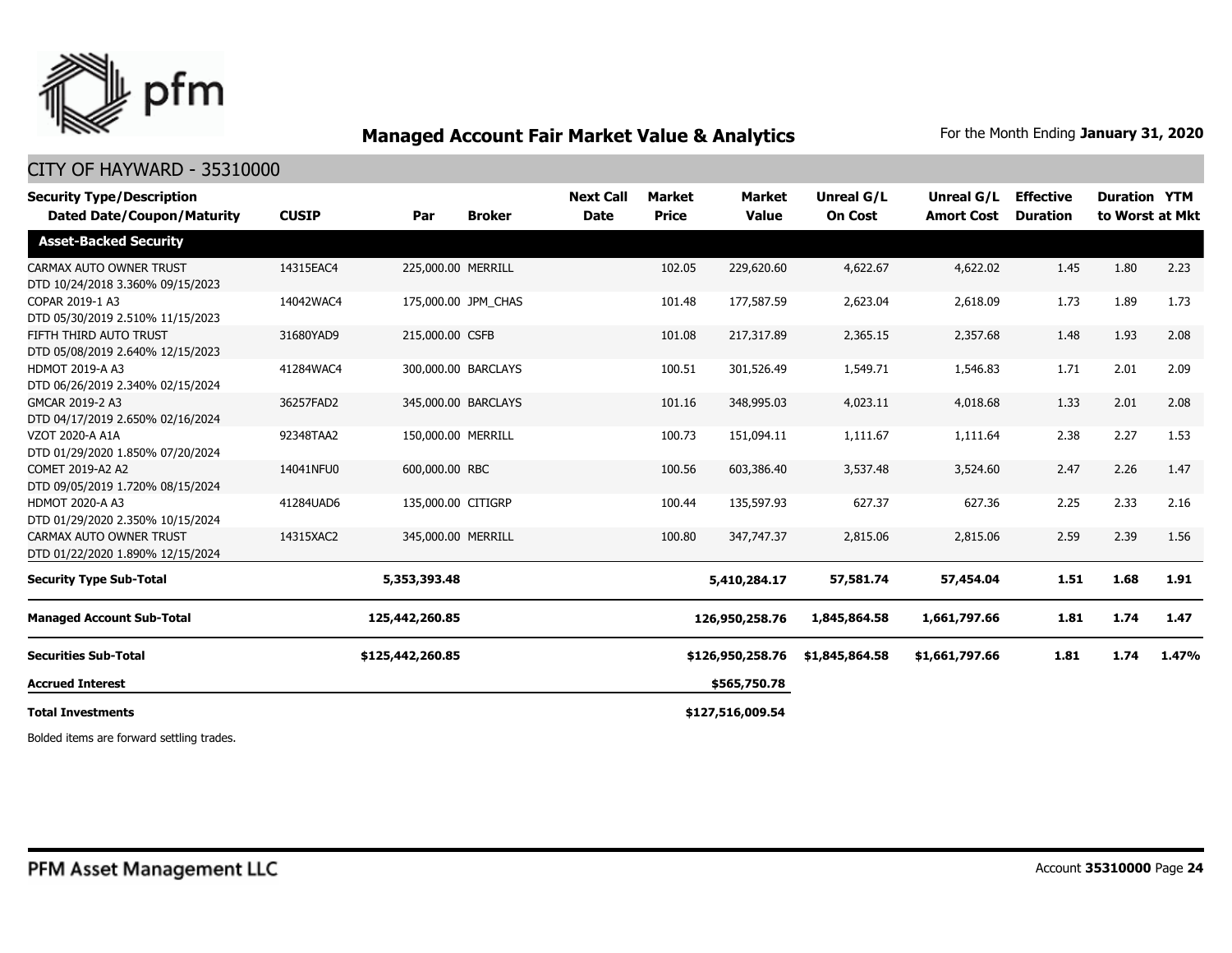## Managed Account Fair Market Value & Analytics

For the Month Ending **January 31, 2020**

CITY OF HAYWARD - 35310000

| Security Type/Description Dated Date/Coupon/Maturity | CUSIP | Par | Broker | Next Call Date | Market Price | Market Value | Unreal G/L On Cost | Unreal G/L Amort Cost | Effective Duration | Duration to Worst | YTM at Mkt |
|---|---|---|---|---|---|---|---|---|---|---|---|
| **Asset-Backed Security** | | | | | | | | | | | |
| CARMAX AUTO OWNER TRUST DTD 10/24/2018 3.360% 09/15/2023 | 14315EAC4 | 225,000.00 | MERRILL | | 102.05 | 229,620.60 | 4,622.67 | 4,622.02 | 1.45 | 1.80 | 2.23 |
| COPAR 2019-1 A3 DTD 05/30/2019 2.510% 11/15/2023 | 14042WAC4 | 175,000.00 | JPM_CHAS | | 101.48 | 177,587.59 | 2,623.04 | 2,618.09 | 1.73 | 1.89 | 1.73 |
| FIFTH THIRD AUTO TRUST DTD 05/08/2019 2.640% 12/15/2023 | 31680YAD9 | 215,000.00 | CSFB | | 101.08 | 217,317.89 | 2,365.15 | 2,357.68 | 1.48 | 1.93 | 2.08 |
| HDMOT 2019-A A3 DTD 06/26/2019 2.340% 02/15/2024 | 41284WAC4 | 300,000.00 | BARCLAYS | | 100.51 | 301,526.49 | 1,549.71 | 1,546.83 | 1.71 | 2.01 | 2.09 |
| GMCAR 2019-2 A3 DTD 04/17/2019 2.650% 02/16/2024 | 36257FAD2 | 345,000.00 | BARCLAYS | | 101.16 | 348,995.03 | 4,023.11 | 4,018.68 | 1.33 | 2.01 | 2.08 |
| VZOT 2020-A A1A DTD 01/29/2020 1.850% 07/20/2024 | 92348TAA2 | 150,000.00 | MERRILL | | 100.73 | 151,094.11 | 1,111.67 | 1,111.64 | 2.38 | 2.27 | 1.53 |
| COMET 2019-A2 A2 DTD 09/05/2019 1.720% 08/15/2024 | 14041NFU0 | 600,000.00 | RBC | | 100.56 | 603,386.40 | 3,537.48 | 3,524.60 | 2.47 | 2.26 | 1.47 |
| HDMOT 2020-A A3 DTD 01/29/2020 2.350% 10/15/2024 | 41284UAD6 | 135,000.00 | CITIGRP | | 100.44 | 135,597.93 | 627.37 | 627.36 | 2.25 | 2.33 | 2.16 |
| CARMAX AUTO OWNER TRUST DTD 01/22/2020 1.890% 12/15/2024 | 14315XAC2 | 345,000.00 | MERRILL | | 100.80 | 347,747.37 | 2,815.06 | 2,815.06 | 2.59 | 2.39 | 1.56 |
| **Security Type Sub-Total** | | **5,353,393.48** | | | | **5,410,284.17** | **57,581.74** | **57,454.04** | **1.51** | **1.68** | **1.91** |
| **Managed Account Sub-Total** | | **125,442,260.85** | | | | **126,950,258.76** | **1,845,864.58** | **1,661,797.66** | **1.81** | **1.74** | **1.47** |
| **Securities Sub-Total** | | **$125,442,260.85** | | | | **$126,950,258.76** | **$1,845,864.58** | **$1,661,797.66** | **1.81** | **1.74** | **1.47%** |
| **Accrued Interest** | | | | | | **$565,750.78** | | | | | |
| **Total Investments** | | | | | | **$127,516,009.54** | | | | | |

Bolded items are forward settling trades.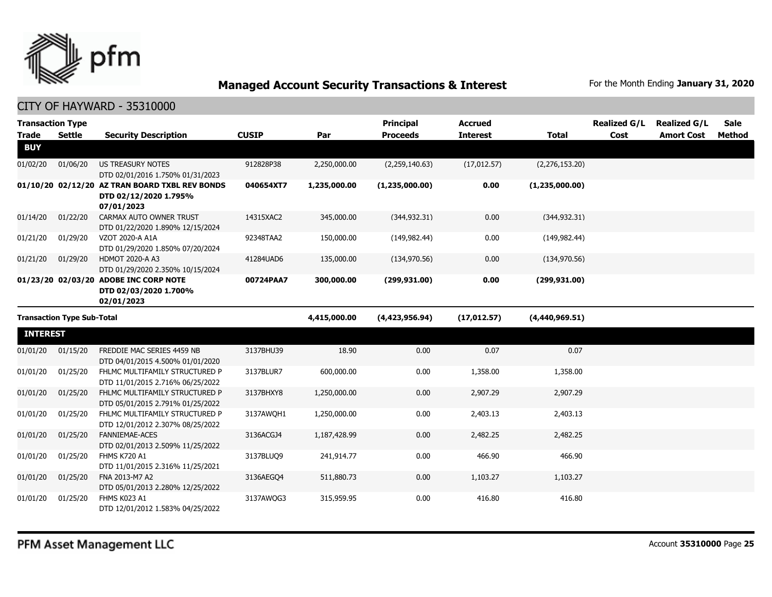## Managed Account Security Transactions & Interest

For the Month Ending **January 31, 2020**

CITY OF HAYWARD - 35310000

| Transaction Type Trade | Settle | Security Description | CUSIP | Par | Principal Proceeds | Accrued Interest | Total | Realized G/L Cost | Realized G/L Amort Cost | Sale Method |
|---|---|---|---|---|---|---|---|---|---|---|
| **BUY** | | | | | | | | | | |
| 01/02/20 | 01/06/20 | US TREASURY NOTES DTD 02/01/2016 1.750% 01/31/2023 | 912828P38 | 2,250,000.00 | (2,259,140.63) | (17,012.57) | (2,276,153.20) | | | |
| **01/10/20** | **02/12/20** | **AZ TRAN BOARD TXBL REV BONDS DTD 02/12/2020 1.795% 07/01/2023** | **040654XT7** | **1,235,000.00** | **(1,235,000.00)** | **0.00** | **(1,235,000.00)** | | | |
| 01/14/20 | 01/22/20 | CARMAX AUTO OWNER TRUST DTD 01/22/2020 1.890% 12/15/2024 | 14315XAC2 | 345,000.00 | (344,932.31) | 0.00 | (344,932.31) | | | |
| 01/21/20 | 01/29/20 | VZOT 2020-A A1A DTD 01/29/2020 1.850% 07/20/2024 | 92348TAA2 | 150,000.00 | (149,982.44) | 0.00 | (149,982.44) | | | |
| 01/21/20 | 01/29/20 | HDMOT 2020-A A3 DTD 01/29/2020 2.350% 10/15/2024 | 41284UAD6 | 135,000.00 | (134,970.56) | 0.00 | (134,970.56) | | | |
| **01/23/20** | **02/03/20** | **ADOBE INC CORP NOTE DTD 02/03/2020 1.700% 02/01/2023** | **00724PAA7** | **300,000.00** | **(299,931.00)** | **0.00** | **(299,931.00)** | | | |
| **Transaction Type Sub-Total** | | | | **4,415,000.00** | **(4,423,956.94)** | **(17,012.57)** | **(4,440,969.51)** | | | |
| **INTEREST** | | | | | | | | | | |
| 01/01/20 | 01/15/20 | FREDDIE MAC SERIES 4459 NB DTD 04/01/2015 4.500% 01/01/2020 | 3137BHU39 | 18.90 | 0.00 | 0.07 | 0.07 | | | |
| 01/01/20 | 01/25/20 | FHLMC MULTIFAMILY STRUCTURED P DTD 11/01/2015 2.716% 06/25/2022 | 3137BLUR7 | 600,000.00 | 0.00 | 1,358.00 | 1,358.00 | | | |
| 01/01/20 | 01/25/20 | FHLMC MULTIFAMILY STRUCTURED P DTD 05/01/2015 2.791% 01/25/2022 | 3137BHXY8 | 1,250,000.00 | 0.00 | 2,907.29 | 2,907.29 | | | |
| 01/01/20 | 01/25/20 | FHLMC MULTIFAMILY STRUCTURED P DTD 12/01/2012 2.307% 08/25/2022 | 3137AWQH1 | 1,250,000.00 | 0.00 | 2,403.13 | 2,403.13 | | | |
| 01/01/20 | 01/25/20 | FANNIEMAE-ACES DTD 02/01/2013 2.509% 11/25/2022 | 3136ACGJ4 | 1,187,428.99 | 0.00 | 2,482.25 | 2,482.25 | | | |
| 01/01/20 | 01/25/20 | FHMS K720 A1 DTD 11/01/2015 2.316% 11/25/2021 | 3137BLUQ9 | 241,914.77 | 0.00 | 466.90 | 466.90 | | | |
| 01/01/20 | 01/25/20 | FNA 2013-M7 A2 DTD 05/01/2013 2.280% 12/25/2022 | 3136AEGQ4 | 511,880.73 | 0.00 | 1,103.27 | 1,103.27 | | | |
| 01/01/20 | 01/25/20 | FHMS K023 A1 DTD 12/01/2012 1.583% 04/25/2022 | 3137AWQG3 | 315,959.95 | 0.00 | 416.80 | 416.80 | | | |

PFM Asset Management LLC

Account **35310000**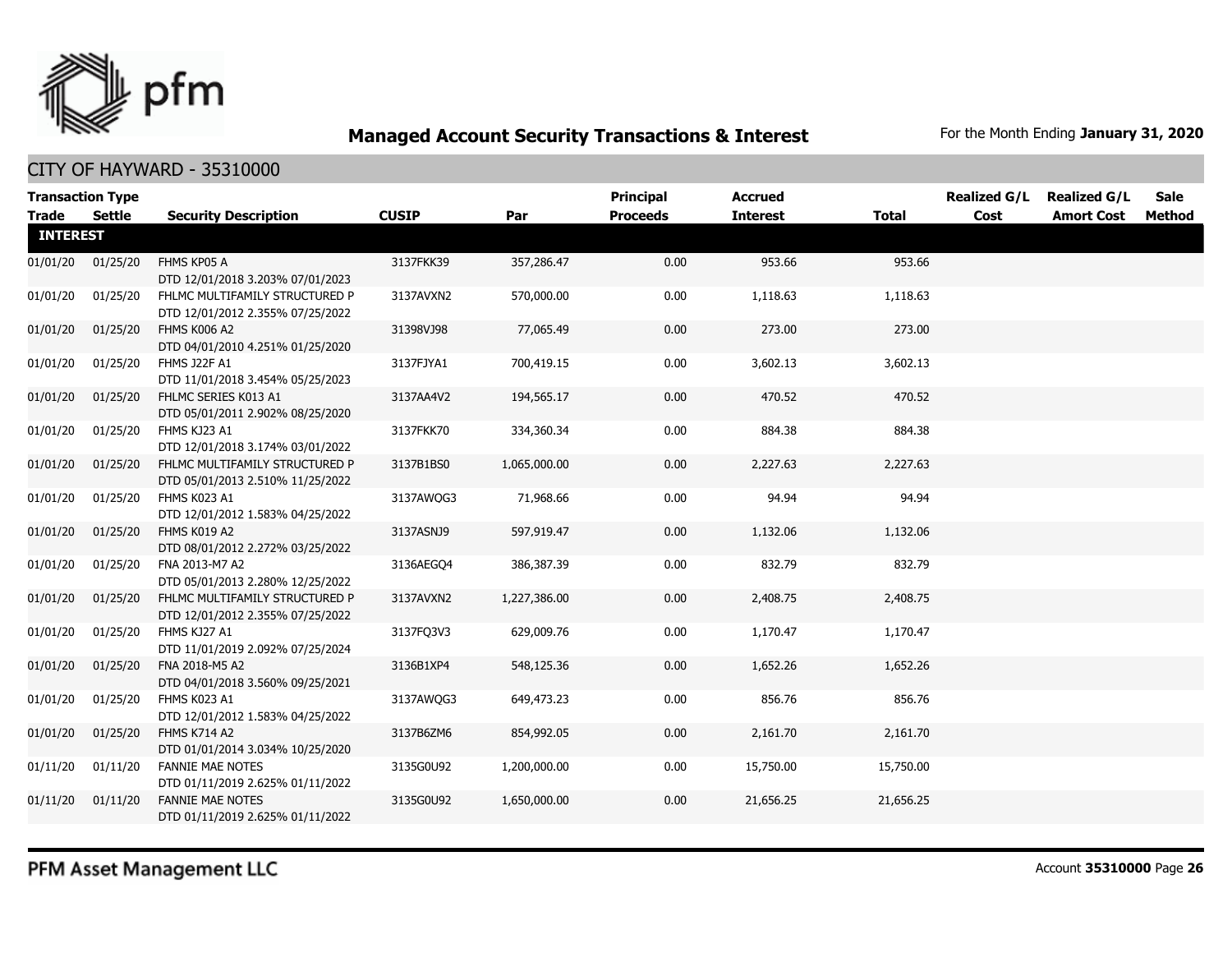## Managed Account Security Transactions & Interest

For the Month Ending **January 31, 2020**

### CITY OF HAYWARD - 35310000

| Transaction Type Trade | Settle | Security Description | CUSIP | Par | Principal Proceeds | Accrued Interest | Total | Realized G/L Cost | Realized G/L Amort Cost | Sale Method |
|---|---|---|---|---|---|---|---|---|---|---|
| **INTEREST** | | | | | | | | | | |
| 01/01/20 | 01/25/20 | FHMS KP05 A DTD 12/01/2018 3.203% 07/01/2023 | 3137FKK39 | 357,286.47 | 0.00 | 953.66 | 953.66 | | | |
| 01/01/20 | 01/25/20 | FHLMC MULTIFAMILY STRUCTURED P DTD 12/01/2012 2.355% 07/25/2022 | 3137AVXN2 | 570,000.00 | 0.00 | 1,118.63 | 1,118.63 | | | |
| 01/01/20 | 01/25/20 | FHMS K006 A2 DTD 04/01/2010 4.251% 01/25/2020 | 31398VJ98 | 77,065.49 | 0.00 | 273.00 | 273.00 | | | |
| 01/01/20 | 01/25/20 | FHMS J22F A1 DTD 11/01/2018 3.454% 05/25/2023 | 3137FJYA1 | 700,419.15 | 0.00 | 3,602.13 | 3,602.13 | | | |
| 01/01/20 | 01/25/20 | FHLMC SERIES K013 A1 DTD 05/01/2011 2.902% 08/25/2020 | 3137AA4V2 | 194,565.17 | 0.00 | 470.52 | 470.52 | | | |
| 01/01/20 | 01/25/20 | FHMS KJ23 A1 DTD 12/01/2018 3.174% 03/01/2022 | 3137FKK70 | 334,360.34 | 0.00 | 884.38 | 884.38 | | | |
| 01/01/20 | 01/25/20 | FHLMC MULTIFAMILY STRUCTURED P DTD 05/01/2013 2.510% 11/25/2022 | 3137B1BS0 | 1,065,000.00 | 0.00 | 2,227.63 | 2,227.63 | | | |
| 01/01/20 | 01/25/20 | FHMS K023 A1 DTD 12/01/2012 1.583% 04/25/2022 | 3137AWQG3 | 71,968.66 | 0.00 | 94.94 | 94.94 | | | |
| 01/01/20 | 01/25/20 | FHMS K019 A2 DTD 08/01/2012 2.272% 03/25/2022 | 3137ASNJ9 | 597,919.47 | 0.00 | 1,132.06 | 1,132.06 | | | |
| 01/01/20 | 01/25/20 | FNA 2013-M7 A2 DTD 05/01/2013 2.280% 12/25/2022 | 3136AEGQ4 | 386,387.39 | 0.00 | 832.79 | 832.79 | | | |
| 01/01/20 | 01/25/20 | FHLMC MULTIFAMILY STRUCTURED P DTD 12/01/2012 2.355% 07/25/2022 | 3137AVXN2 | 1,227,386.00 | 0.00 | 2,408.75 | 2,408.75 | | | |
| 01/01/20 | 01/25/20 | FHMS KJ27 A1 DTD 11/01/2019 2.092% 07/25/2024 | 3137FQ3V3 | 629,009.76 | 0.00 | 1,170.47 | 1,170.47 | | | |
| 01/01/20 | 01/25/20 | FNA 2018-M5 A2 DTD 04/01/2018 3.560% 09/25/2021 | 3136B1XP4 | 548,125.36 | 0.00 | 1,652.26 | 1,652.26 | | | |
| 01/01/20 | 01/25/20 | FHMS K023 A1 DTD 12/01/2012 1.583% 04/25/2022 | 3137AWQG3 | 649,473.23 | 0.00 | 856.76 | 856.76 | | | |
| 01/01/20 | 01/25/20 | FHMS K714 A2 DTD 01/01/2014 3.034% 10/25/2020 | 3137B6ZM6 | 854,992.05 | 0.00 | 2,161.70 | 2,161.70 | | | |
| 01/11/20 | 01/11/20 | FANNIE MAE NOTES DTD 01/11/2019 2.625% 01/11/2022 | 3135G0U92 | 1,200,000.00 | 0.00 | 15,750.00 | 15,750.00 | | | |
| 01/11/20 | 01/11/20 | FANNIE MAE NOTES DTD 01/11/2019 2.625% 01/11/2022 | 3135G0U92 | 1,650,000.00 | 0.00 | 21,656.25 | 21,656.25 | | | |

PFM Asset Management LLC

Account **35310000**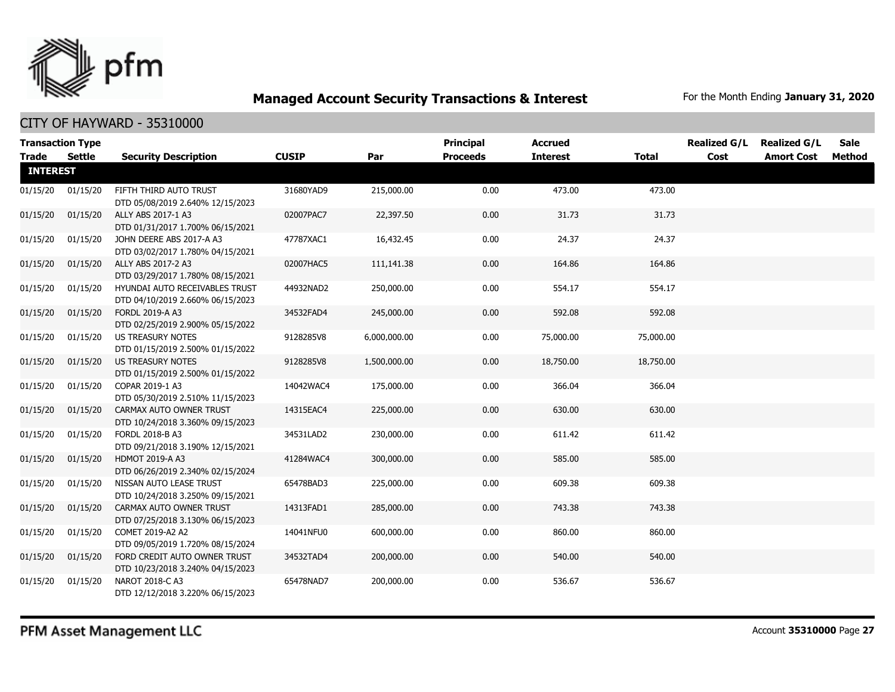# Managed Account Security Transactions & Interest

For the Month Ending **January 31, 2020**

## CITY OF HAYWARD - 35310000

| Transaction Type Trade | Settle | Security Description | CUSIP | Par | Principal Proceeds | Accrued Interest | Total | Realized G/L Cost | Realized G/L Amort Cost | Sale Method |
|---|---|---|---|---|---|---|---|---|---|---|
| **INTEREST** | | | | | | | | | | |
| 01/15/20 | 01/15/20 | FIFTH THIRD AUTO TRUST DTD 05/08/2019 2.640% 12/15/2023 | 31680YAD9 | 215,000.00 | 0.00 | 473.00 | 473.00 | | | |
| 01/15/20 | 01/15/20 | ALLY ABS 2017-1 A3 DTD 01/31/2017 1.700% 06/15/2021 | 02007PAC7 | 22,397.50 | 0.00 | 31.73 | 31.73 | | | |
| 01/15/20 | 01/15/20 | JOHN DEERE ABS 2017-A A3 DTD 03/02/2017 1.780% 04/15/2021 | 47787XAC1 | 16,432.45 | 0.00 | 24.37 | 24.37 | | | |
| 01/15/20 | 01/15/20 | ALLY ABS 2017-2 A3 DTD 03/29/2017 1.780% 08/15/2021 | 02007HAC5 | 111,141.38 | 0.00 | 164.86 | 164.86 | | | |
| 01/15/20 | 01/15/20 | HYUNDAI AUTO RECEIVABLES TRUST DTD 04/10/2019 2.660% 06/15/2023 | 44932NAD2 | 250,000.00 | 0.00 | 554.17 | 554.17 | | | |
| 01/15/20 | 01/15/20 | FORDL 2019-A A3 DTD 02/25/2019 2.900% 05/15/2022 | 34532FAD4 | 245,000.00 | 0.00 | 592.08 | 592.08 | | | |
| 01/15/20 | 01/15/20 | US TREASURY NOTES DTD 01/15/2019 2.500% 01/15/2022 | 9128285V8 | 6,000,000.00 | 0.00 | 75,000.00 | 75,000.00 | | | |
| 01/15/20 | 01/15/20 | US TREASURY NOTES DTD 01/15/2019 2.500% 01/15/2022 | 9128285V8 | 1,500,000.00 | 0.00 | 18,750.00 | 18,750.00 | | | |
| 01/15/20 | 01/15/20 | COPAR 2019-1 A3 DTD 05/30/2019 2.510% 11/15/2023 | 14042WAC4 | 175,000.00 | 0.00 | 366.04 | 366.04 | | | |
| 01/15/20 | 01/15/20 | CARMAX AUTO OWNER TRUST DTD 10/24/2018 3.360% 09/15/2023 | 14315EAC4 | 225,000.00 | 0.00 | 630.00 | 630.00 | | | |
| 01/15/20 | 01/15/20 | FORDL 2018-B A3 DTD 09/21/2018 3.190% 12/15/2021 | 34531LAD2 | 230,000.00 | 0.00 | 611.42 | 611.42 | | | |
| 01/15/20 | 01/15/20 | HDMOT 2019-A A3 DTD 06/26/2019 2.340% 02/15/2024 | 41284WAC4 | 300,000.00 | 0.00 | 585.00 | 585.00 | | | |
| 01/15/20 | 01/15/20 | NISSAN AUTO LEASE TRUST DTD 10/24/2018 3.250% 09/15/2021 | 65478BAD3 | 225,000.00 | 0.00 | 609.38 | 609.38 | | | |
| 01/15/20 | 01/15/20 | CARMAX AUTO OWNER TRUST DTD 07/25/2018 3.130% 06/15/2023 | 14313FAD1 | 285,000.00 | 0.00 | 743.38 | 743.38 | | | |
| 01/15/20 | 01/15/20 | COMET 2019-A2 A2 DTD 09/05/2019 1.720% 08/15/2024 | 14041NFU0 | 600,000.00 | 0.00 | 860.00 | 860.00 | | | |
| 01/15/20 | 01/15/20 | FORD CREDIT AUTO OWNER TRUST DTD 10/23/2018 3.240% 04/15/2023 | 34532TAD4 | 200,000.00 | 0.00 | 540.00 | 540.00 | | | |
| 01/15/20 | 01/15/20 | NAROT 2018-C A3 DTD 12/12/2018 3.220% 06/15/2023 | 65478NAD7 | 200,000.00 | 0.00 | 536.67 | 536.67 | | | |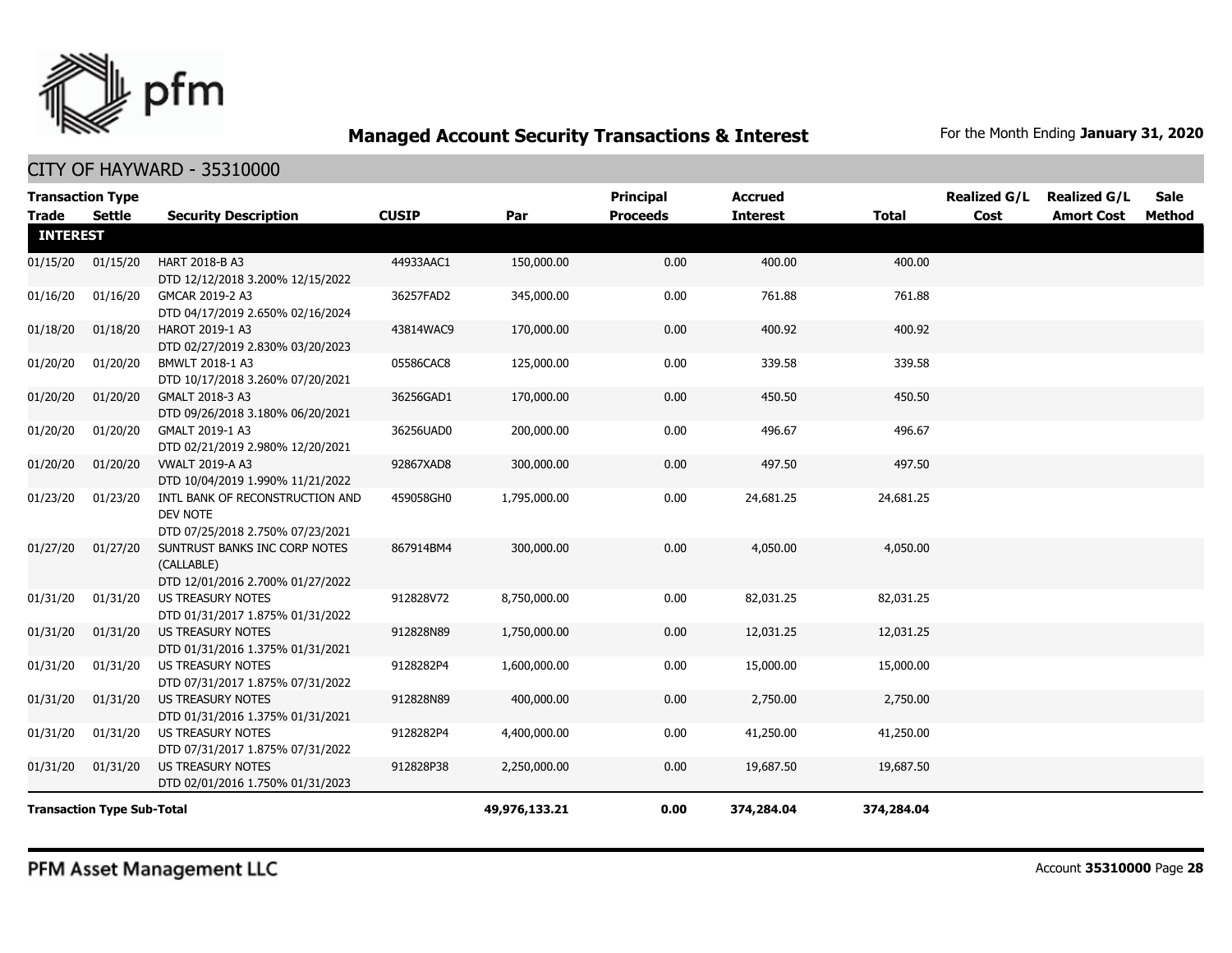# Managed Account Security Transactions & Interest

For the Month Ending **January 31, 2020**

## CITY OF HAYWARD - 35310000

| Transaction Type Trade | Settle | Security Description | CUSIP | Par | Principal Proceeds | Accrued Interest | Total | Realized G/L Cost | Realized G/L Amort Cost | Sale Method |
|---|---|---|---|---|---|---|---|---|---|---|
| **INTEREST** | | | | | | | | | | |
| 01/15/20 | 01/15/20 | HART 2018-B A3 DTD 12/12/2018 3.200% 12/15/2022 | 44933AAC1 | 150,000.00 | 0.00 | 400.00 | 400.00 | | | |
| 01/16/20 | 01/16/20 | GMCAR 2019-2 A3 DTD 04/17/2019 2.650% 02/16/2024 | 36257FAD2 | 345,000.00 | 0.00 | 761.88 | 761.88 | | | |
| 01/18/20 | 01/18/20 | HAROT 2019-1 A3 DTD 02/27/2019 2.830% 03/20/2023 | 43814WAC9 | 170,000.00 | 0.00 | 400.92 | 400.92 | | | |
| 01/20/20 | 01/20/20 | BMWLT 2018-1 A3 DTD 10/17/2018 3.260% 07/20/2021 | 05586CAC8 | 125,000.00 | 0.00 | 339.58 | 339.58 | | | |
| 01/20/20 | 01/20/20 | GMALT 2018-3 A3 DTD 09/26/2018 3.180% 06/20/2021 | 36256GAD1 | 170,000.00 | 0.00 | 450.50 | 450.50 | | | |
| 01/20/20 | 01/20/20 | GMALT 2019-1 A3 DTD 02/21/2019 2.980% 12/20/2021 | 36256UAD0 | 200,000.00 | 0.00 | 496.67 | 496.67 | | | |
| 01/20/20 | 01/20/20 | VWALT 2019-A A3 DTD 10/04/2019 1.990% 11/21/2022 | 92867XAD8 | 300,000.00 | 0.00 | 497.50 | 497.50 | | | |
| 01/23/20 | 01/23/20 | INTL BANK OF RECONSTRUCTION AND DEV NOTE DTD 07/25/2018 2.750% 07/23/2021 | 459058GH0 | 1,795,000.00 | 0.00 | 24,681.25 | 24,681.25 | | | |
| 01/27/20 | 01/27/20 | SUNTRUST BANKS INC CORP NOTES (CALLABLE) DTD 12/01/2016 2.700% 01/27/2022 | 867914BM4 | 300,000.00 | 0.00 | 4,050.00 | 4,050.00 | | | |
| 01/31/20 | 01/31/20 | US TREASURY NOTES DTD 01/31/2017 1.875% 01/31/2022 | 912828V72 | 8,750,000.00 | 0.00 | 82,031.25 | 82,031.25 | | | |
| 01/31/20 | 01/31/20 | US TREASURY NOTES DTD 01/31/2016 1.375% 01/31/2021 | 912828N89 | 1,750,000.00 | 0.00 | 12,031.25 | 12,031.25 | | | |
| 01/31/20 | 01/31/20 | US TREASURY NOTES DTD 07/31/2017 1.875% 07/31/2022 | 9128282P4 | 1,600,000.00 | 0.00 | 15,000.00 | 15,000.00 | | | |
| 01/31/20 | 01/31/20 | US TREASURY NOTES DTD 01/31/2016 1.375% 01/31/2021 | 912828N89 | 400,000.00 | 0.00 | 2,750.00 | 2,750.00 | | | |
| 01/31/20 | 01/31/20 | US TREASURY NOTES DTD 07/31/2017 1.875% 07/31/2022 | 9128282P4 | 4,400,000.00 | 0.00 | 41,250.00 | 41,250.00 | | | |
| 01/31/20 | 01/31/20 | US TREASURY NOTES DTD 02/01/2016 1.750% 01/31/2023 | 912828P38 | 2,250,000.00 | 0.00 | 19,687.50 | 19,687.50 | | | |
| **Transaction Type Sub-Total** | | | | **49,976,133.21** | **0.00** | **374,284.04** | **374,284.04** | | | |

PFM Asset Management LLC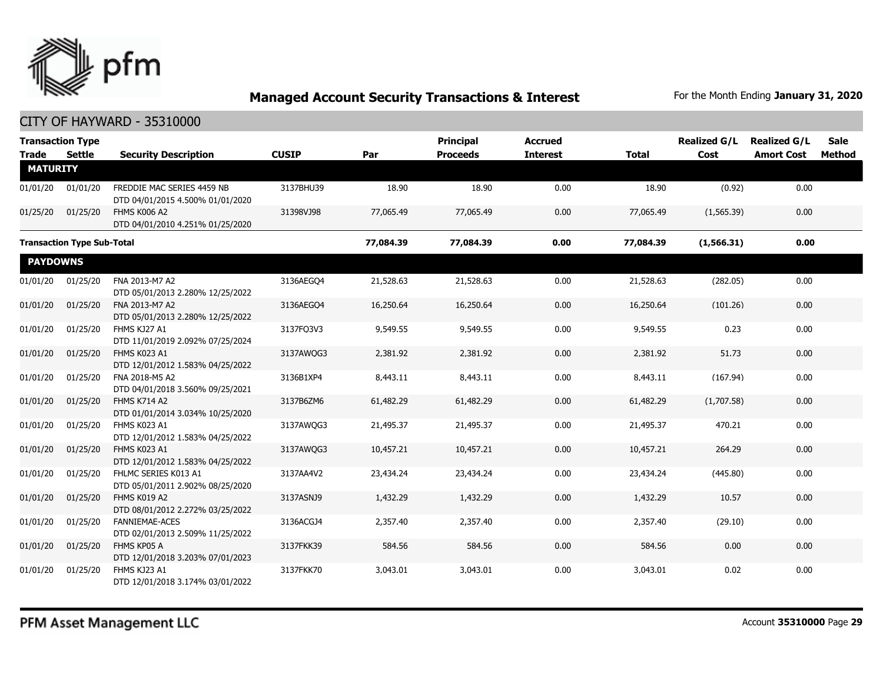## Managed Account Security Transactions & Interest

For the Month Ending **January 31, 2020**

CITY OF HAYWARD - 35310000

| Transaction Type Trade | Settle | Security Description | CUSIP | Par | Principal Proceeds | Accrued Interest | Total | Realized G/L Cost | Realized G/L Amort Cost | Sale Method |
|---|---|---|---|---|---|---|---|---|---|---|
| **MATURITY** | | | | | | | | | | |
| 01/01/20 | 01/01/20 | FREDDIE MAC SERIES 4459 NB DTD 04/01/2015 4.500% 01/01/2020 | 3137BHU39 | 18.90 | 18.90 | 0.00 | 18.90 | (0.92) | 0.00 | |
| 01/25/20 | 01/25/20 | FHMS K006 A2 DTD 04/01/2010 4.251% 01/25/2020 | 31398VJ98 | 77,065.49 | 77,065.49 | 0.00 | 77,065.49 | (1,565.39) | 0.00 | |
| **Transaction Type Sub-Total** | | | | **77,084.39** | **77,084.39** | **0.00** | **77,084.39** | **(1,566.31)** | **0.00** | |
| **PAYDOWNS** | | | | | | | | | | |
| 01/01/20 | 01/25/20 | FNA 2013-M7 A2 DTD 05/01/2013 2.280% 12/25/2022 | 3136AEGO4 | 21,528.63 | 21,528.63 | 0.00 | 21,528.63 | (282.05) | 0.00 | |
| 01/01/20 | 01/25/20 | FNA 2013-M7 A2 DTD 05/01/2013 2.280% 12/25/2022 | 3136AEGO4 | 16,250.64 | 16,250.64 | 0.00 | 16,250.64 | (101.26) | 0.00 | |
| 01/01/20 | 01/25/20 | FHMS KJ27 A1 DTD 11/01/2019 2.092% 07/25/2024 | 3137FQ3V3 | 9,549.55 | 9,549.55 | 0.00 | 9,549.55 | 0.23 | 0.00 | |
| 01/01/20 | 01/25/20 | FHMS K023 A1 DTD 12/01/2012 1.583% 04/25/2022 | 3137AWQG3 | 2,381.92 | 2,381.92 | 0.00 | 2,381.92 | 51.73 | 0.00 | |
| 01/01/20 | 01/25/20 | FNA 2018-M5 A2 DTD 04/01/2018 3.560% 09/25/2021 | 3136B1XP4 | 8,443.11 | 8,443.11 | 0.00 | 8,443.11 | (167.94) | 0.00 | |
| 01/01/20 | 01/25/20 | FHMS K714 A2 DTD 01/01/2014 3.034% 10/25/2020 | 3137B6ZM6 | 61,482.29 | 61,482.29 | 0.00 | 61,482.29 | (1,707.58) | 0.00 | |
| 01/01/20 | 01/25/20 | FHMS K023 A1 DTD 12/01/2012 1.583% 04/25/2022 | 3137AWQG3 | 21,495.37 | 21,495.37 | 0.00 | 21,495.37 | 470.21 | 0.00 | |
| 01/01/20 | 01/25/20 | FHMS K023 A1 DTD 12/01/2012 1.583% 04/25/2022 | 3137AWQG3 | 10,457.21 | 10,457.21 | 0.00 | 10,457.21 | 264.29 | 0.00 | |
| 01/01/20 | 01/25/20 | FHLMC SERIES K013 A1 DTD 05/01/2011 2.902% 08/25/2020 | 3137AA4V2 | 23,434.24 | 23,434.24 | 0.00 | 23,434.24 | (445.80) | 0.00 | |
| 01/01/20 | 01/25/20 | FHMS K019 A2 DTD 08/01/2012 2.272% 03/25/2022 | 3137ASNJ9 | 1,432.29 | 1,432.29 | 0.00 | 1,432.29 | 10.57 | 0.00 | |
| 01/01/20 | 01/25/20 | FANNIEMAE-ACES DTD 02/01/2013 2.509% 11/25/2022 | 3136ACGJ4 | 2,357.40 | 2,357.40 | 0.00 | 2,357.40 | (29.10) | 0.00 | |
| 01/01/20 | 01/25/20 | FHMS KP05 A DTD 12/01/2018 3.203% 07/01/2023 | 3137FKK39 | 584.56 | 584.56 | 0.00 | 584.56 | 0.00 | 0.00 | |
| 01/01/20 | 01/25/20 | FHMS KJ23 A1 DTD 12/01/2018 3.174% 03/01/2022 | 3137FKK70 | 3,043.01 | 3,043.01 | 0.00 | 3,043.01 | 0.02 | 0.00 | |

PFM Asset Management LLC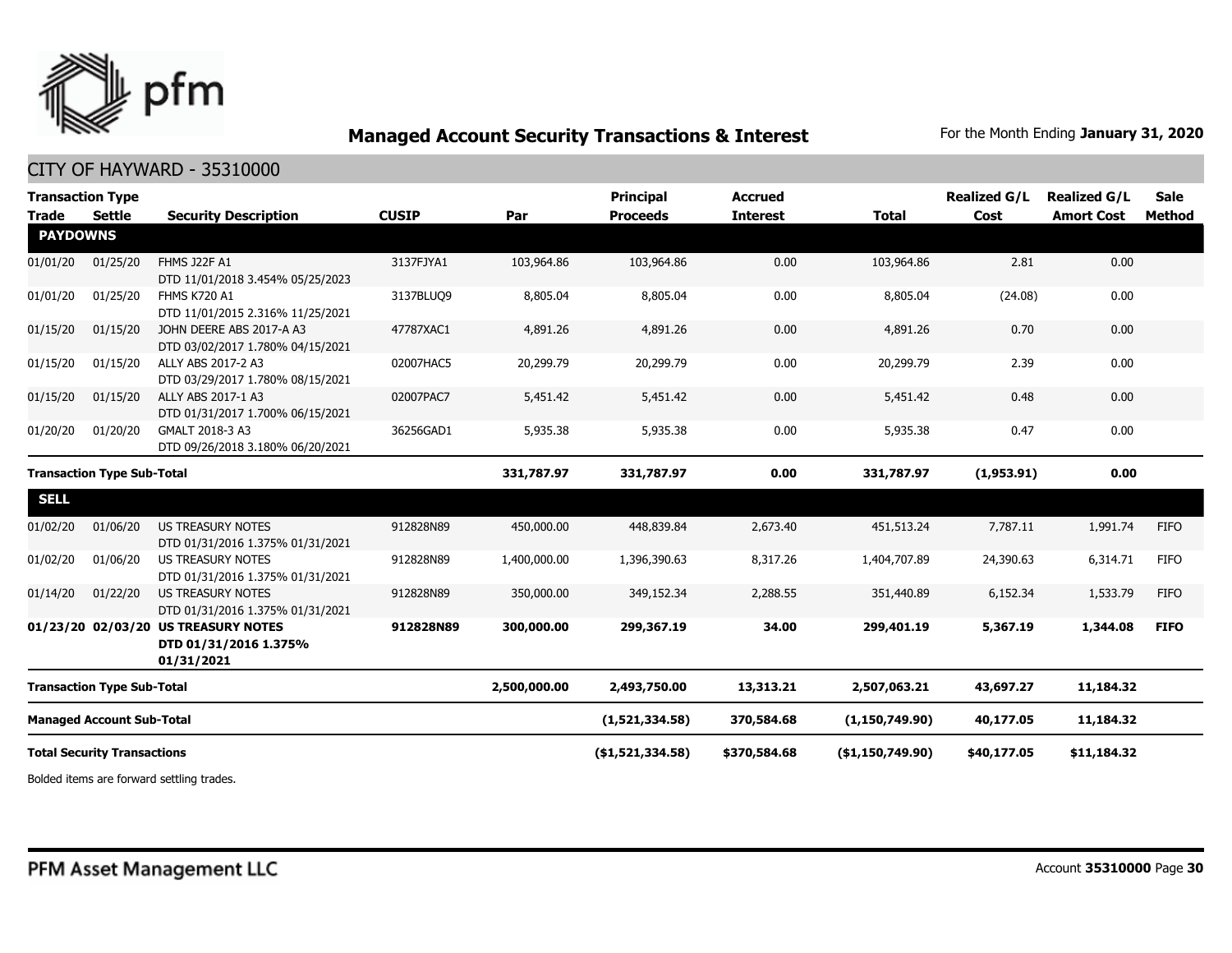## Managed Account Security Transactions & Interest

For the Month Ending **January 31, 2020**

CITY OF HAYWARD - 35310000

| Transaction Type Trade | Settle | Security Description | CUSIP | Par | Principal Proceeds | Accrued Interest | Total | Realized G/L Cost | Realized G/L Amort Cost | Sale Method |
|---|---|---|---|---|---|---|---|---|---|---|
| **PAYDOWNS** | | | | | | | | | | |
| 01/01/20 | 01/25/20 | FHMS J22F A1 DTD 11/01/2018 3.454% 05/25/2023 | 3137FJYA1 | 103,964.86 | 103,964.86 | 0.00 | 103,964.86 | 2.81 | 0.00 | |
| 01/01/20 | 01/25/20 | FHMS K720 A1 DTD 11/01/2015 2.316% 11/25/2021 | 3137BLUQ9 | 8,805.04 | 8,805.04 | 0.00 | 8,805.04 | (24.08) | 0.00 | |
| 01/15/20 | 01/15/20 | JOHN DEERE ABS 2017-A A3 DTD 03/02/2017 1.780% 04/15/2021 | 47787XAC1 | 4,891.26 | 4,891.26 | 0.00 | 4,891.26 | 0.70 | 0.00 | |
| 01/15/20 | 01/15/20 | ALLY ABS 2017-2 A3 DTD 03/29/2017 1.780% 08/15/2021 | 02007HAC5 | 20,299.79 | 20,299.79 | 0.00 | 20,299.79 | 2.39 | 0.00 | |
| 01/15/20 | 01/15/20 | ALLY ABS 2017-1 A3 DTD 01/31/2017 1.700% 06/15/2021 | 02007PAC7 | 5,451.42 | 5,451.42 | 0.00 | 5,451.42 | 0.48 | 0.00 | |
| 01/20/20 | 01/20/20 | GMALT 2018-3 A3 DTD 09/26/2018 3.180% 06/20/2021 | 36256GAD1 | 5,935.38 | 5,935.38 | 0.00 | 5,935.38 | 0.47 | 0.00 | |
| **Transaction Type Sub-Total** | | | | **331,787.97** | **331,787.97** | **0.00** | **331,787.97** | **(1,953.91)** | **0.00** | |
| **SELL** | | | | | | | | | | |
| 01/02/20 | 01/06/20 | US TREASURY NOTES DTD 01/31/2016 1.375% 01/31/2021 | 912828N89 | 450,000.00 | 448,839.84 | 2,673.40 | 451,513.24 | 7,787.11 | 1,991.74 | FIFO |
| 01/02/20 | 01/06/20 | US TREASURY NOTES DTD 01/31/2016 1.375% 01/31/2021 | 912828N89 | 1,400,000.00 | 1,396,390.63 | 8,317.26 | 1,404,707.89 | 24,390.63 | 6,314.71 | FIFO |
| 01/14/20 | 01/22/20 | US TREASURY NOTES DTD 01/31/2016 1.375% 01/31/2021 | 912828N89 | 350,000.00 | 349,152.34 | 2,288.55 | 351,440.89 | 6,152.34 | 1,533.79 | FIFO |
| **01/23/20** | **02/03/20** | **US TREASURY NOTES DTD 01/31/2016 1.375% 01/31/2021** | **912828N89** | **300,000.00** | **299,367.19** | **34.00** | **299,401.19** | **5,367.19** | **1,344.08** | **FIFO** |
| **Transaction Type Sub-Total** | | | | **2,500,000.00** | **2,493,750.00** | **13,313.21** | **2,507,063.21** | **43,697.27** | **11,184.32** | |
| **Managed Account Sub-Total** | | | | | **(1,521,334.58)** | **370,584.68** | **(1,150,749.90)** | **40,177.05** | **11,184.32** | |
| **Total Security Transactions** | | | | | **($1,521,334.58)** | **$370,584.68** | **($1,150,749.90)** | **$40,177.05** | **$11,184.32** | |

Bolded items are forward settling trades.